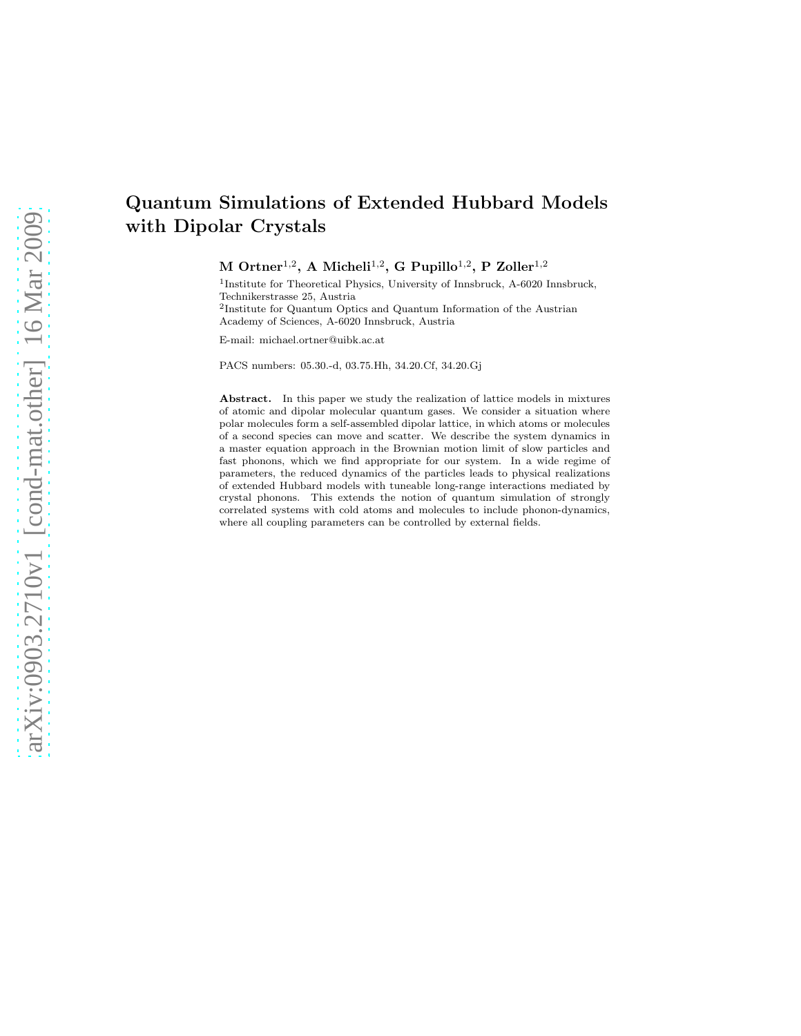# Quantum Simulations of Extended Hubbard Models with Dipolar Crystals

**M Ortner[1,2], A Micheli[1,2], G Pupillo[1,2], P Zoller[1,2]**

[1]Institute for Theoretical Physics, University of Innsbruck, A-6020 Innsbruck, Technikerstrasse 25, Austria

[2]Institute for Quantum Optics and Quantum Information of the Austrian Academy of Sciences, A-6020 Innsbruck, Austria

E-mail: michael.ortner@uibk.ac.at

PACS numbers: 05.30.-d, 03.75.Hh, 34.20.Cf, 34.20.Gj

**Abstract.** In this paper we study the realization of lattice models in mixtures of atomic and dipolar molecular quantum gases. We consider a situation where polar molecules form a self-assembled dipolar lattice, in which atoms or molecules of a second species can move and scatter. We describe the system dynamics in a master equation approach in the Brownian motion limit of slow particles and fast phonons, which we find appropriate for our system. In a wide regime of parameters, the reduced dynamics of the particles leads to physical realizations of extended Hubbard models with tuneable long-range interactions mediated by crystal phonons. This extends the notion of quantum simulation of strongly correlated systems with cold atoms and molecules to include phonon-dynamics, where all coupling parameters can be controlled by external fields.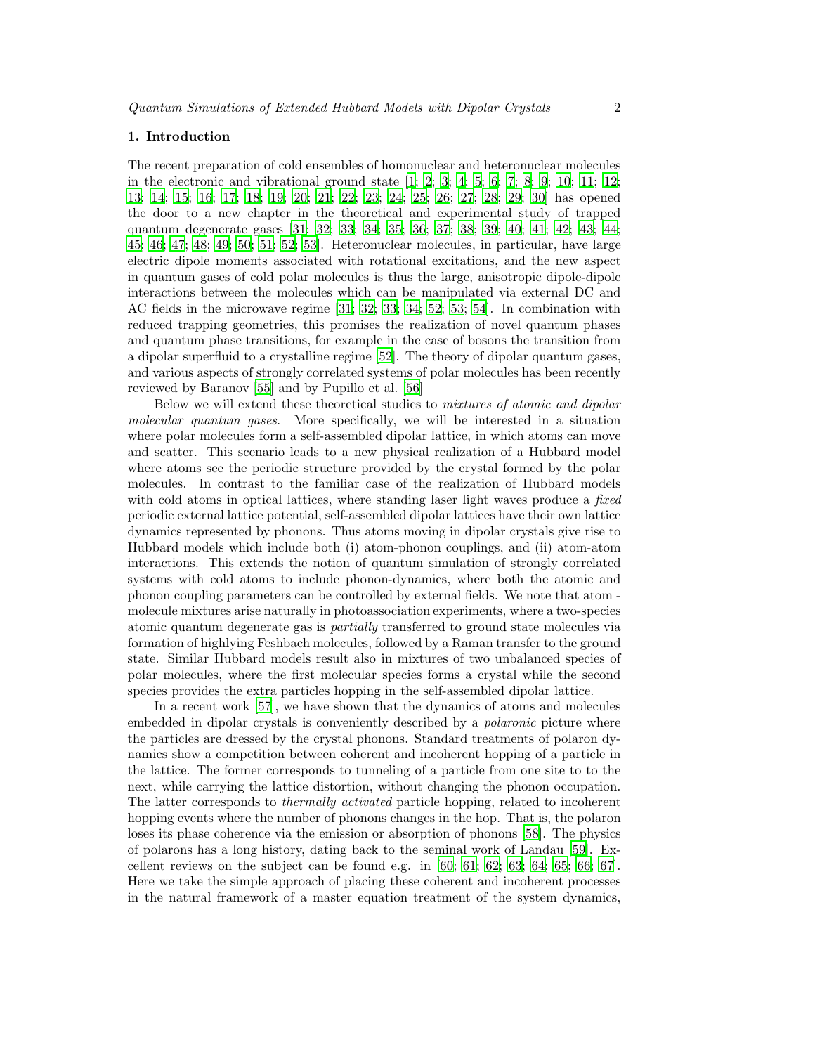## 1. Introduction

The recent preparation of cold ensembles of homonuclear and heteronuclear molecules in the electronic and vibrational ground state [1; 2; 3; 4; 5; 6; 7; 8; 9; 10; 11; 12; 13; 14; 15; 16; 17; 18; 19; 20; 21; 22; 23; 24; 25; 26; 27; 28; 29; 30] has opened the door to a new chapter in the theoretical and experimental study of trapped quantum degenerate gases [31; 32; 33; 34; 35; 36; 37; 38; 39; 40; 41; 42; 43; 44; 45; 46; 47; 48; 49; 50; 51; 52; 53]. Heteronuclear molecules, in particular, have large electric dipole moments associated with rotational excitations, and the new aspect in quantum gases of cold polar molecules is thus the large, anisotropic dipole-dipole interactions between the molecules which can be manipulated via external DC and AC fields in the microwave regime [31; 32; 33; 34; 52; 53; 54]. In combination with reduced trapping geometries, this promises the realization of novel quantum phases and quantum phase transitions, for example in the case of bosons the transition from a dipolar superfluid to a crystalline regime [52]. The theory of dipolar quantum gases, and various aspects of strongly correlated systems of polar molecules has been recently reviewed by Baranov [55] and by Pupillo et al. [56]

Below we will extend these theoretical studies to *mixtures of atomic and dipolar molecular quantum gases*. More specifically, we will be interested in a situation where polar molecules form a self-assembled dipolar lattice, in which atoms can move and scatter. This scenario leads to a new physical realization of a Hubbard model where atoms see the periodic structure provided by the crystal formed by the polar molecules. In contrast to the familiar case of the realization of Hubbard models with cold atoms in optical lattices, where standing laser light waves produce a *fixed* periodic external lattice potential, self-assembled dipolar lattices have their own lattice dynamics represented by phonons. Thus atoms moving in dipolar crystals give rise to Hubbard models which include both (i) atom-phonon couplings, and (ii) atom-atom interactions. This extends the notion of quantum simulation of strongly correlated systems with cold atoms to include phonon-dynamics, where both the atomic and phonon coupling parameters can be controlled by external fields. We note that atom - molecule mixtures arise naturally in photoassociation experiments, where a two-species atomic quantum degenerate gas is *partially* transferred to ground state molecules via formation of highlying Feshbach molecules, followed by a Raman transfer to the ground state. Similar Hubbard models result also in mixtures of two unbalanced species of polar molecules, where the first molecular species forms a crystal while the second species provides the extra particles hopping in the self-assembled dipolar lattice.

In a recent work [57], we have shown that the dynamics of atoms and molecules embedded in dipolar crystals is conveniently described by a *polaronic* picture where the particles are dressed by the crystal phonons. Standard treatments of polaron dynamics show a competition between coherent and incoherent hopping of a particle in the lattice. The former corresponds to tunneling of a particle from one site to to the next, while carrying the lattice distortion, without changing the phonon occupation. The latter corresponds to *thermally activated* particle hopping, related to incoherent hopping events where the number of phonons changes in the hop. That is, the polaron loses its phase coherence via the emission or absorption of phonons [58]. The physics of polarons has a long history, dating back to the seminal work of Landau [59]. Excellent reviews on the subject can be found e.g. in [60; 61; 62; 63; 64; 65; 66; 67]. Here we take the simple approach of placing these coherent and incoherent processes in the natural framework of a master equation treatment of the system dynamics,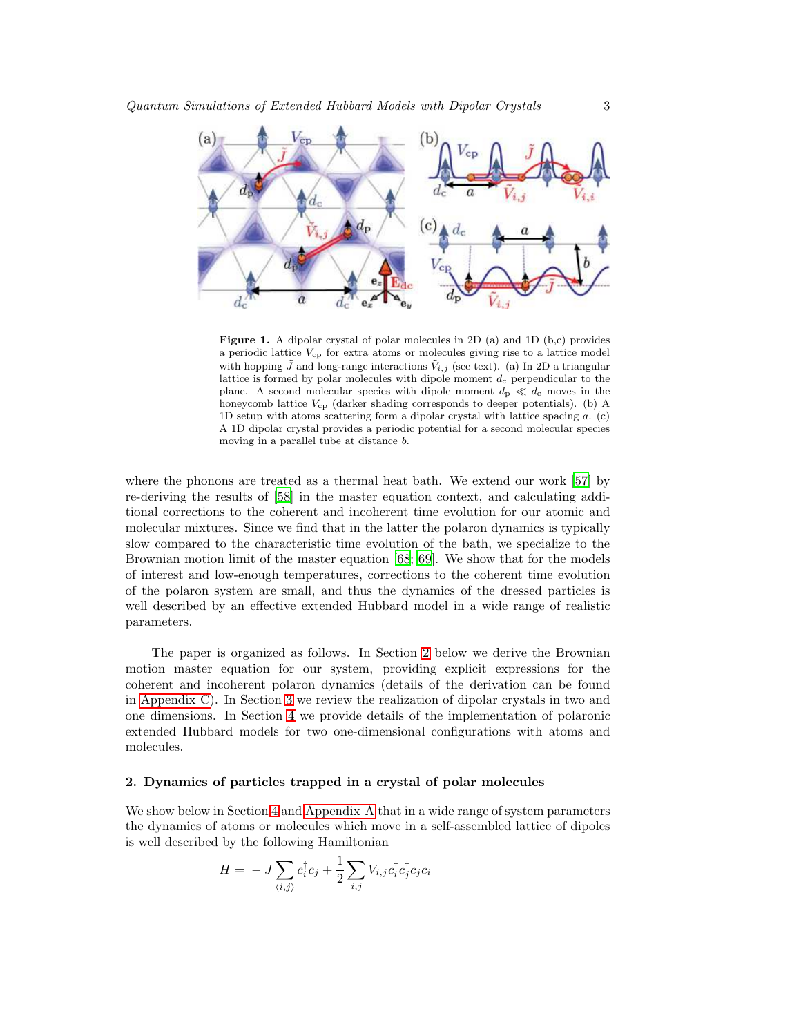**Figure 1.** A dipolar crystal of polar molecules in 2D (a) and 1D (b,c) provides a periodic lattice $V_{\rm cp}$ for extra atoms or molecules giving rise to a lattice model with hopping $\tilde{J}$ and long-range interactions $\tilde{V}_{i,j}$ (see text). (a) In 2D a triangular lattice is formed by polar molecules with dipole moment $d_{\rm c}$ perpendicular to the plane. A second molecular species with dipole moment $d_{\rm p} \ll d_{\rm c}$ moves in the honeycomb lattice $V_{\rm cp}$ (darker shading corresponds to deeper potentials). (b) A 1D setup with atoms scattering form a dipolar crystal with lattice spacing $a$. (c) A 1D dipolar crystal provides a periodic potential for a second molecular species moving in a parallel tube at distance $b$.

where the phonons are treated as a thermal heat bath. We extend our work [57] by re-deriving the results of [58] in the master equation context, and calculating additional corrections to the coherent and incoherent time evolution for our atomic and molecular mixtures. Since we find that in the latter the polaron dynamics is typically slow compared to the characteristic time evolution of the bath, we specialize to the Brownian motion limit of the master equation [68; 69]. We show that for the models of interest and low-enough temperatures, corrections to the coherent time evolution of the polaron system are small, and thus the dynamics of the dressed particles is well described by an effective extended Hubbard model in a wide range of realistic parameters.

The paper is organized as follows. In Section 2 below we derive the Brownian motion master equation for our system, providing explicit expressions for the coherent and incoherent polaron dynamics (details of the derivation can be found in Appendix C). In Section 3 we review the realization of dipolar crystals in two and one dimensions. In Section 4 we provide details of the implementation of polaronic extended Hubbard models for two one-dimensional configurations with atoms and molecules.

## 2. Dynamics of particles trapped in a crystal of polar molecules

We show below in Section 4 and Appendix A that in a wide range of system parameters the dynamics of atoms or molecules which move in a self-assembled lattice of dipoles is well described by the following Hamiltonian

$$H = -J \sum_{\langle i,j \rangle} c_i^\dagger c_j + \frac{1}{2} \sum_{i,j} V_{i,j} c_i^\dagger c_j^\dagger c_j c_i$$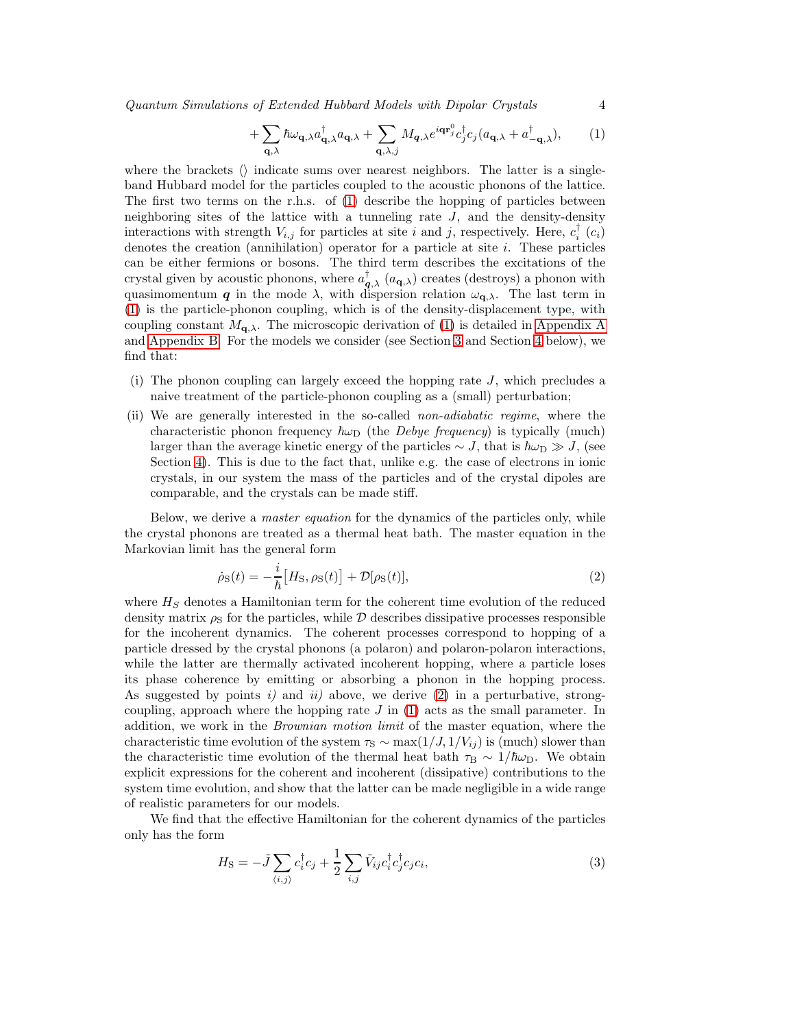$$+\sum_{\mathbf{q},\lambda}\hbar\omega_{\mathbf{q},\lambda}a^{\dagger}_{\mathbf{q},\lambda}a_{\mathbf{q},\lambda}+\sum_{\mathbf{q},\lambda,j}M_{\boldsymbol{q},\lambda}e^{i\mathbf{q}\mathbf{r}^0_j}c^{\dagger}_j c_j(a_{\mathbf{q},\lambda}+a^{\dagger}_{-\mathbf{q},\lambda}), \tag{1}$$

where the brackets $\langle\rangle$ indicate sums over nearest neighbors. The latter is a single-band Hubbard model for the particles coupled to the acoustic phonons of the lattice. The first two terms on the r.h.s. of (1) describe the hopping of particles between neighboring sites of the lattice with a tunneling rate $J$, and the density-density interactions with strength $V_{i,j}$ for particles at site $i$ and $j$, respectively. Here, $c_i^{\dagger}$ ($c_i$) denotes the creation (annihilation) operator for a particle at site $i$. These particles can be either fermions or bosons. The third term describes the excitations of the crystal given by acoustic phonons, where $a^{\dagger}_{\boldsymbol{q},\lambda}$ ($a_{\mathbf{q},\lambda}$) creates (destroys) a phonon with quasimomentum $\boldsymbol{q}$ in the mode $\lambda$, with dispersion relation $\omega_{\mathbf{q},\lambda}$. The last term in (1) is the particle-phonon coupling, which is of the density-displacement type, with coupling constant $M_{\mathbf{q},\lambda}$. The microscopic derivation of (1) is detailed in Appendix A and Appendix B. For the models we consider (see Section 3 and Section 4 below), we find that:

(i) The phonon coupling can largely exceed the hopping rate $J$, which precludes a naive treatment of the particle-phonon coupling as a (small) perturbation;

(ii) We are generally interested in the so-called *non-adiabatic regime*, where the characteristic phonon frequency $\hbar\omega_{\rm D}$ (the *Debye frequency*) is typically (much) larger than the average kinetic energy of the particles $\sim J$, that is $\hbar\omega_{\rm D}\gg J$, (see Section 4). This is due to the fact that, unlike e.g. the case of electrons in ionic crystals, in our system the mass of the particles and of the crystal dipoles are comparable, and the crystals can be made stiff.

Below, we derive a *master equation* for the dynamics of the particles only, while the crystal phonons are treated as a thermal heat bath. The master equation in the Markovian limit has the general form

$$\dot{\rho}_{\rm S}(t)=-\frac{i}{\hbar}\big[H_{\rm S},\rho_{\rm S}(t)\big]+\mathcal{D}[\rho_{\rm S}(t)], \tag{2}$$

where $H_S$ denotes a Hamiltonian term for the coherent time evolution of the reduced density matrix $\rho_{\rm S}$ for the particles, while $\mathcal{D}$ describes dissipative processes responsible for the incoherent dynamics. The coherent processes correspond to hopping of a particle dressed by the crystal phonons (a polaron) and polaron-polaron interactions, while the latter are thermally activated incoherent hopping, where a particle loses its phase coherence by emitting or absorbing a phonon in the hopping process. As suggested by points *i)* and *ii)* above, we derive (2) in a perturbative, strong-coupling, approach where the hopping rate $J$ in (1) acts as the small parameter. In addition, we work in the *Brownian motion limit* of the master equation, where the characteristic time evolution of the system $\tau_{\rm S}\sim\max(1/J,1/V_{ij})$ is (much) slower than the characteristic time evolution of the thermal heat bath $\tau_{\rm B}\sim 1/\hbar\omega_{\rm D}$. We obtain explicit expressions for the coherent and incoherent (dissipative) contributions to the system time evolution, and show that the latter can be made negligible in a wide range of realistic parameters for our models.

We find that the effective Hamiltonian for the coherent dynamics of the particles only has the form

$$H_{\rm S}=-\tilde{J}\sum_{\langle i,j\rangle}c^{\dagger}_i c_j+\frac{1}{2}\sum_{i,j}\tilde{V}_{ij}c^{\dagger}_i c^{\dagger}_j c_j c_i, \tag{3}$$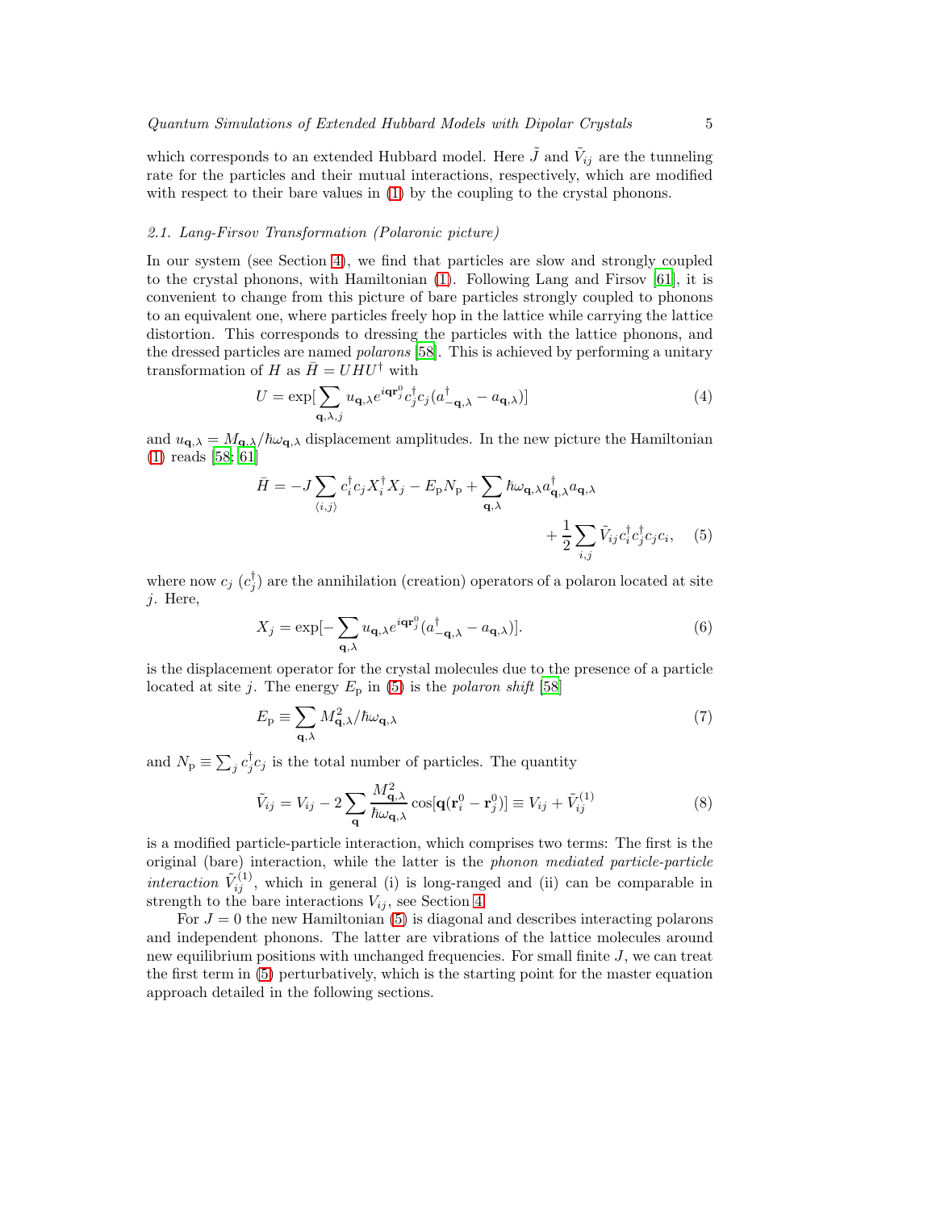which corresponds to an extended Hubbard model. Here $\tilde{J}$ and $\tilde{V}_{ij}$ are the tunneling rate for the particles and their mutual interactions, respectively, which are modified with respect to their bare values in (1) by the coupling to the crystal phonons.

### 2.1. Lang-Firsov Transformation (Polaronic picture)

In our system (see Section 4), we find that particles are slow and strongly coupled to the crystal phonons, with Hamiltonian (1). Following Lang and Firsov [61], it is convenient to change from this picture of bare particles strongly coupled to phonons to an equivalent one, where particles freely hop in the lattice while carrying the lattice distortion. This corresponds to dressing the particles with the lattice phonons, and the dressed particles are named *polarons* [58]. This is achieved by performing a unitary transformation of $H$ as $\bar{H} = UHU^{\dagger}$ with

$$U = \exp[\sum_{\mathbf{q},\lambda,j} u_{\mathbf{q},\lambda} e^{i\mathbf{q}\mathbf{r}_j^0} c_j^{\dagger} c_j (a_{-\mathbf{q},\lambda}^{\dagger} - a_{\mathbf{q},\lambda})] \tag{4}$$

and $u_{\mathbf{q},\lambda} = M_{\mathbf{q},\lambda}/\hbar\omega_{\mathbf{q},\lambda}$ displacement amplitudes. In the new picture the Hamiltonian (1) reads [58; 61]

$$\bar{H} = -J \sum_{\langle i,j \rangle} c_i^{\dagger} c_j X_i^{\dagger} X_j - E_{\mathrm{p}} N_{\mathrm{p}} + \sum_{\mathbf{q},\lambda} \hbar\omega_{\mathbf{q},\lambda} a_{\mathbf{q},\lambda}^{\dagger} a_{\mathbf{q},\lambda} + \frac{1}{2} \sum_{i,j} \tilde{V}_{ij} c_i^{\dagger} c_j^{\dagger} c_j c_i, \tag{5}$$

where now $c_j$ ($c_j^{\dagger}$) are the annihilation (creation) operators of a polaron located at site $j$. Here,

$$X_j = \exp[-\sum_{\mathbf{q},\lambda} u_{\mathbf{q},\lambda} e^{i\mathbf{q}\mathbf{r}_j^0} (a_{-\mathbf{q},\lambda}^{\dagger} - a_{\mathbf{q},\lambda})]. \tag{6}$$

is the displacement operator for the crystal molecules due to the presence of a particle located at site $j$. The energy $E_{\mathrm{p}}$ in (5) is the *polaron shift* [58]

$$E_{\mathrm{p}} \equiv \sum_{\mathbf{q},\lambda} M_{\mathbf{q},\lambda}^2/\hbar\omega_{\mathbf{q},\lambda} \tag{7}$$

and $N_{\mathrm{p}} \equiv \sum_j c_j^{\dagger} c_j$ is the total number of particles. The quantity

$$\tilde{V}_{ij} = V_{ij} - 2\sum_{\mathbf{q}} \frac{M_{\mathbf{q},\lambda}^2}{\hbar\omega_{\mathbf{q},\lambda}} \cos[\mathbf{q}(\mathbf{r}_i^0 - \mathbf{r}_j^0)] \equiv V_{ij} + \tilde{V}_{ij}^{(1)} \tag{8}$$

is a modified particle-particle interaction, which comprises two terms: The first is the original (bare) interaction, while the latter is the *phonon mediated particle-particle interaction* $\tilde{V}_{ij}^{(1)}$, which in general (i) is long-ranged and (ii) can be comparable in strength to the bare interactions $V_{ij}$, see Section 4.

For $J = 0$ the new Hamiltonian (5) is diagonal and describes interacting polarons and independent phonons. The latter are vibrations of the lattice molecules around new equilibrium positions with unchanged frequencies. For small finite $J$, we can treat the first term in (5) perturbatively, which is the starting point for the master equation approach detailed in the following sections.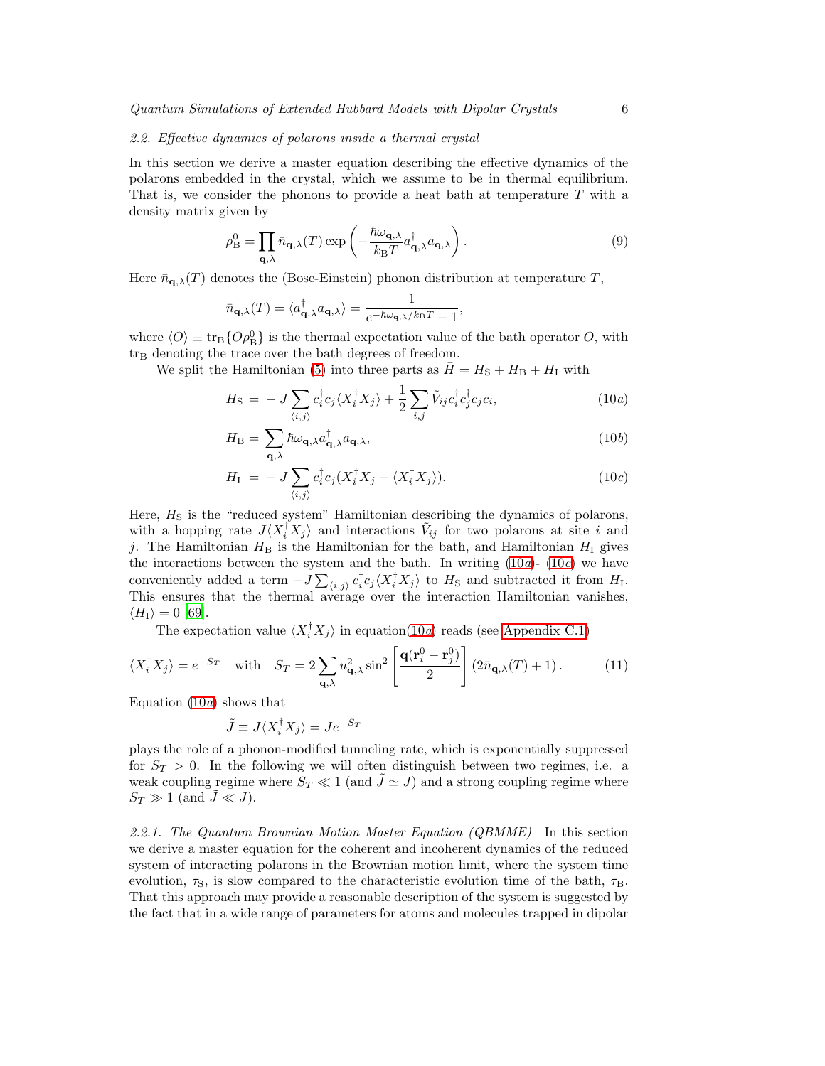### 2.2. Effective dynamics of polarons inside a thermal crystal

In this section we derive a master equation describing the effective dynamics of the polarons embedded in the crystal, which we assume to be in thermal equilibrium. That is, we consider the phonons to provide a heat bath at temperature $T$ with a density matrix given by

$$\rho_{\rm B}^0 = \prod_{\mathbf{q},\lambda} \bar{n}_{\mathbf{q},\lambda}(T) \exp\left( -\frac{\hbar\omega_{\mathbf{q},\lambda}}{k_{\rm B}T} a_{\mathbf{q},\lambda}^\dagger a_{\mathbf{q},\lambda} \right). \tag{9}$$

Here $\bar{n}_{\mathbf{q},\lambda}(T)$ denotes the (Bose-Einstein) phonon distribution at temperature $T$,

$$\bar{n}_{\mathbf{q},\lambda}(T) = \langle a_{\mathbf{q},\lambda}^\dagger a_{\mathbf{q},\lambda} \rangle = \frac{1}{e^{-\hbar\omega_{\mathbf{q},\lambda}/k_{\rm B}T} - 1},$$

where $\langle O \rangle \equiv {\rm tr_B}\{O\rho_{\rm B}^0\}$ is the thermal expectation value of the bath operator $O$, with ${\rm tr_B}$ denoting the trace over the bath degrees of freedom.

We split the Hamiltonian (5) into three parts as $\bar{H} = H_{\rm S} + H_{\rm B} + H_{\rm I}$ with

$$H_{\rm S} = -J \sum_{\langle i,j \rangle} c_i^\dagger c_j \langle X_i^\dagger X_j \rangle + \frac{1}{2} \sum_{i,j} \tilde{V}_{ij} c_i^\dagger c_j^\dagger c_j c_i, \tag{10a}$$

$$H_{\rm B} = \sum_{\mathbf{q},\lambda} \hbar\omega_{\mathbf{q},\lambda} a_{\mathbf{q},\lambda}^\dagger a_{\mathbf{q},\lambda}, \tag{10b}$$

$$H_{\rm I} = -J \sum_{\langle i,j \rangle} c_i^\dagger c_j (X_i^\dagger X_j - \langle X_i^\dagger X_j \rangle). \tag{10c}$$

Here, $H_{\rm S}$ is the "reduced system" Hamiltonian describing the dynamics of polarons, with a hopping rate $J\langle X_i^\dagger X_j \rangle$ and interactions $\tilde{V}_{ij}$ for two polarons at site $i$ and $j$. The Hamiltonian $H_{\rm B}$ is the Hamiltonian for the bath, and Hamiltonian $H_{\rm I}$ gives the interactions between the system and the bath. In writing (10a)- (10c) we have conveniently added a term $-J\sum_{\langle i,j \rangle} c_i^\dagger c_j \langle X_i^\dagger X_j \rangle$ to $H_{\rm S}$ and subtracted it from $H_{\rm I}$. This ensures that the thermal average over the interaction Hamiltonian vanishes, $\langle H_{\rm I} \rangle = 0$ [69].

The expectation value $\langle X_i^\dagger X_j \rangle$ in equation(10a) reads (see Appendix C.1)

$$\langle X_i^\dagger X_j \rangle = e^{-S_T} \quad \text{with} \quad S_T = 2\sum_{\mathbf{q},\lambda} u_{\mathbf{q},\lambda}^2 \sin^2\left[\frac{\mathbf{q}(\mathbf{r}_i^0 - \mathbf{r}_j^0)}{2}\right](2\bar{n}_{\mathbf{q},\lambda}(T) + 1). \tag{11}$$

Equation (10a) shows that

$$\tilde{J} \equiv J\langle X_i^\dagger X_j \rangle = Je^{-S_T}$$

plays the role of a phonon-modified tunneling rate, which is exponentially suppressed for $S_T > 0$. In the following we will often distinguish between two regimes, i.e. a weak coupling regime where $S_T \ll 1$ (and $\tilde{J} \simeq J$) and a strong coupling regime where $S_T \gg 1$ (and $\tilde{J} \ll J$).

#### 2.2.1. The Quantum Brownian Motion Master Equation (QBMME)

In this section we derive a master equation for the coherent and incoherent dynamics of the reduced system of interacting polarons in the Brownian motion limit, where the system time evolution, $\tau_{\rm S}$, is slow compared to the characteristic evolution time of the bath, $\tau_{\rm B}$. That this approach may provide a reasonable description of the system is suggested by the fact that in a wide range of parameters for atoms and molecules trapped in dipolar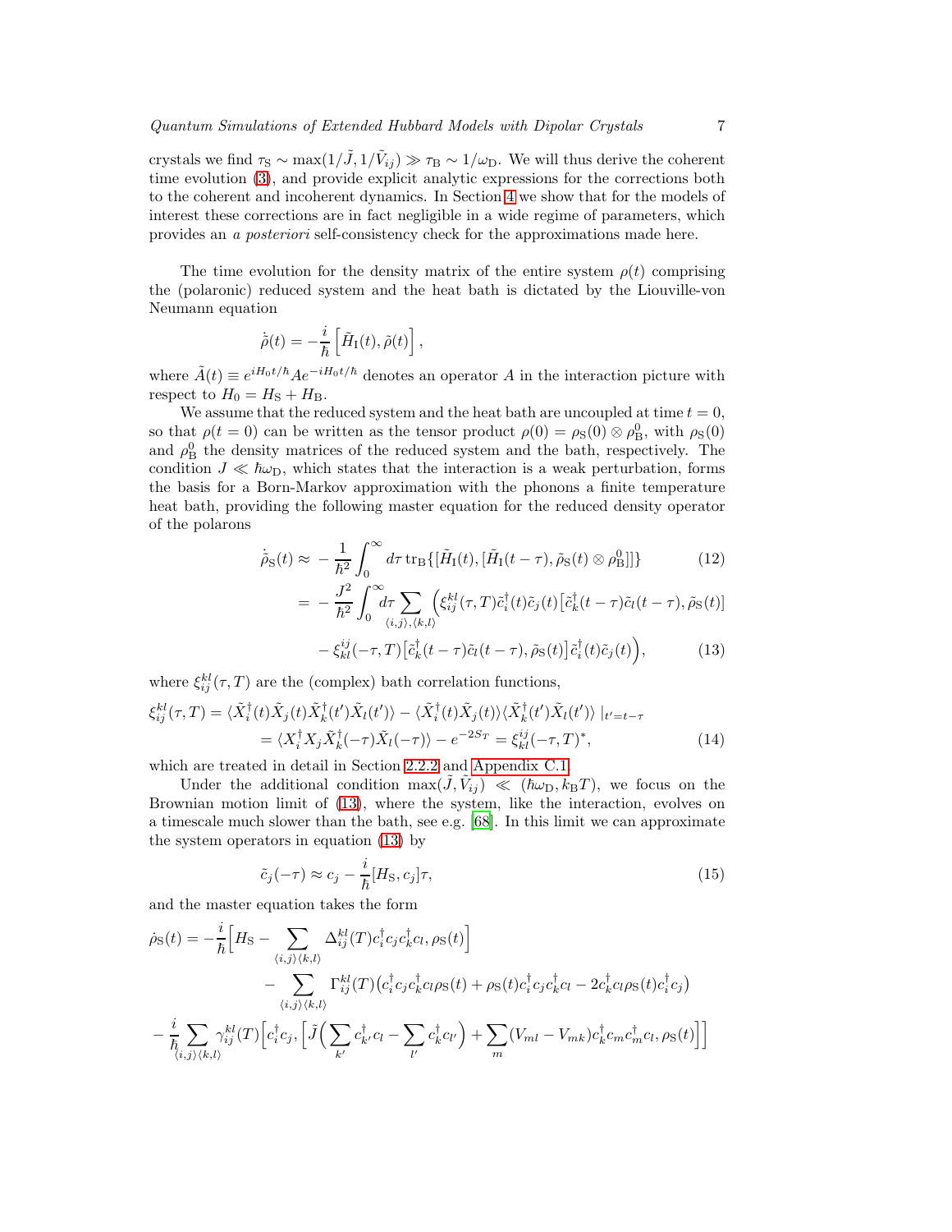crystals we find $\tau_{\rm S} \sim \max(1/\tilde{J}, 1/\tilde{V}_{ij}) \gg \tau_{\rm B} \sim 1/\omega_{\rm D}$. We will thus derive the coherent time evolution (3), and provide explicit analytic expressions for the corrections both to the coherent and incoherent dynamics. In Section 4 we show that for the models of interest these corrections are in fact negligible in a wide regime of parameters, which provides an *a posteriori* self-consistency check for the approximations made here.

The time evolution for the density matrix of the entire system $\rho(t)$ comprising the (polaronic) reduced system and the heat bath is dictated by the Liouville-von Neumann equation

$$\dot{\tilde{\rho}}(t) = -\frac{i}{\hbar}\left[\tilde{H}_{\rm I}(t), \tilde{\rho}(t)\right],$$

where $\tilde{A}(t) \equiv e^{iH_0 t/\hbar} A e^{-iH_0 t/\hbar}$ denotes an operator $A$ in the interaction picture with respect to $H_0 = H_{\rm S} + H_{\rm B}$.

We assume that the reduced system and the heat bath are uncoupled at time $t = 0$, so that $\rho(t = 0)$ can be written as the tensor product $\rho(0) = \rho_{\rm S}(0) \otimes \rho_{\rm B}^0$, with $\rho_{\rm S}(0)$ and $\rho_{\rm B}^0$ the density matrices of the reduced system and the bath, respectively. The condition $J \ll \hbar\omega_{\rm D}$, which states that the interaction is a weak perturbation, forms the basis for a Born-Markov approximation with the phonons a finite temperature heat bath, providing the following master equation for the reduced density operator of the polarons

$$\begin{aligned}
\dot{\tilde{\rho}}_{\rm S}(t) &\approx -\frac{1}{\hbar^2}\int_0^\infty d\tau\, {\rm tr}_{\rm B}\{[\tilde{H}_{\rm I}(t), [\tilde{H}_{\rm I}(t-\tau), \tilde{\rho}_{\rm S}(t) \otimes \rho_{\rm B}^0]]\} \qquad (12)\\
&= -\frac{J^2}{\hbar^2}\int_0^\infty d\tau \sum_{\langle i,j\rangle,\langle k,l\rangle}\Big(\xi_{ij}^{kl}(\tau, T)\tilde{c}_i^\dagger(t)\tilde{c}_j(t)\big[\tilde{c}_k^\dagger(t-\tau)\tilde{c}_l(t-\tau), \tilde{\rho}_{\rm S}(t)\big]\\
&\quad - \xi_{kl}^{ij}(-\tau, T)\big[\tilde{c}_k^\dagger(t-\tau)\tilde{c}_l(t-\tau), \tilde{\rho}_{\rm S}(t)\big]\tilde{c}_i^\dagger(t)\tilde{c}_j(t)\Big), \qquad (13)
\end{aligned}$$

where $\xi_{ij}^{kl}(\tau, T)$ are the (complex) bath correlation functions,

$$\begin{aligned}
\xi_{ij}^{kl}(\tau, T) &= \langle \tilde{X}_i^\dagger(t)\tilde{X}_j(t)\tilde{X}_k^\dagger(t')\tilde{X}_l(t')\rangle - \langle \tilde{X}_i^\dagger(t)\tilde{X}_j(t)\rangle\langle \tilde{X}_k^\dagger(t')\tilde{X}_l(t')\rangle\,|_{t'=t-\tau}\\
&= \langle X_i^\dagger X_j \tilde{X}_k^\dagger(-\tau)\tilde{X}_l(-\tau)\rangle - e^{-2S_T} = \xi_{kl}^{ij}(-\tau, T)^*, \qquad (14)
\end{aligned}$$

which are treated in detail in Section 2.2.2 and Appendix C.1.

Under the additional condition $\max(\tilde{J}, \tilde{V}_{ij}) \ll (\hbar\omega_{\rm D}, k_{\rm B}T)$, we focus on the Brownian motion limit of (13), where the system, like the interaction, evolves on a timescale much slower than the bath, see e.g. [68]. In this limit we can approximate the system operators in equation (13) by

$$\tilde{c}_j(-\tau) \approx c_j - \frac{i}{\hbar}[H_{\rm S}, c_j]\tau, \qquad (15)$$

and the master equation takes the form

$$\begin{aligned}
\dot{\rho}_{\rm S}(t) = &-\frac{i}{\hbar}\Big[H_{\rm S} - \sum_{\langle i,j\rangle\langle k,l\rangle}\Delta_{ij}^{kl}(T)c_i^\dagger c_j c_k^\dagger c_l, \rho_{\rm S}(t)\Big]\\
&- \sum_{\langle i,j\rangle\langle k,l\rangle}\Gamma_{ij}^{kl}(T)\big(c_i^\dagger c_j c_k^\dagger c_l \rho_{\rm S}(t) + \rho_{\rm S}(t)c_i^\dagger c_j c_k^\dagger c_l - 2c_k^\dagger c_l \rho_{\rm S}(t) c_i^\dagger c_j\big)\\
&- \frac{i}{\hbar}\sum_{\langle i,j\rangle\langle k,l\rangle}\gamma_{ij}^{kl}(T)\Big[c_i^\dagger c_j, \Big[\tilde{J}\Big(\sum_{k'}c_{k'}^\dagger c_l - \sum_{l'}c_k^\dagger c_{l'}\Big) + \sum_m (V_{ml} - V_{mk})c_k^\dagger c_m c_m^\dagger c_l, \rho_{\rm S}(t)\Big]\Big]
\end{aligned}$$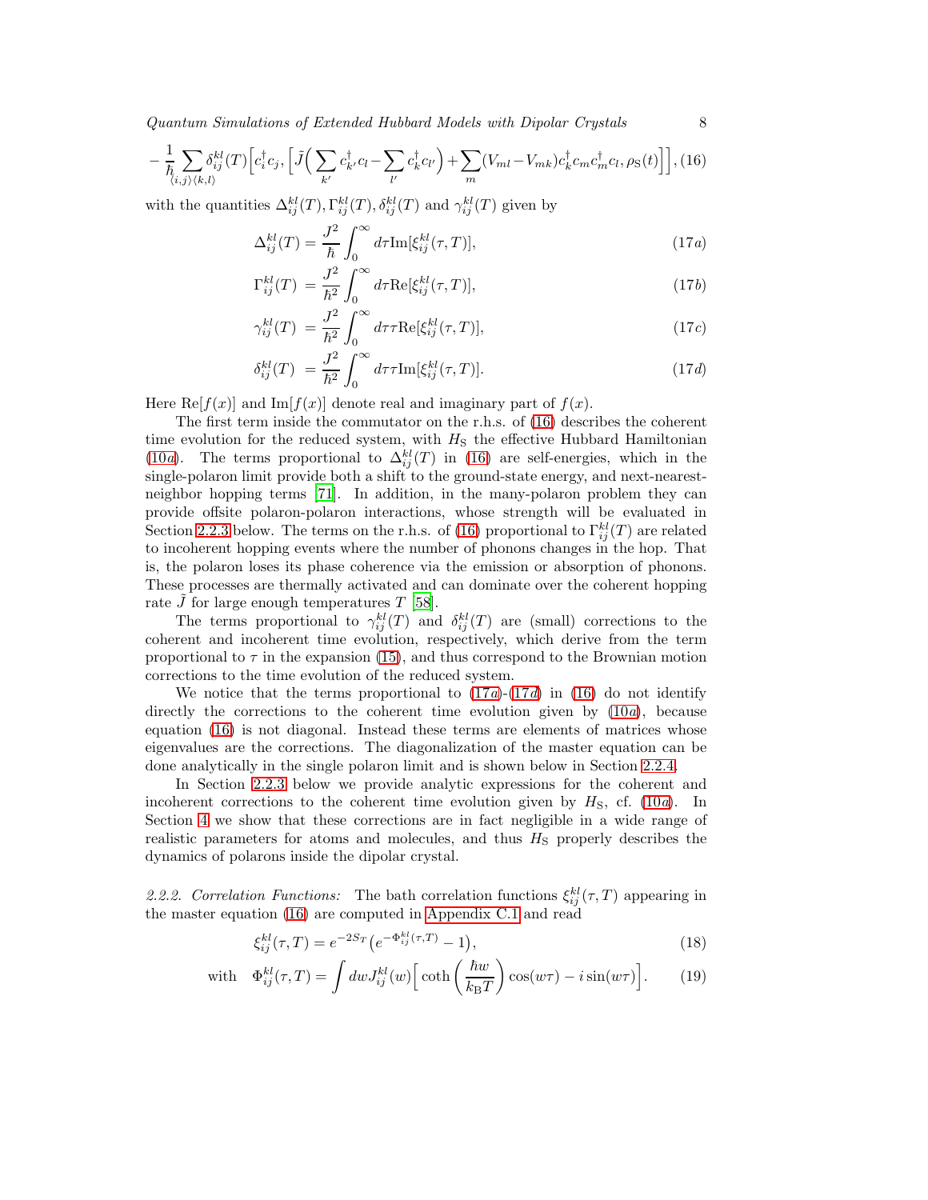$$
-\frac{1}{\hbar}\sum_{\langle i,j\rangle \langle k,l\rangle}\delta_{ij}^{kl}(T)\Big[c_i^\dagger c_j, \Big[\tilde{J}\Big(\sum_{k'} c_{k'}^\dagger c_l - \sum_{l'} c_k^\dagger c_{l'}\Big) + \sum_m (V_{ml}-V_{mk}) c_k^\dagger c_m c_m^\dagger c_l, \rho_{\rm S}(t)\Big]\Big], \quad (16)
$$

with the quantities $\Delta_{ij}^{kl}(T), \Gamma_{ij}^{kl}(T), \delta_{ij}^{kl}(T)$ and $\gamma_{ij}^{kl}(T)$ given by

$$
\Delta_{ij}^{kl}(T) = \frac{J^2}{\hbar}\int_0^\infty d\tau \mathrm{Im}[\xi_{ij}^{kl}(\tau,T)], \quad (17a)
$$

$$
\Gamma_{ij}^{kl}(T) = \frac{J^2}{\hbar^2}\int_0^\infty d\tau \mathrm{Re}[\xi_{ij}^{kl}(\tau,T)], \quad (17b)
$$

$$
\gamma_{ij}^{kl}(T) = \frac{J^2}{\hbar^2}\int_0^\infty d\tau \tau \mathrm{Re}[\xi_{ij}^{kl}(\tau,T)], \quad (17c)
$$

$$
\delta_{ij}^{kl}(T) = \frac{J^2}{\hbar^2}\int_0^\infty d\tau \tau \mathrm{Im}[\xi_{ij}^{kl}(\tau,T)]. \quad (17d)
$$

Here $\mathrm{Re}[f(x)]$ and $\mathrm{Im}[f(x)]$ denote real and imaginary part of $f(x)$.

The first term inside the commutator on the r.h.s. of (16) describes the coherent time evolution for the reduced system, with $H_{\rm S}$ the effective Hubbard Hamiltonian (10*a*). The terms proportional to $\Delta_{ij}^{kl}(T)$ in (16) are self-energies, which in the single-polaron limit provide both a shift to the ground-state energy, and next-nearest-neighbor hopping terms [71]. In addition, in the many-polaron problem they can provide offsite polaron-polaron interactions, whose strength will be evaluated in Section 2.2.3 below. The terms on the r.h.s. of (16) proportional to $\Gamma_{ij}^{kl}(T)$ are related to incoherent hopping events where the number of phonons changes in the hop. That is, the polaron loses its phase coherence via the emission or absorption of phonons. These processes are thermally activated and can dominate over the coherent hopping rate $\tilde{J}$ for large enough temperatures $T$ [58].

The terms proportional to $\gamma_{ij}^{kl}(T)$ and $\delta_{ij}^{kl}(T)$ are (small) corrections to the coherent and incoherent time evolution, respectively, which derive from the term proportional to $\tau$ in the expansion (15), and thus correspond to the Brownian motion corrections to the time evolution of the reduced system.

We notice that the terms proportional to (17*a*)-(17*d*) in (16) do not identify directly the corrections to the coherent time evolution given by (10*a*), because equation (16) is not diagonal. Instead these terms are elements of matrices whose eigenvalues are the corrections. The diagonalization of the master equation can be done analytically in the single polaron limit and is shown below in Section 2.2.4.

In Section 2.2.3 below we provide analytic expressions for the coherent and incoherent corrections to the coherent time evolution given by $H_{\rm S}$, cf. (10*a*). In Section 4 we show that these corrections are in fact negligible in a wide range of realistic parameters for atoms and molecules, and thus $H_{\rm S}$ properly describes the dynamics of polarons inside the dipolar crystal.

*2.2.2. Correlation Functions:* The bath correlation functions $\xi_{ij}^{kl}(\tau,T)$ appearing in the master equation (16) are computed in Appendix C.1 and read

$$
\xi_{ij}^{kl}(\tau,T) = e^{-2S_T}\big(e^{-\Phi_{ij}^{kl}(\tau,T)} - 1\big), \quad (18)
$$

$$
\text{with} \quad \Phi_{ij}^{kl}(\tau,T) = \int dw J_{ij}^{kl}(w)\Big[\coth\left(\frac{\hbar w}{k_{\rm B}T}\right)\cos(w\tau) - i\sin(w\tau)\Big]. \quad (19)
$$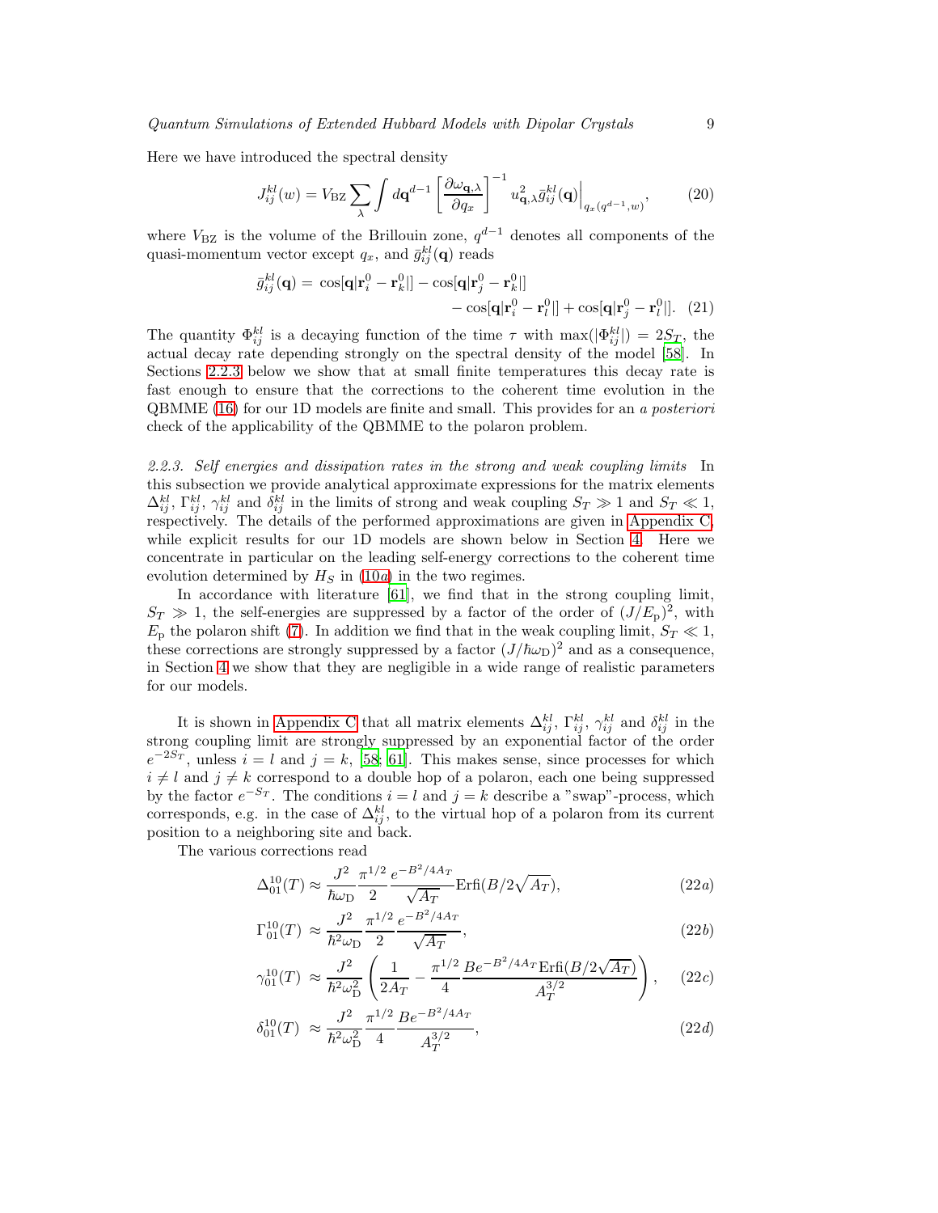Here we have introduced the spectral density

$$J_{ij}^{kl}(w) = V_{\rm BZ} \sum_{\lambda} \int d\mathbf{q}^{d-1} \left[ \frac{\partial \omega_{\mathbf{q},\lambda}}{\partial q_x} \right]^{-1} u_{\mathbf{q},\lambda}^2 \bar{g}_{ij}^{kl}(\mathbf{q}) \Big|_{q_x(q^{d-1},w)}, \tag{20}$$

where $V_{\rm BZ}$ is the volume of the Brillouin zone, $q^{d-1}$ denotes all components of the quasi-momentum vector except $q_x$, and $\bar{g}_{ij}^{kl}(\mathbf{q})$ reads

$$\begin{aligned}\bar{g}_{ij}^{kl}(\mathbf{q}) = \cos[\mathbf{q}|\mathbf{r}_i^0 - \mathbf{r}_k^0|] - \cos[\mathbf{q}|\mathbf{r}_j^0 - \mathbf{r}_k^0|] \\ - \cos[\mathbf{q}|\mathbf{r}_i^0 - \mathbf{r}_l^0|] + \cos[\mathbf{q}|\mathbf{r}_j^0 - \mathbf{r}_l^0|].\end{aligned} \tag{21}$$

The quantity $\Phi_{ij}^{kl}$ is a decaying function of the time $\tau$ with $\max(|\Phi_{ij}^{kl}|) = 2S_T$, the actual decay rate depending strongly on the spectral density of the model [58]. In Sections 2.2.3 below we show that at small finite temperatures this decay rate is fast enough to ensure that the corrections to the coherent time evolution in the QBMME (16) for our 1D models are finite and small. This provides for an *a posteriori* check of the applicability of the QBMME to the polaron problem.

*2.2.3. Self energies and dissipation rates in the strong and weak coupling limits* In this subsection we provide analytical approximate expressions for the matrix elements $\Delta_{ij}^{kl}$, $\Gamma_{ij}^{kl}$, $\gamma_{ij}^{kl}$ and $\delta_{ij}^{kl}$ in the limits of strong and weak coupling $S_T \gg 1$ and $S_T \ll 1$, respectively. The details of the performed approximations are given in Appendix C, while explicit results for our 1D models are shown below in Section 4. Here we concentrate in particular on the leading self-energy corrections to the coherent time evolution determined by $H_S$ in (10*a*) in the two regimes.

In accordance with literature [61], we find that in the strong coupling limit, $S_T \gg 1$, the self-energies are suppressed by a factor of the order of $(J/E_{\rm p})^2$, with $E_{\rm p}$ the polaron shift (7). In addition we find that in the weak coupling limit, $S_T \ll 1$, these corrections are strongly suppressed by a factor $(J/\hbar\omega_{\rm D})^2$ and as a consequence, in Section 4 we show that they are negligible in a wide range of realistic parameters for our models.

It is shown in Appendix C that all matrix elements $\Delta_{ij}^{kl}$, $\Gamma_{ij}^{kl}$, $\gamma_{ij}^{kl}$ and $\delta_{ij}^{kl}$ in the strong coupling limit are strongly suppressed by an exponential factor of the order $e^{-2S_T}$, unless $i = l$ and $j = k$, [58; 61]. This makes sense, since processes for which $i \neq l$ and $j \neq k$ correspond to a double hop of a polaron, each one being suppressed by the factor $e^{-S_T}$. The conditions $i = l$ and $j = k$ describe a "swap"-process, which corresponds, e.g. in the case of $\Delta_{ij}^{kl}$, to the virtual hop of a polaron from its current position to a neighboring site and back.

The various corrections read

$$\Delta_{01}^{10}(T) \approx \frac{J^2}{\hbar\omega_{\rm D}} \frac{\pi^{1/2}}{2} \frac{e^{-B^2/4A_T}}{\sqrt{A_T}} {\rm Erfi}(B/2\sqrt{A_T}), \tag{22a}$$

$$\Gamma_{01}^{10}(T) \approx \frac{J^2}{\hbar^2\omega_{\rm D}} \frac{\pi^{1/2}}{2} \frac{e^{-B^2/4A_T}}{\sqrt{A_T}}, \tag{22b}$$

$$\gamma_{01}^{10}(T) \approx \frac{J^2}{\hbar^2\omega_{\rm D}^2} \left( \frac{1}{2A_T} - \frac{\pi^{1/2}}{4} \frac{B e^{-B^2/4A_T} {\rm Erfi}(B/2\sqrt{A_T})}{A_T^{3/2}} \right), \tag{22c}$$

$$\delta_{01}^{10}(T) \approx \frac{J^2}{\hbar^2\omega_{\rm D}^2} \frac{\pi^{1/2}}{4} \frac{B e^{-B^2/4A_T}}{A_T^{3/2}}, \tag{22d}$$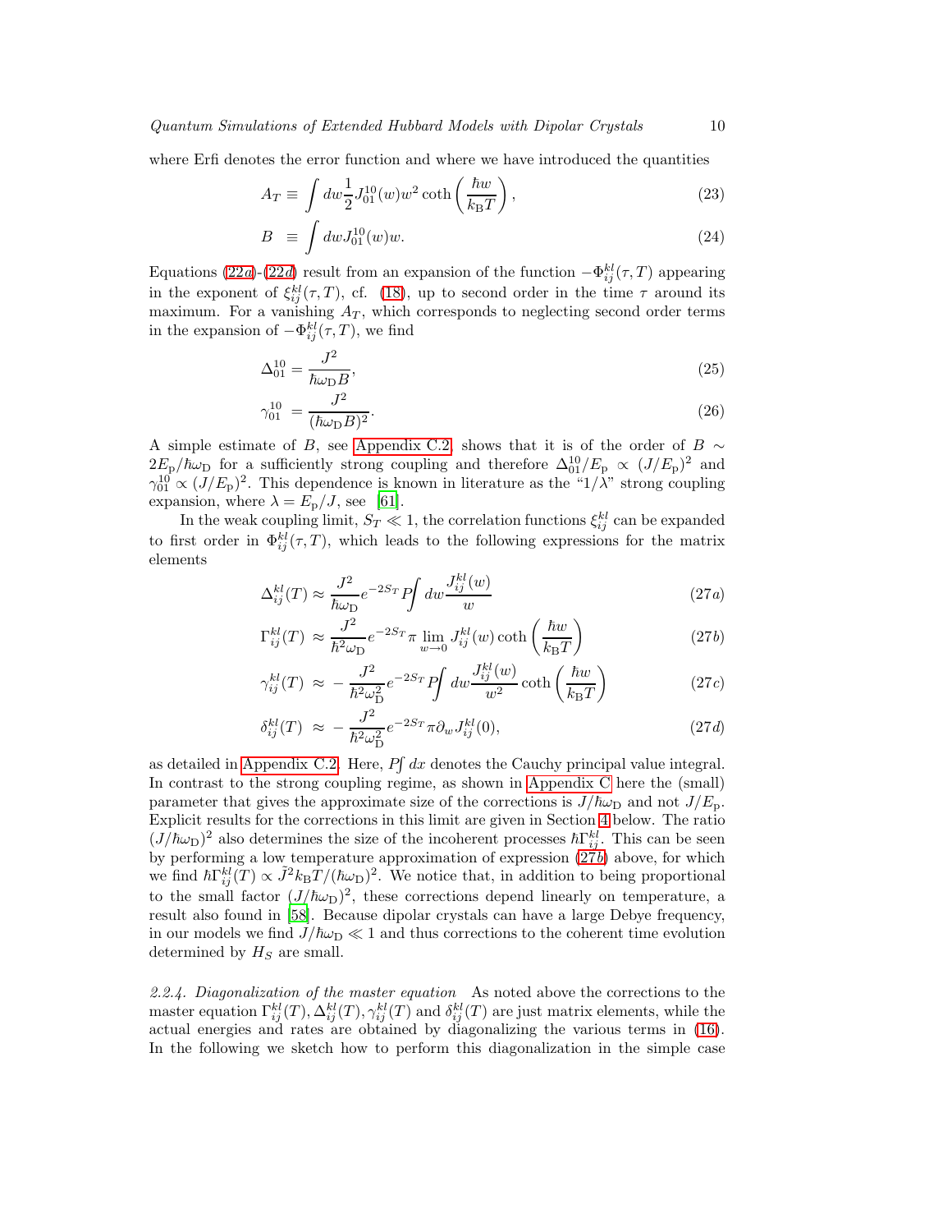where Erfi denotes the error function and where we have introduced the quantities

$$A_T \equiv \int dw \frac{1}{2} J_{01}^{10}(w) w^2 \coth\left(\frac{\hbar w}{k_{\rm B}T}\right), \tag{23}$$

$$B \equiv \int dw J_{01}^{10}(w) w. \tag{24}$$

Equations (22a)-(22d) result from an expansion of the function $-\Phi_{ij}^{kl}(\tau, T)$ appearing in the exponent of $\xi_{ij}^{kl}(\tau, T)$, cf. (18), up to second order in the time $\tau$ around its maximum. For a vanishing $A_T$, which corresponds to neglecting second order terms in the expansion of $-\Phi_{ij}^{kl}(\tau, T)$, we find

$$\Delta_{01}^{10} = \frac{J^2}{\hbar\omega_{\rm D} B}, \tag{25}$$

$$\gamma_{01}^{10} = \frac{J^2}{(\hbar\omega_{\rm D} B)^2}. \tag{26}$$

A simple estimate of $B$, see Appendix C.2, shows that it is of the order of $B \sim 2E_{\rm p}/\hbar\omega_{\rm D}$ for a sufficiently strong coupling and therefore $\Delta_{01}^{10}/E_{\rm p} \propto (J/E_{\rm p})^2$ and $\gamma_{01}^{10} \propto (J/E_{\rm p})^2$. This dependence is known in literature as the "$1/\lambda$" strong coupling expansion, where $\lambda = E_{\rm p}/J$, see [61].

In the weak coupling limit, $S_T \ll 1$, the correlation functions $\xi_{ij}^{kl}$ can be expanded to first order in $\Phi_{ij}^{kl}(\tau, T)$, which leads to the following expressions for the matrix elements

$$\Delta_{ij}^{kl}(T) \approx \frac{J^2}{\hbar\omega_{\rm D}} e^{-2S_T} P\!\!\int dw \frac{J_{ij}^{kl}(w)}{w} \tag{27a}$$

$$\Gamma_{ij}^{kl}(T) \approx \frac{J^2}{\hbar^2\omega_{\rm D}} e^{-2S_T} \pi \lim_{w\to 0} J_{ij}^{kl}(w) \coth\left(\frac{\hbar w}{k_{\rm B}T}\right) \tag{27b}$$

$$\gamma_{ij}^{kl}(T) \approx -\frac{J^2}{\hbar^2\omega_{\rm D}^2} e^{-2S_T} P\!\!\int dw \frac{J_{ij}^{kl}(w)}{w^2} \coth\left(\frac{\hbar w}{k_{\rm B}T}\right) \tag{27c}$$

$$\delta_{ij}^{kl}(T) \approx -\frac{J^2}{\hbar^2\omega_{\rm D}^2} e^{-2S_T} \pi \partial_w J_{ij}^{kl}(0), \tag{27d}$$

as detailed in Appendix C.2. Here, $P\!\int dx$ denotes the Cauchy principal value integral. In contrast to the strong coupling regime, as shown in Appendix C here the (small) parameter that gives the approximate size of the corrections is $J/\hbar\omega_{\rm D}$ and not $J/E_{\rm p}$. Explicit results for the corrections in this limit are given in Section 4 below. The ratio $(J/\hbar\omega_{\rm D})^2$ also determines the size of the incoherent processes $\hbar\Gamma_{ij}^{kl}$. This can be seen by performing a low temperature approximation of expression (27b) above, for which we find $\hbar\Gamma_{ij}^{kl}(T) \propto \tilde{J}^2 k_{\rm B}T/(\hbar\omega_{\rm D})^2$. We notice that, in addition to being proportional to the small factor $(J/\hbar\omega_{\rm D})^2$, these corrections depend linearly on temperature, a result also found in [58]. Because dipolar crystals can have a large Debye frequency, in our models we find $J/\hbar\omega_{\rm D} \ll 1$ and thus corrections to the coherent time evolution determined by $H_S$ are small.

*2.2.4. Diagonalization of the master equation* As noted above the corrections to the master equation $\Gamma_{ij}^{kl}(T), \Delta_{ij}^{kl}(T), \gamma_{ij}^{kl}(T)$ and $\delta_{ij}^{kl}(T)$ are just matrix elements, while the actual energies and rates are obtained by diagonalizing the various terms in (16). In the following we sketch how to perform this diagonalization in the simple case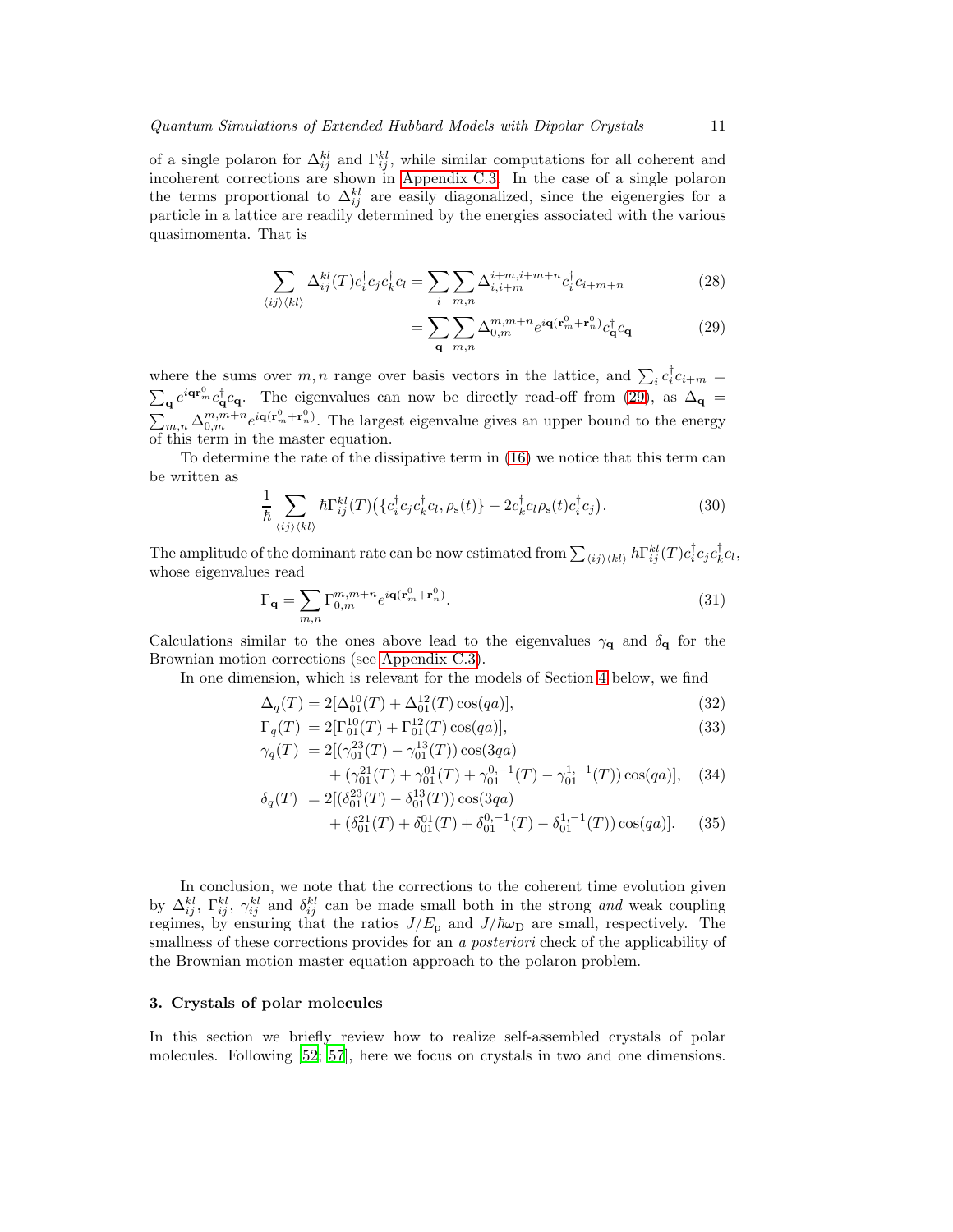of a single polaron for $\Delta_{ij}^{kl}$ and $\Gamma_{ij}^{kl}$, while similar computations for all coherent and incoherent corrections are shown in Appendix C.3. In the case of a single polaron the terms proportional to $\Delta_{ij}^{kl}$ are easily diagonalized, since the eigenergies for a particle in a lattice are readily determined by the energies associated with the various quasimomenta. That is

$$\sum_{\langle ij\rangle\langle kl\rangle} \Delta_{ij}^{kl}(T) c_i^\dagger c_j c_k^\dagger c_l = \sum_i \sum_{m,n} \Delta_{i,i+m}^{i+m,i+m+n} c_i^\dagger c_{i+m+n} \tag{28}$$

$$= \sum_{\mathbf{q}} \sum_{m,n} \Delta_{0,m}^{m,m+n} e^{i\mathbf{q}(\mathbf{r}_m^0+\mathbf{r}_n^0)} c_{\mathbf{q}}^\dagger c_{\mathbf{q}} \tag{29}$$

where the sums over $m,n$ range over basis vectors in the lattice, and $\sum_i c_i^\dagger c_{i+m} = \sum_{\mathbf{q}} e^{i\mathbf{q}\mathbf{r}_m^0} c_{\mathbf{q}}^\dagger c_{\mathbf{q}}$. The eigenvalues can now be directly read-off from (29), as $\Delta_{\mathbf{q}} = \sum_{m,n} \Delta_{0,m}^{m,m+n} e^{i\mathbf{q}(\mathbf{r}_m^0+\mathbf{r}_n^0)}$. The largest eigenvalue gives an upper bound to the energy of this term in the master equation.

To determine the rate of the dissipative term in (16) we notice that this term can be written as

$$\frac{1}{\hbar} \sum_{\langle ij\rangle\langle kl\rangle} \hbar\Gamma_{ij}^{kl}(T) \big( \{ c_i^\dagger c_j c_k^\dagger c_l, \rho_{\mathrm{s}}(t) \} - 2 c_k^\dagger c_l \rho_{\mathrm{s}}(t) c_i^\dagger c_j \big). \tag{30}$$

The amplitude of the dominant rate can be now estimated from $\sum_{\langle ij\rangle\langle kl\rangle} \hbar\Gamma_{ij}^{kl}(T) c_i^\dagger c_j c_k^\dagger c_l$, whose eigenvalues read

$$\Gamma_{\mathbf{q}} = \sum_{m,n} \Gamma_{0,m}^{m,m+n} e^{i\mathbf{q}(\mathbf{r}_m^0+\mathbf{r}_n^0)}. \tag{31}$$

Calculations similar to the ones above lead to the eigenvalues $\gamma_{\mathbf{q}}$ and $\delta_{\mathbf{q}}$ for the Brownian motion corrections (see Appendix C.3).

In one dimension, which is relevant for the models of Section 4 below, we find

$$\Delta_q(T) = 2[\Delta_{01}^{10}(T) + \Delta_{01}^{12}(T)\cos(qa)], \tag{32}$$

$$\Gamma_q(T) = 2[\Gamma_{01}^{10}(T) + \Gamma_{01}^{12}(T)\cos(qa)], \tag{33}$$

$$\begin{aligned}\gamma_q(T) = 2[&(\gamma_{01}^{23}(T) - \gamma_{01}^{13}(T))\cos(3qa) \\ &+ (\gamma_{01}^{21}(T) + \gamma_{01}^{01}(T) + \gamma_{01}^{0,-1}(T) - \gamma_{01}^{1,-1}(T))\cos(qa)],\end{aligned} \tag{34}$$

$$\begin{aligned}\delta_q(T) = 2[&(\delta_{01}^{23}(T) - \delta_{01}^{13}(T))\cos(3qa) \\ &+ (\delta_{01}^{21}(T) + \delta_{01}^{01}(T) + \delta_{01}^{0,-1}(T) - \delta_{01}^{1,-1}(T))\cos(qa)].\end{aligned} \tag{35}$$

In conclusion, we note that the corrections to the coherent time evolution given by $\Delta_{ij}^{kl}$, $\Gamma_{ij}^{kl}$, $\gamma_{ij}^{kl}$ and $\delta_{ij}^{kl}$ can be made small both in the strong *and* weak coupling regimes, by ensuring that the ratios $J/E_{\mathrm{p}}$ and $J/\hbar\omega_{\mathrm{D}}$ are small, respectively. The smallness of these corrections provides for an *a posteriori* check of the applicability of the Brownian motion master equation approach to the polaron problem.

### 3. Crystals of polar molecules

In this section we briefly review how to realize self-assembled crystals of polar molecules. Following [52; 57], here we focus on crystals in two and one dimensions.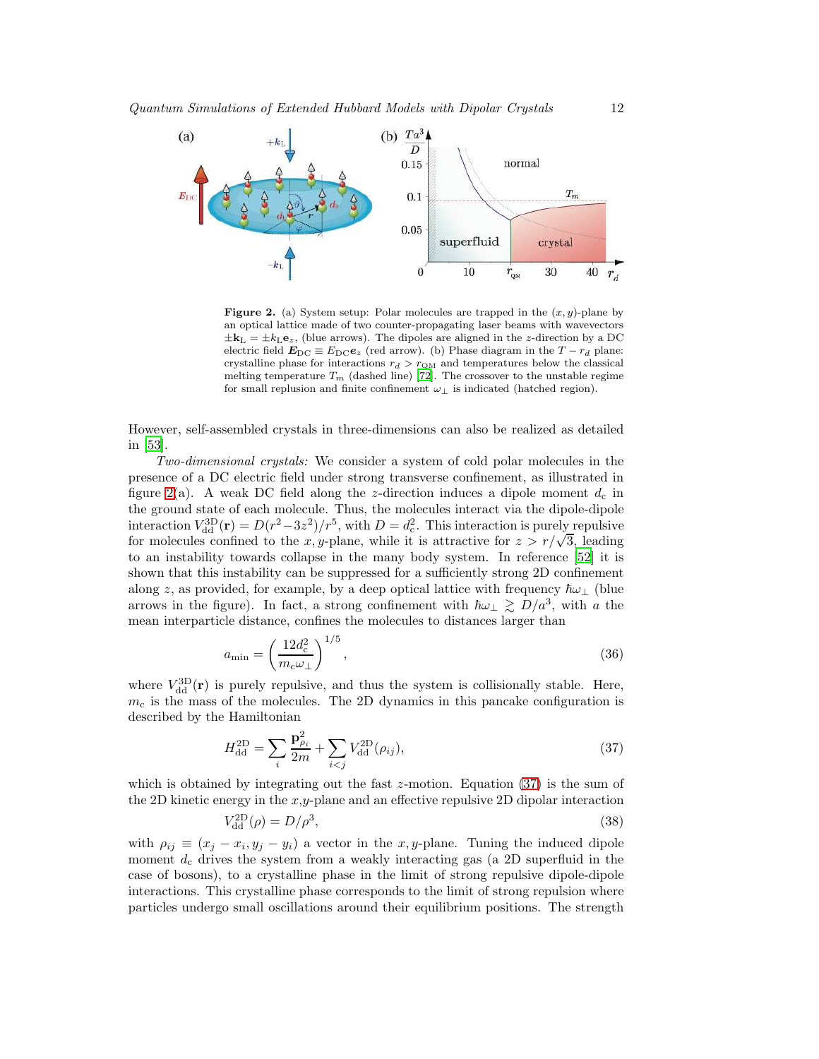**Figure 2.** (a) System setup: Polar molecules are trapped in the $(x, y)$-plane by an optical lattice made of two counter-propagating laser beams with wavevectors $\pm \mathbf{k}_{\mathrm{L}} = \pm k_{\mathrm{L}} \mathbf{e}_z$, (blue arrows). The dipoles are aligned in the $z$-direction by a DC electric field $\boldsymbol{E}_{\mathrm{DC}} \equiv E_{\mathrm{DC}} \boldsymbol{e}_z$ (red arrow). (b) Phase diagram in the $T - r_d$ plane: crystalline phase for interactions $r_d > r_{\mathrm{QM}}$ and temperatures below the classical melting temperature $T_m$ (dashed line) [72]. The crossover to the unstable regime for small replusion and finite confinement $\omega_\perp$ is indicated (hatched region).

However, self-assembled crystals in three-dimensions can also be realized as detailed in [53].

*Two-dimensional crystals:* We consider a system of cold polar molecules in the presence of a DC electric field under strong transverse confinement, as illustrated in figure 2(a). A weak DC field along the $z$-direction induces a dipole moment $d_{\mathrm{c}}$ in the ground state of each molecule. Thus, the molecules interact via the dipole-dipole interaction $V_{\mathrm{dd}}^{3\mathrm{D}}(\mathbf{r}) = D(r^2 - 3z^2)/r^5$, with $D = d_{\mathrm{c}}^2$. This interaction is purely repulsive for molecules confined to the $x, y$-plane, while it is attractive for $z > r/\sqrt{3}$, leading to an instability towards collapse in the many body system. In reference [52] it is shown that this instability can be suppressed for a sufficiently strong 2D confinement along $z$, as provided, for example, by a deep optical lattice with frequency $\hbar\omega_\perp$ (blue arrows in the figure). In fact, a strong confinement with $\hbar\omega_\perp \gtrsim D/a^3$, with $a$ the mean interparticle distance, confines the molecules to distances larger than

$$a_{\min} = \left( \frac{12 d_{\mathrm{c}}^2}{m_{\mathrm{c}} \omega_\perp} \right)^{1/5}, \tag{36}$$

where $V_{\mathrm{dd}}^{3\mathrm{D}}(\mathbf{r})$ is purely repulsive, and thus the system is collisionally stable. Here, $m_{\mathrm{c}}$ is the mass of the molecules. The 2D dynamics in this pancake configuration is described by the Hamiltonian

$$H_{\mathrm{dd}}^{2\mathrm{D}} = \sum_i \frac{\mathbf{p}_{\rho_i}^2}{2m} + \sum_{i<j} V_{\mathrm{dd}}^{2\mathrm{D}}(\rho_{ij}), \tag{37}$$

which is obtained by integrating out the fast $z$-motion. Equation (37) is the sum of the 2D kinetic energy in the $x$,$y$-plane and an effective repulsive 2D dipolar interaction

$$V_{\mathrm{dd}}^{2\mathrm{D}}(\rho) = D/\rho^3, \tag{38}$$

with $\rho_{ij} \equiv (x_j - x_i, y_j - y_i)$ a vector in the $x, y$-plane. Tuning the induced dipole moment $d_{\mathrm{c}}$ drives the system from a weakly interacting gas (a 2D superfluid in the case of bosons), to a crystalline phase in the limit of strong repulsive dipole-dipole interactions. This crystalline phase corresponds to the limit of strong repulsion where particles undergo small oscillations around their equilibrium positions. The strength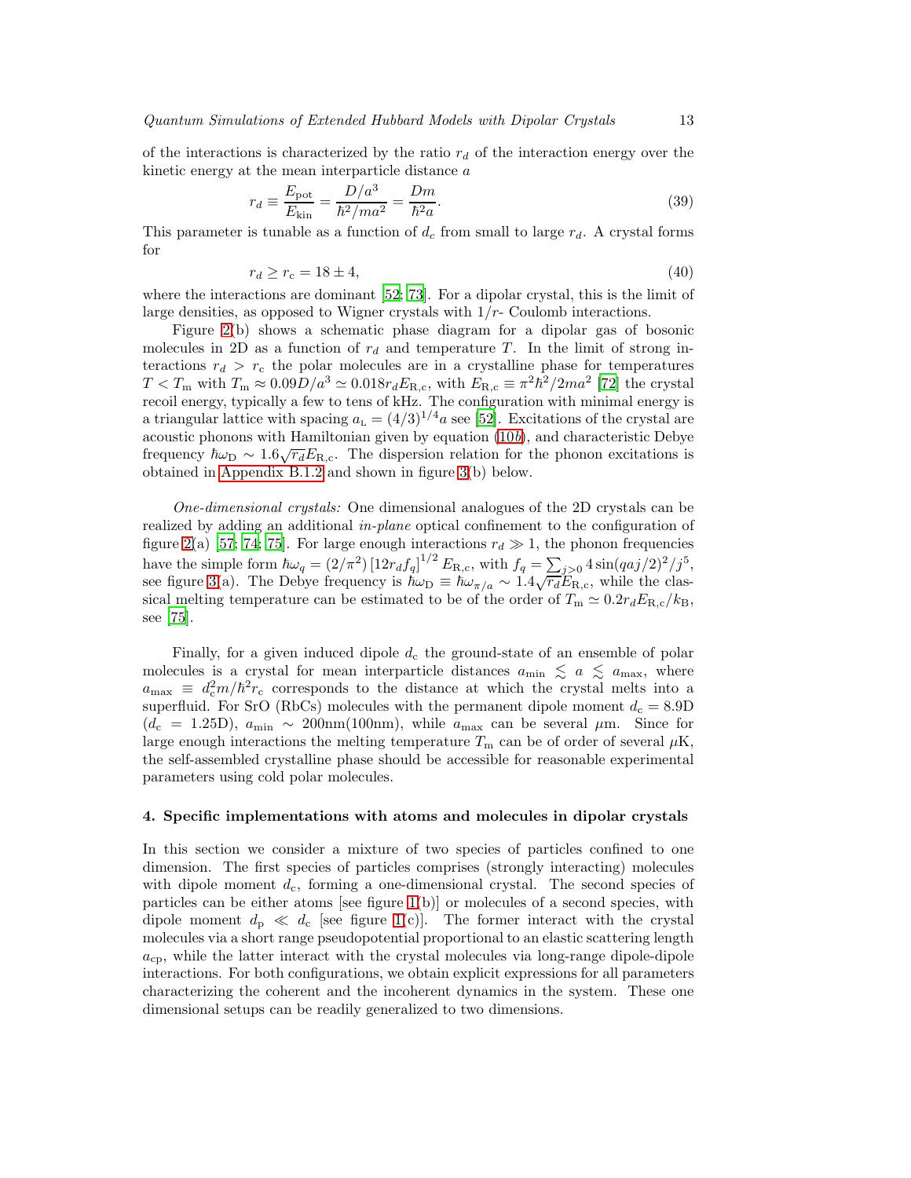of the interactions is characterized by the ratio $r_d$ of the interaction energy over the kinetic energy at the mean interparticle distance $a$

$$r_d \equiv \frac{E_{\rm pot}}{E_{\rm kin}} = \frac{D/a^3}{\hbar^2/ma^2} = \frac{Dm}{\hbar^2 a}. \tag{39}$$

This parameter is tunable as a function of $d_c$ from small to large $r_d$. A crystal forms for

$$r_d \geq r_{\rm c} = 18 \pm 4, \tag{40}$$

where the interactions are dominant [52; 73]. For a dipolar crystal, this is the limit of large densities, as opposed to Wigner crystals with $1/r$- Coulomb interactions.

Figure 2(b) shows a schematic phase diagram for a dipolar gas of bosonic molecules in 2D as a function of $r_d$ and temperature $T$. In the limit of strong interactions $r_d > r_c$ the polar molecules are in a crystalline phase for temperatures $T < T_{\rm m}$ with $T_{\rm m} \approx 0.09D/a^3 \simeq 0.018 r_d E_{\rm R,c}$, with $E_{\rm R,c} \equiv \pi^2\hbar^2/2ma^2$ [72] the crystal recoil energy, typically a few to tens of kHz. The configuration with minimal energy is a triangular lattice with spacing $a_{\rm L} = (4/3)^{1/4}a$ see [52]. Excitations of the crystal are acoustic phonons with Hamiltonian given by equation (10*b*), and characteristic Debye frequency $\hbar\omega_{\rm D} \sim 1.6\sqrt{r_d}E_{\rm R,c}$. The dispersion relation for the phonon excitations is obtained in Appendix B.1.2 and shown in figure 3(b) below.

*One-dimensional crystals:* One dimensional analogues of the 2D crystals can be realized by adding an additional *in-plane* optical confinement to the configuration of figure 2(a) [57; 74; 75]. For large enough interactions $r_d \gg 1$, the phonon frequencies have the simple form $\hbar\omega_q = (2/\pi^2)\left[12 r_d f_q\right]^{1/2} E_{\rm R,c}$, with $f_q = \sum_{j>0} 4\sin(qaj/2)^2/j^5$, see figure 3(a). The Debye frequency is $\hbar\omega_{\rm D} \equiv \hbar\omega_{\pi/a} \sim 1.4\sqrt{r_d}E_{\rm R,c}$, while the classical melting temperature can be estimated to be of the order of $T_{\rm m} \simeq 0.2 r_d E_{\rm R,c}/k_{\rm B}$, see [75].

Finally, for a given induced dipole $d_c$ the ground-state of an ensemble of polar molecules is a crystal for mean interparticle distances $a_{\rm min} \lesssim a \lesssim a_{\rm max}$, where $a_{\rm max} \equiv d_{\rm c}^2 m/\hbar^2 r_{\rm c}$ corresponds to the distance at which the crystal melts into a superfluid. For SrO (RbCs) molecules with the permanent dipole moment $d_{\rm c} = 8.9$D ($d_{\rm c} = 1.25$D), $a_{\rm min} \sim 200$nm(100nm), while $a_{\rm max}$ can be several $\mu$m. Since for large enough interactions the melting temperature $T_{\rm m}$ can be of order of several $\mu$K, the self-assembled crystalline phase should be accessible for reasonable experimental parameters using cold polar molecules.

## 4. Specific implementations with atoms and molecules in dipolar crystals

In this section we consider a mixture of two species of particles confined to one dimension. The first species of particles comprises (strongly interacting) molecules with dipole moment $d_{\rm c}$, forming a one-dimensional crystal. The second species of particles can be either atoms [see figure 1(b)] or molecules of a second species, with dipole moment $d_{\rm p} \ll d_{\rm c}$ [see figure 1(c)]. The former interact with the crystal molecules via a short range pseudopotential proportional to an elastic scattering length $a_{\rm cp}$, while the latter interact with the crystal molecules via long-range dipole-dipole interactions. For both configurations, we obtain explicit expressions for all parameters characterizing the coherent and the incoherent dynamics in the system. These one dimensional setups can be readily generalized to two dimensions.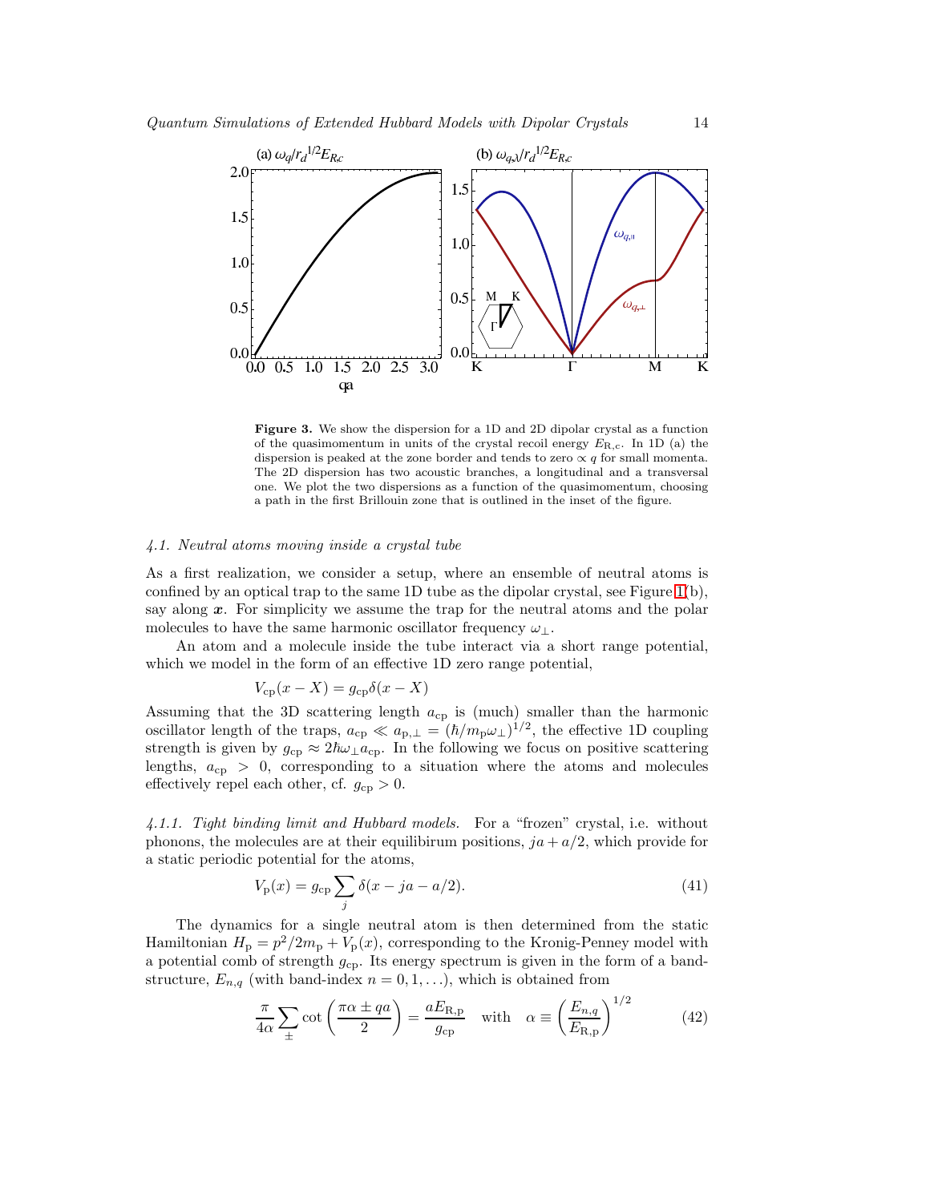**Figure 3.** We show the dispersion for a 1D and 2D dipolar crystal as a function of the quasimomentum in units of the crystal recoil energy $E_{\rm R,c}$. In 1D (a) the dispersion is peaked at the zone border and tends to zero $\propto q$ for small momenta. The 2D dispersion has two acoustic branches, a longitudinal and a transversal one. We plot the two dispersions as a function of the quasimomentum, choosing a path in the first Brillouin zone that is outlined in the inset of the figure.

### *4.1. Neutral atoms moving inside a crystal tube*

As a first realization, we consider a setup, where an ensemble of neutral atoms is confined by an optical trap to the same 1D tube as the dipolar crystal, see Figure 1(b), say along $\boldsymbol{x}$. For simplicity we assume the trap for the neutral atoms and the polar molecules to have the same harmonic oscillator frequency $\omega_\perp$.

An atom and a molecule inside the tube interact via a short range potential, which we model in the form of an effective 1D zero range potential,

$$V_{\rm cp}(x - X) = g_{\rm cp}\delta(x - X)$$

Assuming that the 3D scattering length $a_{\rm cp}$ is (much) smaller than the harmonic oscillator length of the traps, $a_{\rm cp} \ll a_{{\rm p},\perp} = (\hbar/m_{\rm p}\omega_\perp)^{1/2}$, the effective 1D coupling strength is given by $g_{\rm cp} \approx 2\hbar\omega_\perp a_{\rm cp}$. In the following we focus on positive scattering lengths, $a_{\rm cp} > 0$, corresponding to a situation where the atoms and molecules effectively repel each other, cf. $g_{\rm cp} > 0$.

*4.1.1. Tight binding limit and Hubbard models.* For a "frozen" crystal, i.e. without phonons, the molecules are at their equilibirum positions, $ja + a/2$, which provide for a static periodic potential for the atoms,

$$V_{\rm p}(x) = g_{\rm cp}\sum_j \delta(x - ja - a/2). \tag{41}$$

The dynamics for a single neutral atom is then determined from the static Hamiltonian $H_{\rm p} = p^2/2m_{\rm p} + V_{\rm p}(x)$, corresponding to the Kronig-Penney model with a potential comb of strength $g_{\rm cp}$. Its energy spectrum is given in the form of a band-structure, $E_{n,q}$ (with band-index $n = 0, 1, \ldots$), which is obtained from

$$\frac{\pi}{4\alpha}\sum_{\pm}\cot\left(\frac{\pi\alpha \pm qa}{2}\right) = \frac{aE_{\rm R,p}}{g_{\rm cp}} \quad \text{with} \quad \alpha \equiv \left(\frac{E_{n,q}}{E_{\rm R,p}}\right)^{1/2} \tag{42}$$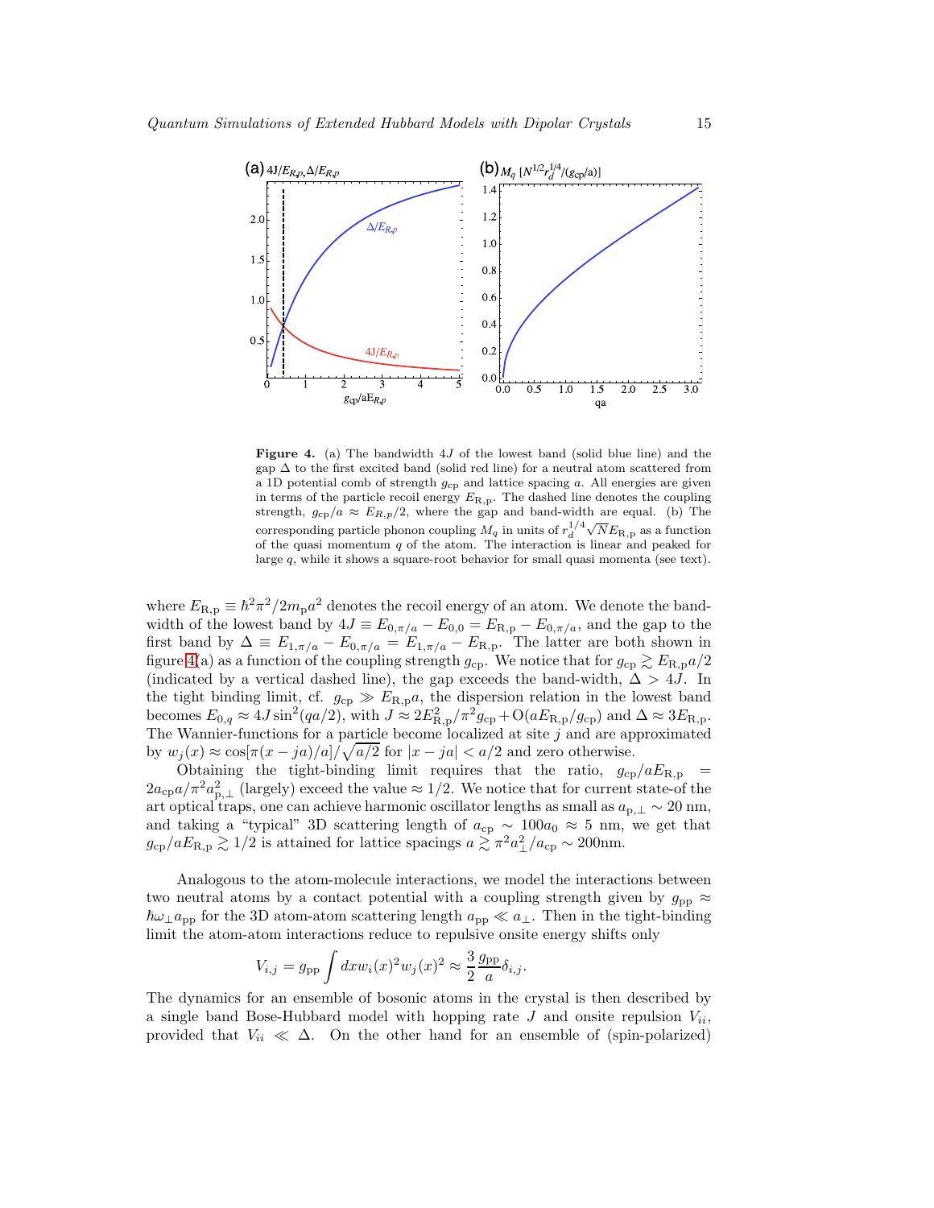**Figure 4.** (a) The bandwidth $4J$ of the lowest band (solid blue line) and the gap $\Delta$ to the first excited band (solid red line) for a neutral atom scattered from a 1D potential comb of strength $g_{\rm cp}$ and lattice spacing $a$. All energies are given in terms of the particle recoil energy $E_{\rm R,p}$. The dashed line denotes the coupling strength, $g_{\rm cp}/a \approx E_{R,p}/2$, where the gap and band-width are equal. (b) The corresponding particle phonon coupling $M_q$ in units of $r_d^{1/4}\sqrt{N}E_{\rm R,p}$ as a function of the quasi momentum $q$ of the atom. The interaction is linear and peaked for large $q$, while it shows a square-root behavior for small quasi momenta (see text).

where $E_{\rm R,p} \equiv \hbar^2\pi^2/2m_{\rm p}a^2$ denotes the recoil energy of an atom. We denote the bandwidth of the lowest band by $4J \equiv E_{0,\pi/a} - E_{0,0} = E_{\rm R,p} - E_{0,\pi/a}$, and the gap to the first band by $\Delta \equiv E_{1,\pi/a} - E_{0,\pi/a} = E_{1,\pi/a} - E_{\rm R,p}$. The latter are both shown in figure 4(a) as a function of the coupling strength $g_{\rm cp}$. We notice that for $g_{\rm cp} \gtrsim E_{\rm R,p}a/2$ (indicated by a vertical dashed line), the gap exceeds the band-width, $\Delta > 4J$. In the tight binding limit, cf. $g_{\rm cp} \gg E_{\rm R,p}a$, the dispersion relation in the lowest band becomes $E_{0,q} \approx 4J\sin^2(qa/2)$, with $J \approx 2E_{\rm R,p}^2/\pi^2 g_{\rm cp} + {\rm O}(aE_{\rm R,p}/g_{\rm cp})$ and $\Delta \approx 3E_{\rm R,p}$. The Wannier-functions for a particle become localized at site $j$ and are approximated by $w_j(x) \approx \cos[\pi(x-ja)/a]/\sqrt{a/2}$ for $|x-ja| < a/2$ and zero otherwise.

Obtaining the tight-binding limit requires that the ratio, $g_{\rm cp}/aE_{\rm R,p} = 2a_{\rm cp}a/\pi^2 a_{{\rm p},\perp}^2$ (largely) exceed the value $\approx 1/2$. We notice that for current state-of the art optical traps, one can achieve harmonic oscillator lengths as small as $a_{{\rm p},\perp} \sim 20$ nm, and taking a "typical" 3D scattering length of $a_{\rm cp} \sim 100a_0 \approx 5$ nm, we get that $g_{\rm cp}/aE_{\rm R,p} \gtrsim 1/2$ is attained for lattice spacings $a \gtrsim \pi^2 a_\perp^2/a_{\rm cp} \sim 200$nm.

Analogous to the atom-molecule interactions, we model the interactions between two neutral atoms by a contact potential with a coupling strength given by $g_{\rm pp} \approx \hbar\omega_\perp a_{\rm pp}$ for the 3D atom-atom scattering length $a_{\rm pp} \ll a_\perp$. Then in the tight-binding limit the atom-atom interactions reduce to repulsive onsite energy shifts only

$$V_{i,j} = g_{\rm pp}\int dx w_i(x)^2 w_j(x)^2 \approx \frac{3}{2}\frac{g_{\rm pp}}{a}\delta_{i,j}.$$

The dynamics for an ensemble of bosonic atoms in the crystal is then described by a single band Bose-Hubbard model with hopping rate $J$ and onsite repulsion $V_{ii}$, provided that $V_{ii} \ll \Delta$. On the other hand for an ensemble of (spin-polarized)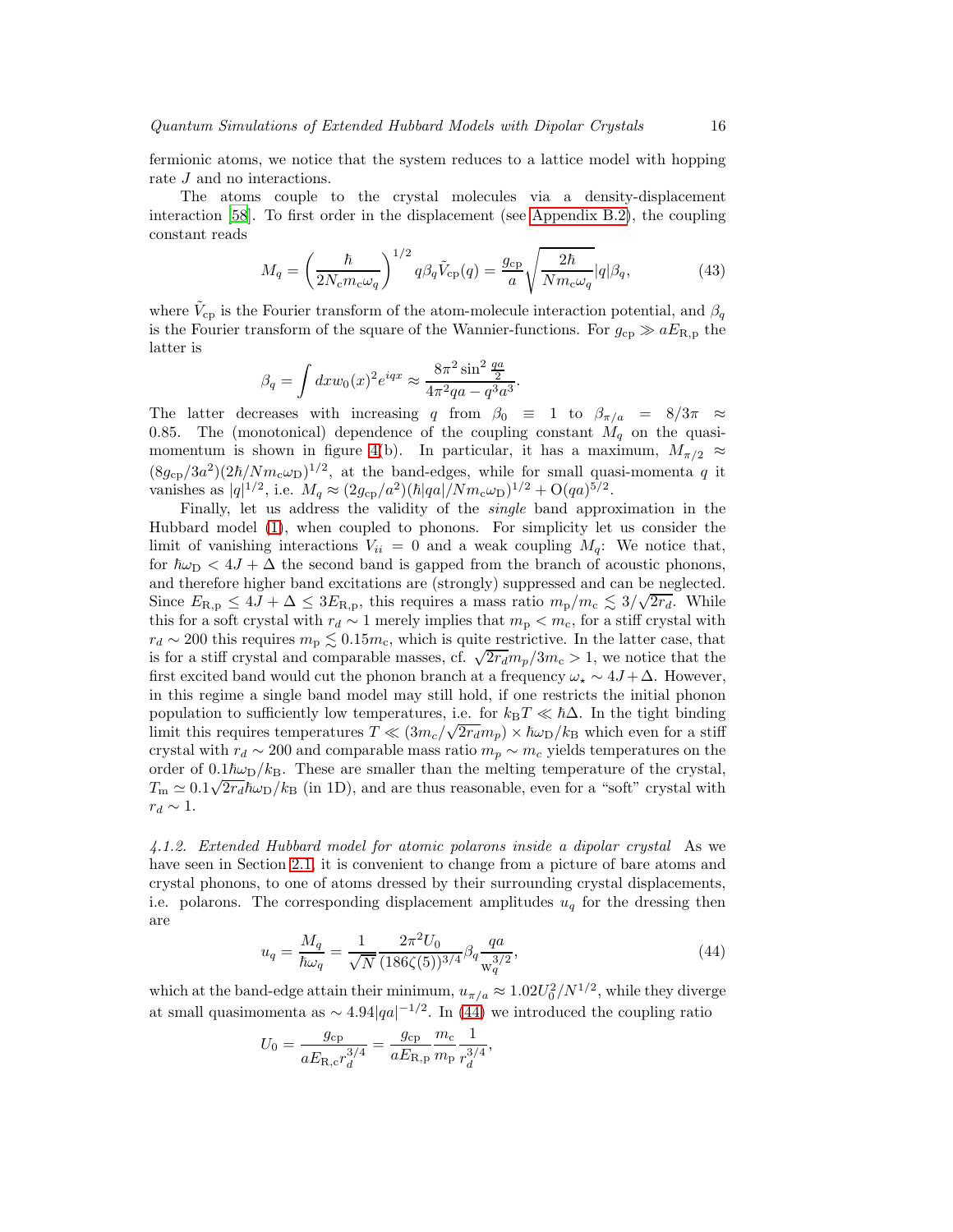fermionic atoms, we notice that the system reduces to a lattice model with hopping rate $J$ and no interactions.

The atoms couple to the crystal molecules via a density-displacement interaction [58]. To first order in the displacement (see Appendix B.2), the coupling constant reads

$$M_q = \left(\frac{\hbar}{2N_{\rm c}m_{\rm c}\omega_q}\right)^{1/2} q\beta_q\tilde{V}_{\rm cp}(q) = \frac{g_{\rm cp}}{a}\sqrt{\frac{2\hbar}{Nm_{\rm c}\omega_q}}|q|\beta_q, \tag{43}$$

where $\tilde{V}_{\rm cp}$ is the Fourier transform of the atom-molecule interaction potential, and $\beta_q$ is the Fourier transform of the square of the Wannier-functions. For $g_{\rm cp} \gg aE_{\rm R,p}$ the latter is

$$\beta_q = \int dx w_0(x)^2 e^{iqx} \approx \frac{8\pi^2 \sin^2\frac{qa}{2}}{4\pi^2 qa - q^3a^3}.$$

The latter decreases with increasing $q$ from $\beta_0 \equiv 1$ to $\beta_{\pi/a} = 8/3\pi \approx 0.85$. The (monotonical) dependence of the coupling constant $M_q$ on the quasi-momentum is shown in figure 4(b). In particular, it has a maximum, $M_{\pi/2} \approx (8g_{\rm cp}/3a^2)(2\hbar/Nm_{\rm c}\omega_{\rm D})^{1/2}$, at the band-edges, while for small quasi-momenta $q$ it vanishes as $|q|^{1/2}$, i.e. $M_q \approx (2g_{\rm cp}/a^2)(\hbar|qa|/Nm_{\rm c}\omega_{\rm D})^{1/2} + {\rm O}(qa)^{5/2}$.

Finally, let us address the validity of the *single* band approximation in the Hubbard model (1), when coupled to phonons. For simplicity let us consider the limit of vanishing interactions $V_{ii} = 0$ and a weak coupling $M_q$: We notice that, for $\hbar\omega_{\rm D} < 4J + \Delta$ the second band is gapped from the branch of acoustic phonons, and therefore higher band excitations are (strongly) suppressed and can be neglected. Since $E_{\rm R,p} \leq 4J + \Delta \leq 3E_{\rm R,p}$, this requires a mass ratio $m_{\rm p}/m_{\rm c} \lesssim 3/\sqrt{2r_d}$. While this for a soft crystal with $r_d \sim 1$ merely implies that $m_{\rm p} < m_{\rm c}$, for a stiff crystal with $r_d \sim 200$ this requires $m_{\rm p} \lesssim 0.15 m_{\rm c}$, which is quite restrictive. In the latter case, that is for a stiff crystal and comparable masses, cf. $\sqrt{2r_d}m_p/3m_{\rm c} > 1$, we notice that the first excited band would cut the phonon branch at a frequency $\omega_\star \sim 4J + \Delta$. However, in this regime a single band model may still hold, if one restricts the initial phonon population to sufficiently low temperatures, i.e. for $k_{\rm B}T \ll \hbar\Delta$. In the tight binding limit this requires temperatures $T \ll (3m_c/\sqrt{2r_d}m_p) \times \hbar\omega_{\rm D}/k_{\rm B}$ which even for a stiff crystal with $r_d \sim 200$ and comparable mass ratio $m_p \sim m_c$ yields temperatures on the order of $0.1\hbar\omega_{\rm D}/k_{\rm B}$. These are smaller than the melting temperature of the crystal, $T_{\rm m} \simeq 0.1\sqrt{2r_d}\hbar\omega_{\rm D}/k_{\rm B}$ (in 1D), and are thus reasonable, even for a "soft" crystal with $r_d \sim 1$.

*4.1.2. Extended Hubbard model for atomic polarons inside a dipolar crystal* As we have seen in Section 2.1, it is convenient to change from a picture of bare atoms and crystal phonons, to one of atoms dressed by their surrounding crystal displacements, i.e. polarons. The corresponding displacement amplitudes $u_q$ for the dressing then are

$$u_q = \frac{M_q}{\hbar\omega_q} = \frac{1}{\sqrt{N}}\frac{2\pi^2 U_0}{(186\zeta(5))^{3/4}}\beta_q\frac{qa}{{\rm w}_q^{3/2}}, \tag{44}$$

which at the band-edge attain their minimum, $u_{\pi/a} \approx 1.02U_0^2/N^{1/2}$, while they diverge at small quasimomenta as $\sim 4.94|qa|^{-1/2}$. In (44) we introduced the coupling ratio

$$U_0 = \frac{g_{\rm cp}}{aE_{\rm R,c}r_d^{3/4}} = \frac{g_{\rm cp}}{aE_{\rm R,p}}\frac{m_{\rm c}}{m_{\rm p}}\frac{1}{r_d^{3/4}},$$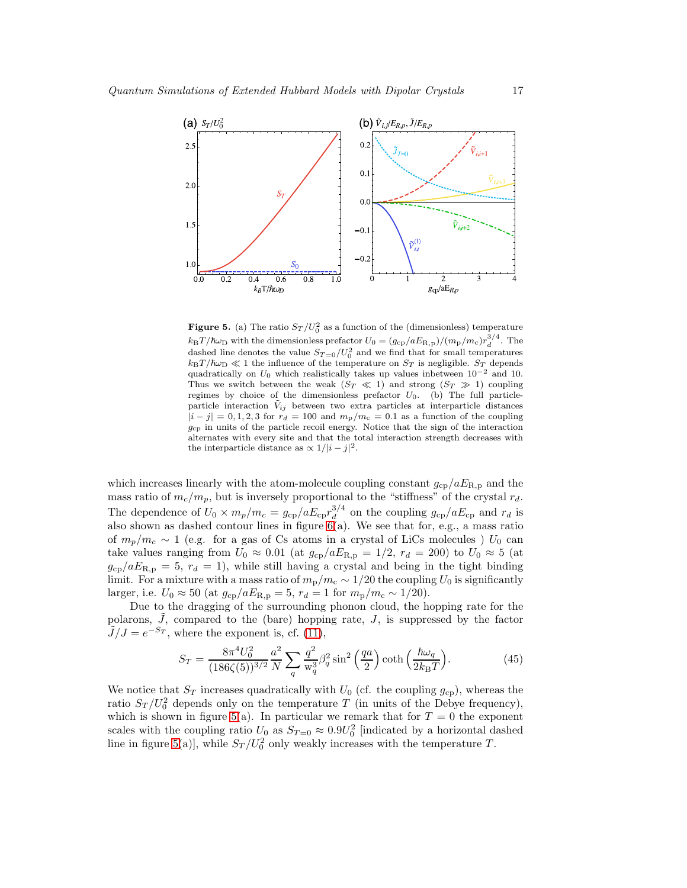**Figure 5.** (a) The ratio $S_T/U_0^2$ as a function of the (dimensionless) temperature $k_\mathrm{B}T/\hbar\omega_\mathrm{D}$ with the dimensionless prefactor $U_0 = (g_\mathrm{cp}/aE_\mathrm{R,p})/(m_\mathrm{p}/m_\mathrm{c})r_d^{3/4}$. The dashed line denotes the value $S_{T=0}/U_0^2$ and we find that for small temperatures $k_\mathrm{B}T/\hbar\omega_\mathrm{D} \ll 1$ the influence of the temperature on $S_T$ is negligible. $S_T$ depends quadratically on $U_0$ which realistically takes up values inbetween $10^{-2}$ and 10. Thus we switch between the weak ($S_T \ll 1$) and strong ($S_T \gg 1$) coupling regimes by choice of the dimensionless prefactor $U_0$. (b) The full particle-particle interaction $\tilde{V}_{ij}$ between two extra particles at interparticle distances $|i-j| = 0, 1, 2, 3$ for $r_d = 100$ and $m_\mathrm{p}/m_\mathrm{c} = 0.1$ as a function of the coupling $g_\mathrm{cp}$ in units of the particle recoil energy. Notice that the sign of the interaction alternates with every site and that the total interaction strength decreases with the interparticle distance as $\propto 1/|i-j|^2$.

which increases linearly with the atom-molecule coupling constant $g_\mathrm{cp}/aE_\mathrm{R,p}$ and the mass ratio of $m_c/m_p$, but is inversely proportional to the "stiffness" of the crystal $r_d$. The dependence of $U_0 \times m_p/m_c = g_\mathrm{cp}/aE_\mathrm{cp}r_d^{3/4}$ on the coupling $g_\mathrm{cp}/aE_\mathrm{cp}$ and $r_d$ is also shown as dashed contour lines in figure 6(a). We see that for, e.g., a mass ratio of $m_p/m_c \sim 1$ (e.g. for a gas of Cs atoms in a crystal of LiCs molecules ) $U_0$ can take values ranging from $U_0 \approx 0.01$ (at $g_\mathrm{cp}/aE_\mathrm{R,p} = 1/2$, $r_d = 200$) to $U_0 \approx 5$ (at $g_\mathrm{cp}/aE_\mathrm{R,p} = 5$, $r_d = 1$), while still having a crystal and being in the tight binding limit. For a mixture with a mass ratio of $m_\mathrm{p}/m_\mathrm{c} \sim 1/20$ the coupling $U_0$ is significantly larger, i.e. $U_0 \approx 50$ (at $g_\mathrm{cp}/aE_\mathrm{R,p} = 5$, $r_d = 1$ for $m_\mathrm{p}/m_\mathrm{c} \sim 1/20$).

Due to the dragging of the surrounding phonon cloud, the hopping rate for the polarons, $\tilde{J}$, compared to the (bare) hopping rate, $J$, is suppressed by the factor $\tilde{J}/J = e^{-S_T}$, where the exponent is, cf. (11),

$$S_T = \frac{8\pi^4 U_0^2}{(186\zeta(5))^{3/2}} \frac{a^2}{N} \sum_q \frac{q^2}{\mathrm{w}_q^3} \beta_q^2 \sin^2\left(\frac{qa}{2}\right) \coth\left(\frac{\hbar\omega_q}{2k_\mathrm{B}T}\right). \tag{45}$$

We notice that $S_T$ increases quadratically with $U_0$ (cf. the coupling $g_\mathrm{cp}$), whereas the ratio $S_T/U_0^2$ depends only on the temperature $T$ (in units of the Debye frequency), which is shown in figure 5(a). In particular we remark that for $T = 0$ the exponent scales with the coupling ratio $U_0$ as $S_{T=0} \approx 0.9U_0^2$ [indicated by a horizontal dashed line in figure 5(a)], while $S_T/U_0^2$ only weakly increases with the temperature $T$.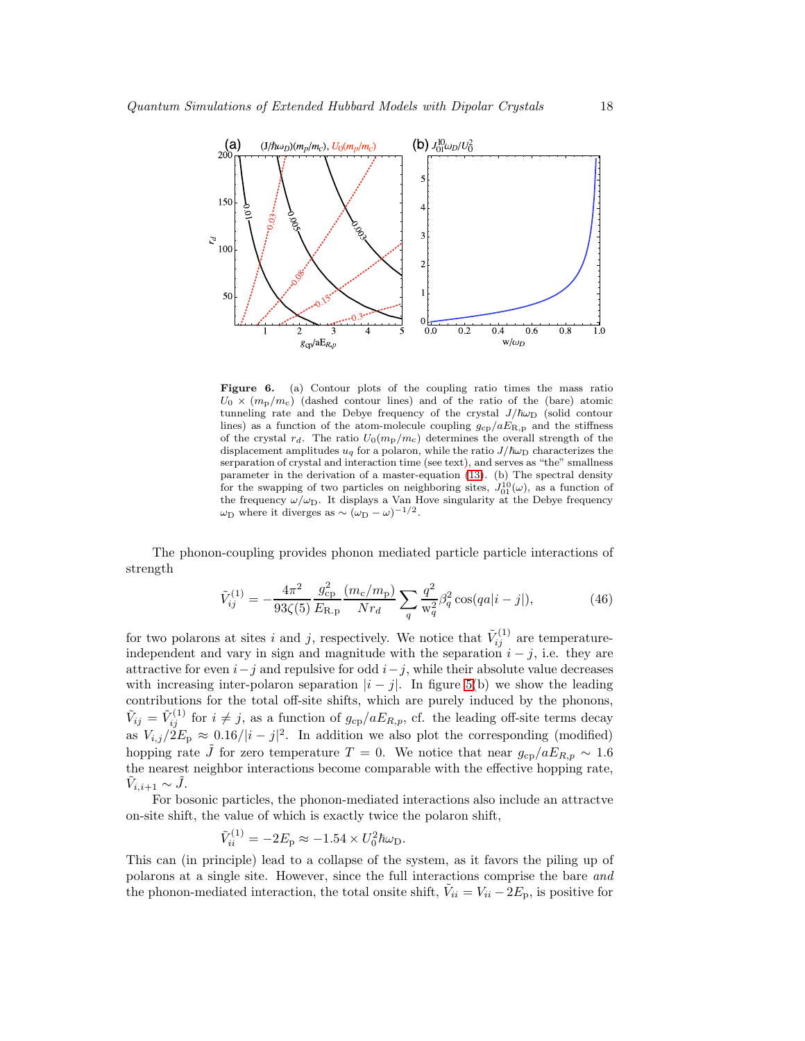**Figure 6.** (a) Contour plots of the coupling ratio times the mass ratio $U_0 \times (m_\mathrm{p}/m_\mathrm{c})$ (dashed contour lines) and of the ratio of the (bare) atomic tunneling rate and the Debye frequency of the crystal $J/\hbar\omega_\mathrm{D}$ (solid contour lines) as a function of the atom-molecule coupling $g_\mathrm{cp}/aE_\mathrm{R,p}$ and the stiffness of the crystal $r_d$. The ratio $U_0(m_\mathrm{p}/m_\mathrm{c})$ determines the overall strength of the displacement amplitudes $u_q$ for a polaron, while the ratio $J/\hbar\omega_\mathrm{D}$ characterizes the serparation of crystal and interaction time (see text), and serves as "the" smallness parameter in the derivation of a master-equation (13). (b) The spectral density for the swapping of two particles on neighboring sites, $J_{01}^{10}(\omega)$, as a function of the frequency $\omega/\omega_\mathrm{D}$. It displays a Van Hove singularity at the Debye frequency $\omega_\mathrm{D}$ where it diverges as $\sim (\omega_\mathrm{D} - \omega)^{-1/2}$.

The phonon-coupling provides phonon mediated particle particle interactions of strength

$$\tilde{V}_{ij}^{(1)} = -\frac{4\pi^2}{93\zeta(5)} \frac{g_\mathrm{cp}^2}{E_\mathrm{R.p}} \frac{(m_\mathrm{c}/m_\mathrm{p})}{N r_d} \sum_q \frac{q^2}{\mathrm{w}_q^2} \beta_q^2 \cos(qa|i-j|), \tag{46}$$

for two polarons at sites $i$ and $j$, respectively. We notice that $\tilde{V}_{ij}^{(1)}$ are temperature-independent and vary in sign and magnitude with the separation $i-j$, i.e. they are attractive for even $i-j$ and repulsive for odd $i-j$, while their absolute value decreases with increasing inter-polaron separation $|i-j|$. In figure 5(b) we show the leading contributions for the total off-site shifts, which are purely induced by the phonons, $\tilde{V}_{ij} = \tilde{V}_{ij}^{(1)}$ for $i \neq j$, as a function of $g_\mathrm{cp}/aE_{R,p}$, cf. the leading off-site terms decay as $V_{i,j}/2E_\mathrm{p} \approx 0.16/|i-j|^2$. In addition we also plot the corresponding (modified) hopping rate $\tilde{J}$ for zero temperature $T = 0$. We notice that near $g_\mathrm{cp}/aE_{R,p} \sim 1.6$ the nearest neighbor interactions become comparable with the effective hopping rate, $\tilde{V}_{i,i+1} \sim \tilde{J}$.

For bosonic particles, the phonon-mediated interactions also include an attractve on-site shift, the value of which is exactly twice the polaron shift,

$$\tilde{V}_{ii}^{(1)} = -2E_\mathrm{p} \approx -1.54 \times U_0^2 \hbar\omega_\mathrm{D}.$$

This can (in principle) lead to a collapse of the system, as it favors the piling up of polarons at a single site. However, since the full interactions comprise the bare *and* the phonon-mediated interaction, the total onsite shift, $\tilde{V}_{ii} = V_{ii} - 2E_\mathrm{p}$, is positive for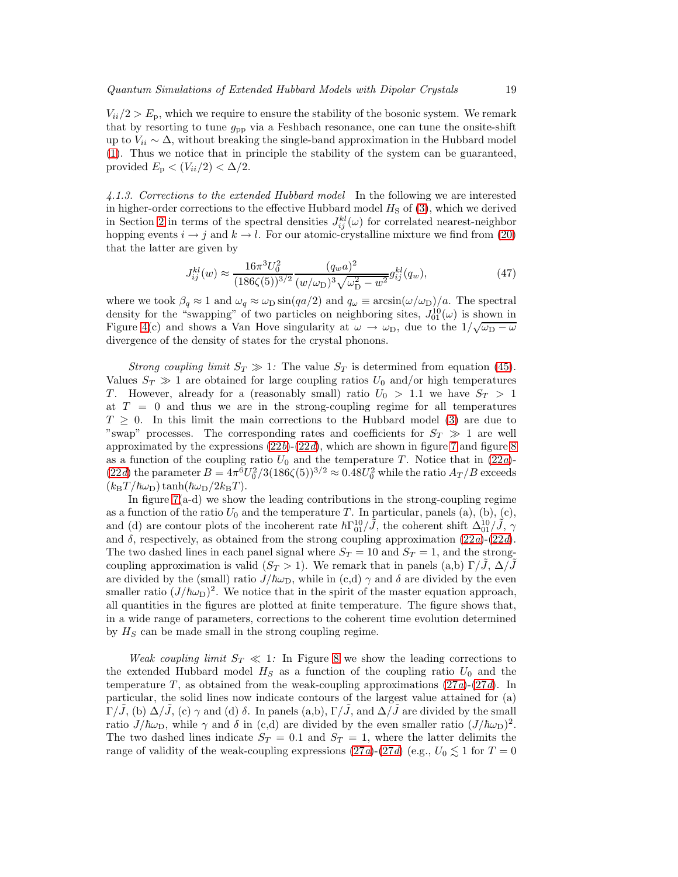$V_{ii}/2 > E_{\rm p}$, which we require to ensure the stability of the bosonic system. We remark that by resorting to tune $g_{\rm pp}$ via a Feshbach resonance, one can tune the onsite-shift up to $V_{ii} \sim \Delta$, without breaking the single-band approximation in the Hubbard model (1). Thus we notice that in principle the stability of the system can be guaranteed, provided $E_{\rm p} < (V_{ii}/2) < \Delta/2$.

*4.1.3. Corrections to the extended Hubbard model* In the following we are interested in higher-order corrections to the effective Hubbard model $H_{\rm S}$ of (3), which we derived in Section 2 in terms of the spectral densities $J_{ij}^{kl}(\omega)$ for correlated nearest-neighbor hopping events $i \to j$ and $k \to l$. For our atomic-crystalline mixture we find from (20) that the latter are given by

$$J_{ij}^{kl}(w) \approx \frac{16\pi^3 U_0^2}{(186\zeta(5))^{3/2}} \frac{(q_w a)^2}{(w/\omega_{\rm D})^3\sqrt{\omega_{\rm D}^2 - w^2}} g_{ij}^{kl}(q_w), \tag{47}$$

where we took $\beta_q \approx 1$ and $\omega_q \approx \omega_{\rm D}\sin(qa/2)$ and $q_\omega \equiv \arcsin(\omega/\omega_{\rm D})/a$. The spectral density for the "swapping" of two particles on neighboring sites, $J_{01}^{10}(\omega)$ is shown in Figure 4(c) and shows a Van Hove singularity at $\omega \to \omega_{\rm D}$, due to the $1/\sqrt{\omega_{\rm D} - \omega}$ divergence of the density of states for the crystal phonons.

*Strong coupling limit $S_T \gg 1$:* The value $S_T$ is determined from equation (45). Values $S_T \gg 1$ are obtained for large coupling ratios $U_0$ and/or high temperatures $T$. However, already for a (reasonably small) ratio $U_0 > 1.1$ we have $S_T > 1$ at $T = 0$ and thus we are in the strong-coupling regime for all temperatures $T \geq 0$. In this limit the main corrections to the Hubbard model (3) are due to "swap" processes. The corresponding rates and coefficients for $S_T \gg 1$ are well approximated by the expressions (22*b*)-(22*d*), which are shown in figure 7 and figure 8 as a function of the coupling ratio $U_0$ and the temperature $T$. Notice that in (22*a*)-(22*d*) the parameter $B = 4\pi^6 U_0^2/3(186\zeta(5))^{3/2} \approx 0.48 U_0^2$ while the ratio $A_T/B$ exceeds $(k_{\rm B}T/\hbar\omega_{\rm D})\tanh(\hbar\omega_{\rm D}/2k_{\rm B}T)$.

In figure 7(a-d) we show the leading contributions in the strong-coupling regime as a function of the ratio $U_0$ and the temperature $T$. In particular, panels (a), (b), (c), and (d) are contour plots of the incoherent rate $\hbar\Gamma_{01}^{10}/\tilde{J}$, the coherent shift $\Delta_{01}^{10}/\tilde{J}$, $\gamma$ and $\delta$, respectively, as obtained from the strong coupling approximation (22*a*)-(22*d*). The two dashed lines in each panel signal where $S_T = 10$ and $S_T = 1$, and the strong-coupling approximation is valid ($S_T > 1$). We remark that in panels (a,b) $\Gamma/\tilde{J}$, $\Delta/\tilde{J}$ are divided by the (small) ratio $J/\hbar\omega_{\rm D}$, while in (c,d) $\gamma$ and $\delta$ are divided by the even smaller ratio $(J/\hbar\omega_{\rm D})^2$. We notice that in the spirit of the master equation approach, all quantities in the figures are plotted at finite temperature. The figure shows that, in a wide range of parameters, corrections to the coherent time evolution determined by $H_S$ can be made small in the strong coupling regime.

*Weak coupling limit $S_T \ll 1$:* In Figure 8 we show the leading corrections to the extended Hubbard model $H_S$ as a function of the coupling ratio $U_0$ and the temperature $T$, as obtained from the weak-coupling approximations (27*a*)-(27*d*). In particular, the solid lines now indicate contours of the largest value attained for (a) $\Gamma/\tilde{J}$, (b) $\Delta/\tilde{J}$, (c) $\gamma$ and (d) $\delta$. In panels (a,b), $\Gamma/\tilde{J}$, and $\Delta/\tilde{J}$ are divided by the small ratio $J/\hbar\omega_{\rm D}$, while $\gamma$ and $\delta$ in (c,d) are divided by the even smaller ratio $(J/\hbar\omega_{\rm D})^2$. The two dashed lines indicate $S_T = 0.1$ and $S_T = 1$, where the latter delimits the range of validity of the weak-coupling expressions (27*a*)-(27*d*) (e.g., $U_0 \lesssim 1$ for $T = 0$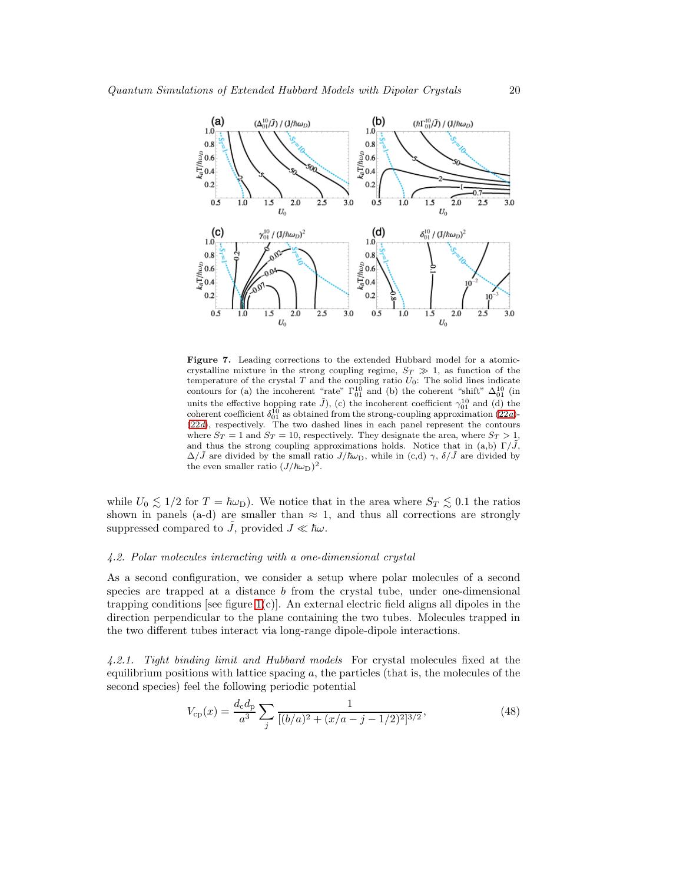**Figure 7.** Leading corrections to the extended Hubbard model for a atomic-crystalline mixture in the strong coupling regime, $S_T \gg 1$, as function of the temperature of the crystal $T$ and the coupling ratio $U_0$: The solid lines indicate contours for (a) the incoherent "rate" $\Gamma^{10}_{01}$ and (b) the coherent "shift" $\Delta^{10}_{01}$ (in units the effective hopping rate $\tilde{J}$), (c) the incoherent coefficient $\gamma^{10}_{01}$ and (d) the coherent coefficient $\delta^{10}_{01}$ as obtained from the strong-coupling approximation (22*a*)-(22*d*), respectively. The two dashed lines in each panel represent the contours where $S_T = 1$ and $S_T = 10$, respectively. They designate the area, where $S_T > 1$, and thus the strong coupling approximations holds. Notice that in (a,b) $\Gamma/\tilde{J}$, $\Delta/\tilde{J}$ are divided by the small ratio $J/\hbar\omega_{\rm D}$, while in (c,d) $\gamma$, $\delta/\tilde{J}$ are divided by the even smaller ratio $(J/\hbar\omega_{\rm D})^2$.

while $U_0 \lesssim 1/2$ for $T = \hbar\omega_{\rm D}$). We notice that in the area where $S_T \lesssim 0.1$ the ratios shown in panels (a-d) are smaller than $\approx 1$, and thus all corrections are strongly suppressed compared to $\tilde{J}$, provided $J \ll \hbar\omega$.

### *4.2. Polar molecules interacting with a one-dimensional crystal*

As a second configuration, we consider a setup where polar molecules of a second species are trapped at a distance $b$ from the crystal tube, under one-dimensional trapping conditions [see figure 1(c)]. An external electric field aligns all dipoles in the direction perpendicular to the plane containing the two tubes. Molecules trapped in the two different tubes interact via long-range dipole-dipole interactions.

*4.2.1. Tight binding limit and Hubbard models* For crystal molecules fixed at the equilibrium positions with lattice spacing $a$, the particles (that is, the molecules of the second species) feel the following periodic potential

$$V_{\rm cp}(x) = \frac{d_{\rm c} d_{\rm p}}{a^3} \sum_j \frac{1}{[(b/a)^2 + (x/a - j - 1/2)^2]^{3/2}}, \tag{48}$$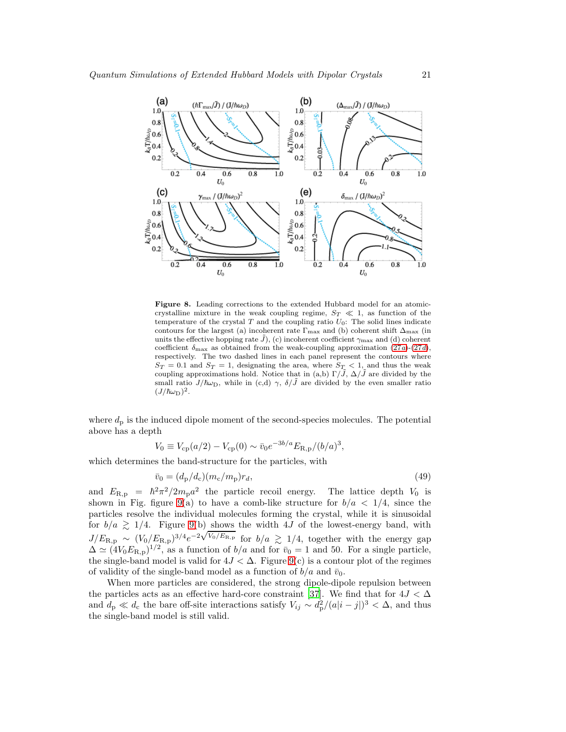**Figure 8.** Leading corrections to the extended Hubbard model for an atomic-crystalline mixture in the weak coupling regime, $S_T \ll 1$, as function of the temperature of the crystal $T$ and the coupling ratio $U_0$: The solid lines indicate contours for the largest (a) incoherent rate $\Gamma_{\max}$ and (b) coherent shift $\Delta_{\max}$ (in units the effective hopping rate $\tilde{J}$), (c) incoherent coefficient $\gamma_{\max}$ and (d) coherent coefficient $\delta_{\max}$ as obtained from the weak-coupling approximation (27a)-(27d), respectively. The two dashed lines in each panel represent the contours where $S_T = 0.1$ and $S_T = 1$, designating the area, where $S_T < 1$, and thus the weak coupling approximations hold. Notice that in (a,b) $\Gamma/\tilde{J}$, $\Delta/\tilde{J}$ are divided by the small ratio $J/\hbar\omega_{\rm D}$, while in (c,d) $\gamma$, $\delta/\tilde{J}$ are divided by the even smaller ratio $(J/\hbar\omega_{\rm D})^2$.

where $d_{\rm p}$ is the induced dipole moment of the second-species molecules. The potential above has a depth

$$V_0 \equiv V_{\rm cp}(a/2) - V_{\rm cp}(0) \sim \bar{v}_0 e^{-3b/a} E_{\rm R,p}/(b/a)^3,$$

which determines the band-structure for the particles, with

$$\bar{v}_0 = (d_{\rm p}/d_{\rm c})(m_{\rm c}/m_{\rm p}) r_d, \tag{49}$$

and $E_{\rm R,p} = \hbar^2\pi^2/2m_{\rm p}a^2$ the particle recoil energy. The lattice depth $V_0$ is shown in Fig. figure 9(a) to have a comb-like structure for $b/a < 1/4$, since the particles resolve the individual molecules forming the crystal, while it is sinusoidal for $b/a \gtrsim 1/4$. Figure 9(b) shows the width $4J$ of the lowest-energy band, with $J/E_{\rm R,p} \sim (V_0/E_{\rm R,p})^{3/4} e^{-2\sqrt{V_0/E_{\rm R,p}}}$ for $b/a \gtrsim 1/4$, together with the energy gap $\Delta \simeq (4V_0 E_{\rm R,p})^{1/2}$, as a function of $b/a$ and for $\bar{v}_0 = 1$ and 50. For a single particle, the single-band model is valid for $4J < \Delta$. Figure 9(c) is a contour plot of the regimes of validity of the single-band model as a function of $b/a$ and $\bar{v}_0$.

When more particles are considered, the strong dipole-dipole repulsion between the particles acts as an effective hard-core constraint [37]. We find that for $4J < \Delta$ and $d_{\rm p} \ll d_{\rm c}$ the bare off-site interactions satisfy $V_{ij} \sim d_{\rm p}^2/(a|i-j|)^3 < \Delta$, and thus the single-band model is still valid.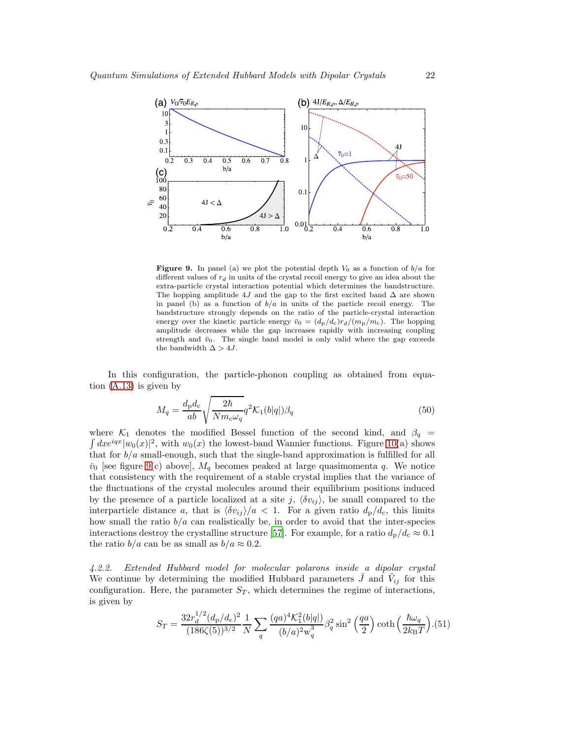**Figure 9.** In panel (a) we plot the potential depth $V_0$ as a function of $b/a$ for different values of $r_d$ in units of the crystal recoil energy to give an idea about the extra-particle crystal interaction potential which determines the bandstructure. The hopping amplitude $4J$ and the gap to the first excited band $\Delta$ are shown in panel (b) as a function of $b/a$ in units of the particle recoil energy. The bandstructure strongly depends on the ratio of the particle-crystal interaction energy over the kinetic particle energy $\bar{v}_0 = (d_\mathrm{p}/d_\mathrm{c})r_d/(m_\mathrm{p}/m_\mathrm{c})$. The hopping amplitude decreases while the gap increases rapidly with increasing coupling strength and $\bar{v}_0$. The single band model is only valid where the gap exceeds the bandwidth $\Delta > 4J$.

In this configuration, the particle-phonon coupling as obtained from equation (A.13) is given by

$$M_q = \frac{d_\mathrm{p} d_\mathrm{c}}{ab}\sqrt{\frac{2\hbar}{N m_\mathrm{c}\omega_q}} q^2 \mathcal{K}_1(b|q|)\beta_q \tag{50}$$

where $\mathcal{K}_1$ denotes the modified Bessel function of the second kind, and $\beta_q = \int dx e^{iqx}|w_0(x)|^2$, with $w_0(x)$ the lowest-band Wannier functions. Figure 10(a) shows that for $b/a$ small-enough, such that the single-band approximation is fulfilled for all $\bar{v}_0$ [see figure 9(c) above], $M_q$ becomes peaked at large quasimomenta $q$. We notice that consistency with the requirement of a stable crystal implies that the variance of the fluctuations of the crystal molecules around their equilibrium positions induced by the presence of a particle localized at a site $j$, $\langle \delta v_{ij}\rangle$, be small compared to the interparticle distance $a$, that is $\langle \delta v_{ij}\rangle/a < 1$. For a given ratio $d_\mathrm{p}/d_\mathrm{c}$, this limits how small the ratio $b/a$ can realistically be, in order to avoid that the inter-species interactions destroy the crystalline structure [57]. For example, for a ratio $d_\mathrm{p}/d_\mathrm{c} \approx 0.1$ the ratio $b/a$ can be as small as $b/a \approx 0.2$.

*4.2.2. Extended Hubbard model for molecular polarons inside a dipolar crystal* We continue by determining the modified Hubbard parameters $\tilde{J}$ and $\tilde{V}_{ij}$ for this configuration. Here, the parameter $S_T$, which determines the regime of interactions, is given by

$$S_T = \frac{32 r_d^{1/2}(d_\mathrm{p}/d_\mathrm{c})^2}{(186\zeta(5))^{3/2}}\frac{1}{N}\sum_q \frac{(qa)^4\mathcal{K}_1^2(b|q|)}{(b/a)^2 \mathrm{w}_q^3}\beta_q^2 \sin^2\left(\frac{qa}{2}\right)\coth\left(\frac{\hbar\omega_q}{2k_\mathrm{B}T}\right). \tag{51}$$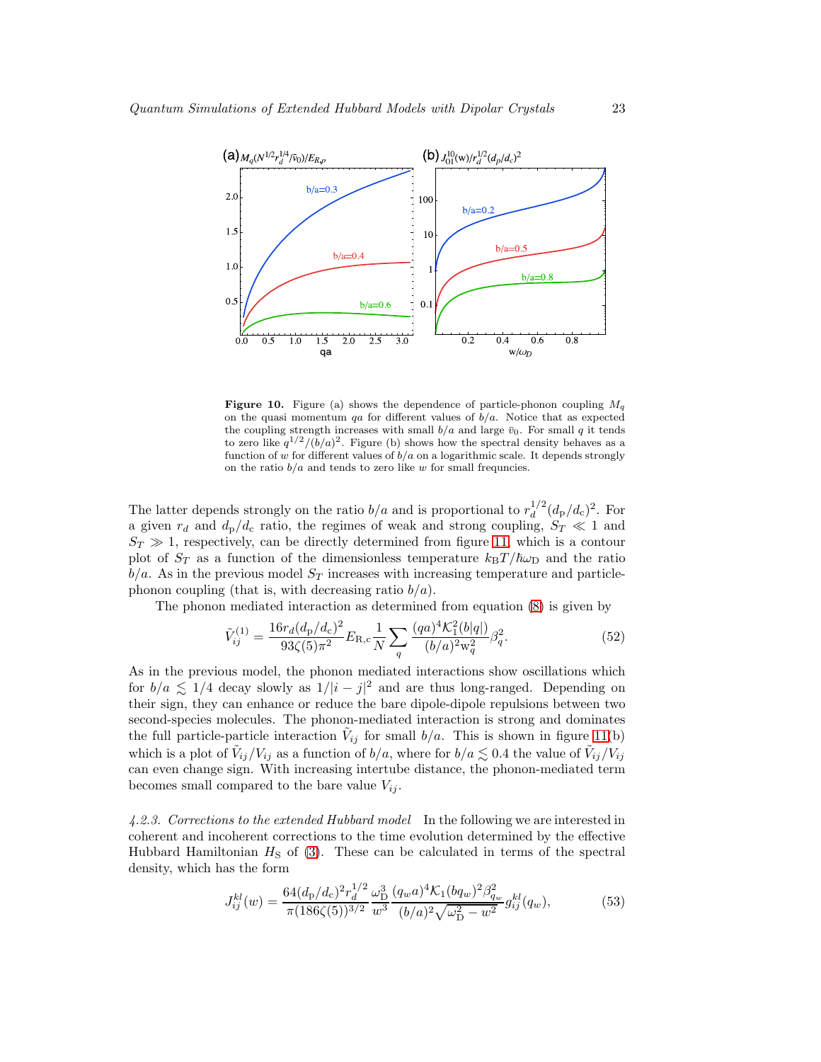**Figure 10.** Figure (a) shows the dependence of particle-phonon coupling $M_q$ on the quasi momentum $qa$ for different values of $b/a$. Notice that as expected the coupling strength increases with small $b/a$ and large $\bar{v}_0$. For small $q$ it tends to zero like $q^{1/2}/(b/a)^2$. Figure (b) shows how the spectral density behaves as a function of $w$ for different values of $b/a$ on a logarithmic scale. It depends strongly on the ratio $b/a$ and tends to zero like $w$ for small frequncies.

The latter depends strongly on the ratio $b/a$ and is proportional to $r_d^{1/2}(d_\mathrm{p}/d_\mathrm{c})^2$. For a given $r_d$ and $d_\mathrm{p}/d_\mathrm{c}$ ratio, the regimes of weak and strong coupling, $S_T \ll 1$ and $S_T \gg 1$, respectively, can be directly determined from figure 11, which is a contour plot of $S_T$ as a function of the dimensionless temperature $k_\mathrm{B}T/\hbar\omega_\mathrm{D}$ and the ratio $b/a$. As in the previous model $S_T$ increases with increasing temperature and particle-phonon coupling (that is, with decreasing ratio $b/a$).

The phonon mediated interaction as determined from equation (8) is given by

$$\tilde{V}_{ij}^{(1)} = \frac{16 r_d (d_\mathrm{p}/d_\mathrm{c})^2}{93\zeta(5)\pi^2} E_{\mathrm{R,c}} \frac{1}{N}\sum_q \frac{(qa)^4 \mathcal{K}_1^2(b|q|)}{(b/a)^2 \mathrm{w}_q^2}\beta_q^2. \tag{52}$$

As in the previous model, the phonon mediated interactions show oscillations which for $b/a \lesssim 1/4$ decay slowly as $1/|i-j|^2$ and are thus long-ranged. Depending on their sign, they can enhance or reduce the bare dipole-dipole repulsions between two second-species molecules. The phonon-mediated interaction is strong and dominates the full particle-particle interaction $\tilde{V}_{ij}$ for small $b/a$. This is shown in figure 11(b) which is a plot of $\tilde{V}_{ij}/V_{ij}$ as a function of $b/a$, where for $b/a \lesssim 0.4$ the value of $\tilde{V}_{ij}/V_{ij}$ can even change sign. With increasing intertube distance, the phonon-mediated term becomes small compared to the bare value $V_{ij}$.

*4.2.3. Corrections to the extended Hubbard model* In the following we are interested in coherent and incoherent corrections to the time evolution determined by the effective Hubbard Hamiltonian $H_\mathrm{S}$ of (3). These can be calculated in terms of the spectral density, which has the form

$$J_{ij}^{kl}(w) = \frac{64 (d_\mathrm{p}/d_\mathrm{c})^2 r_d^{1/2}}{\pi(186\zeta(5))^{3/2}} \frac{\omega_\mathrm{D}^3}{w^3} \frac{(q_w a)^4 \mathcal{K}_1(bq_w)^2 \beta_{q_w}^2}{(b/a)^2\sqrt{\omega_\mathrm{D}^2 - w^2}} g_{ij}^{kl}(q_w), \tag{53}$$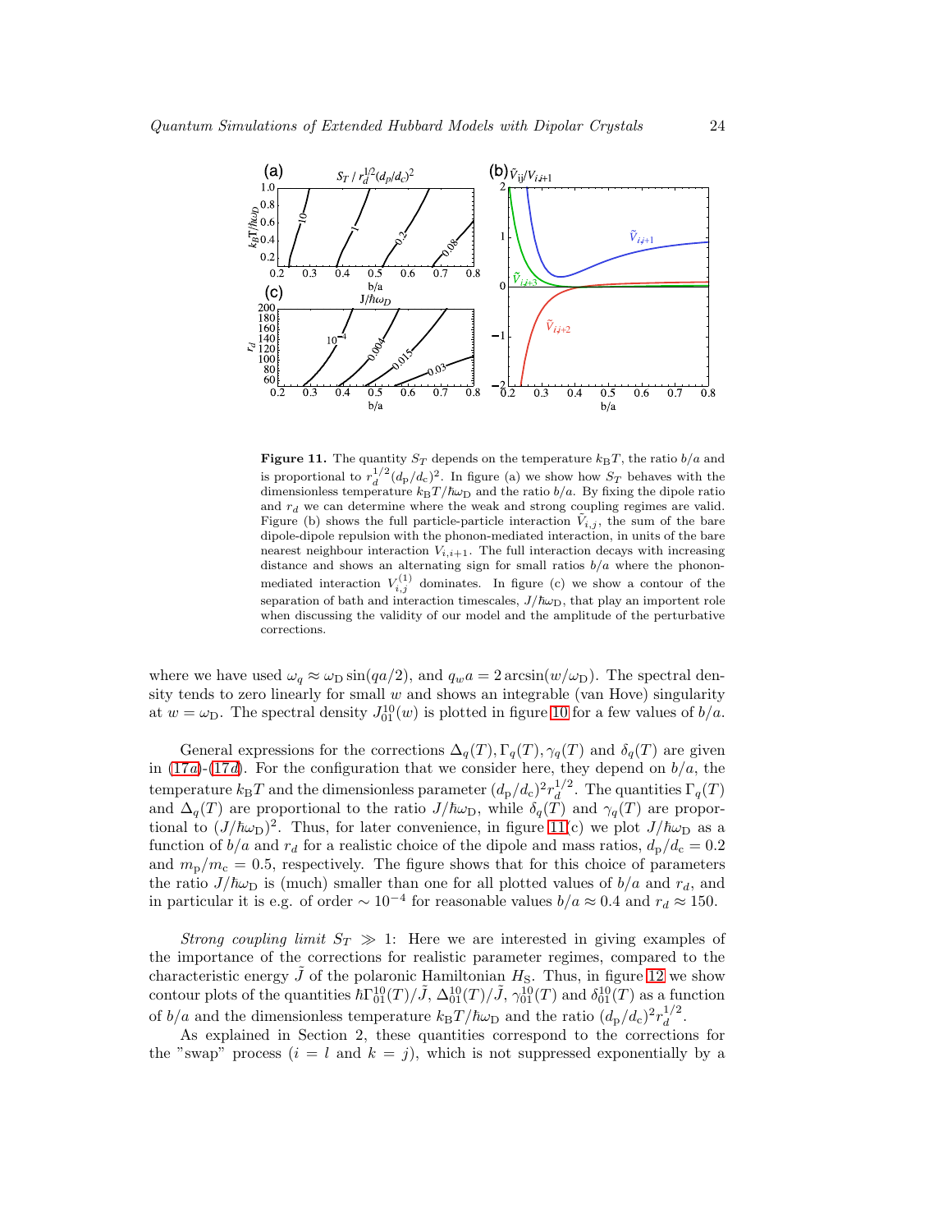**Figure 11.** The quantity $S_T$ depends on the temperature $k_{\rm B}T$, the ratio $b/a$ and is proportional to $r_d^{1/2}(d_{\rm p}/d_{\rm c})^2$. In figure (a) we show how $S_T$ behaves with the dimensionless temperature $k_{\rm B}T/\hbar\omega_{\rm D}$ and the ratio $b/a$. By fixing the dipole ratio and $r_d$ we can determine where the weak and strong coupling regimes are valid. Figure (b) shows the full particle-particle interaction $\tilde{V}_{i,j}$, the sum of the bare dipole-dipole repulsion with the phonon-mediated interaction, in units of the bare nearest neighbour interaction $V_{i,i+1}$. The full interaction decays with increasing distance and shows an alternating sign for small ratios $b/a$ where the phonon-mediated interaction $V_{i,j}^{(1)}$ dominates. In figure (c) we show a contour of the separation of bath and interaction timescales, $J/\hbar\omega_{\rm D}$, that play an importent role when discussing the validity of our model and the amplitude of the perturbative corrections.

where we have used $\omega_q \approx \omega_{\rm D}\sin(qa/2)$, and $q_w a = 2\arcsin(w/\omega_{\rm D})$. The spectral density tends to zero linearly for small $w$ and shows an integrable (van Hove) singularity at $w = \omega_{\rm D}$. The spectral density $J_{01}^{10}(w)$ is plotted in figure 10 for a few values of $b/a$.

General expressions for the corrections $\Delta_q(T), \Gamma_q(T), \gamma_q(T)$ and $\delta_q(T)$ are given in (17*a*)-(17*d*). For the configuration that we consider here, they depend on $b/a$, the temperature $k_{\rm B}T$ and the dimensionless parameter $(d_{\rm p}/d_{\rm c})^2 r_d^{1/2}$. The quantities $\Gamma_q(T)$ and $\Delta_q(T)$ are proportional to the ratio $J/\hbar\omega_{\rm D}$, while $\delta_q(T)$ and $\gamma_q(T)$ are proportional to $(J/\hbar\omega_{\rm D})^2$. Thus, for later convenience, in figure 11(c) we plot $J/\hbar\omega_{\rm D}$ as a function of $b/a$ and $r_d$ for a realistic choice of the dipole and mass ratios, $d_{\rm p}/d_{\rm c} = 0.2$ and $m_{\rm p}/m_{\rm c} = 0.5$, respectively. The figure shows that for this choice of parameters the ratio $J/\hbar\omega_{\rm D}$ is (much) smaller than one for all plotted values of $b/a$ and $r_d$, and in particular it is e.g. of order $\sim 10^{-4}$ for reasonable values $b/a \approx 0.4$ and $r_d \approx 150$.

*Strong coupling limit* $S_T \gg 1$: Here we are interested in giving examples of the importance of the corrections for realistic parameter regimes, compared to the characteristic energy $\tilde{J}$ of the polaronic Hamiltonian $H_{\rm S}$. Thus, in figure 12 we show contour plots of the quantities $\hbar\Gamma_{01}^{10}(T)/\tilde{J}$, $\Delta_{01}^{10}(T)/\tilde{J}$, $\gamma_{01}^{10}(T)$ and $\delta_{01}^{10}(T)$ as a function of $b/a$ and the dimensionless temperature $k_{\rm B}T/\hbar\omega_{\rm D}$ and the ratio $(d_{\rm p}/d_{\rm c})^2 r_d^{1/2}$.

As explained in Section 2, these quantities correspond to the corrections for the "swap" process ($i = l$ and $k = j$), which is not suppressed exponentially by a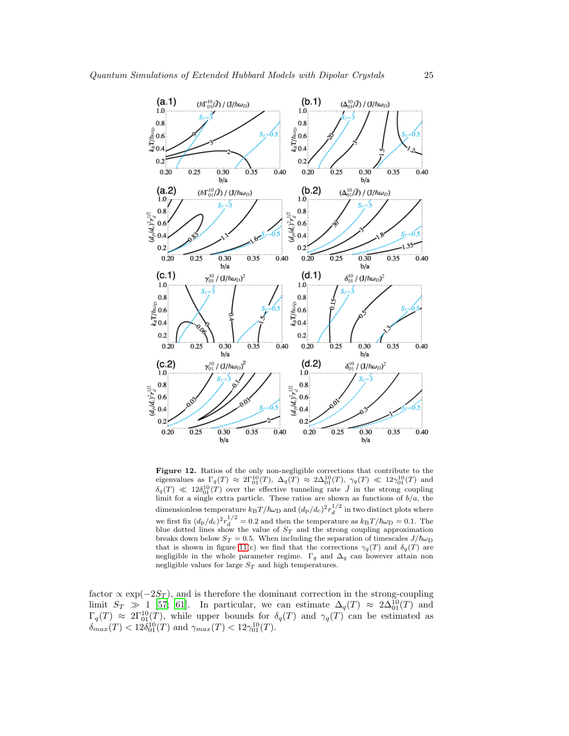**Figure 12.** Ratios of the only non-negligible corrections that contribute to the eigenvalues as $\Gamma_q(T) \approx 2\Gamma_{01}^{10}(T)$, $\Delta_q(T) \approx 2\Delta_{01}^{10}(T)$, $\gamma_q(T) \ll 12\gamma_{01}^{10}(T)$ and $\delta_q(T) \ll 12\delta_{01}^{10}(T)$ over the effective tunneling rate $\tilde{J}$ in the strong coupling limit for a single extra particle. These ratios are shown as functions of $b/a$, the dimensionless temperature $k_B T/\hbar\omega_D$ and $(d_p/d_c)^2 r_d^{1/2}$ in two distinct plots where we first fix $(d_p/d_c)^2 r_d^{1/2} = 0.2$ and then the temperature as $k_B T/\hbar\omega_D = 0.1$. The blue dotted lines show the value of $S_T$ and the strong coupling approximation breaks down below $S_T = 0.5$. When including the separation of timescales $J/\hbar\omega_D$ that is shown in figure 11(c) we find that the corrections $\gamma_q(T)$ and $\delta_q(T)$ are negligible in the whole parameter regime. $\Gamma_q$ and $\Delta_q$ can however attain non negligible values for large $S_T$ and high temperatures.

factor $\propto \exp(-2S_T)$, and is therefore the dominant correction in the strong-coupling limit $S_T \gg 1$ [57, 61]. In particular, we can estimate $\Delta_q(T) \approx 2\Delta_{01}^{10}(T)$ and $\Gamma_q(T) \approx 2\Gamma_{01}^{10}(T)$, while upper bounds for $\delta_q(T)$ and $\gamma_q(T)$ can be estimated as $\delta_{max}(T) < 12\delta_{01}^{10}(T)$ and $\gamma_{max}(T) < 12\gamma_{01}^{10}(T)$.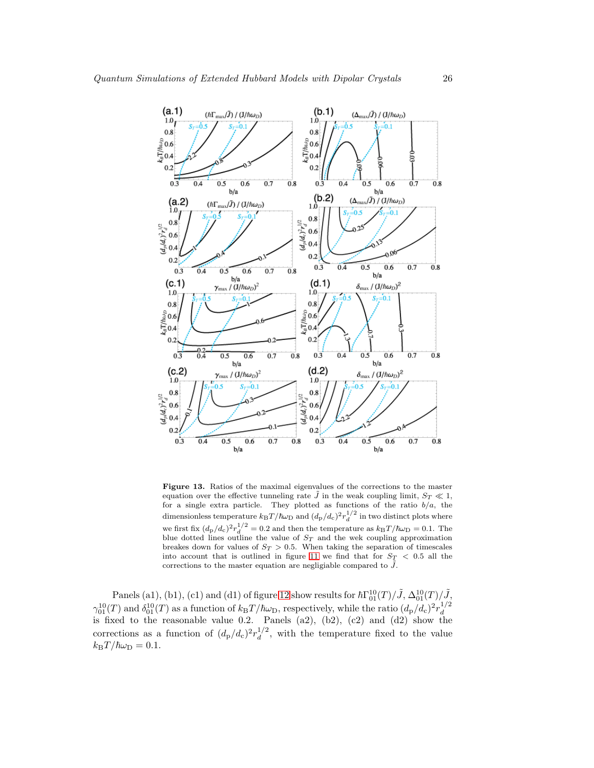**Figure 13.** Ratios of the maximal eigenvalues of the corrections to the master equation over the effective tunneling rate $\tilde{J}$ in the weak coupling limit, $S_T \ll 1$, for a single extra particle. They plotted as functions of the ratio $b/a$, the dimensionless temperature $k_B T/\hbar\omega_D$ and $(d_p/d_c)^2 r_d^{1/2}$ in two distinct plots where we first fix $(d_p/d_c)^2 r_d^{1/2} = 0.2$ and then the temperature as $k_B T/\hbar\omega_D = 0.1$. The blue dotted lines outline the value of $S_T$ and the wek coupling approximation breakes down for values of $S_T > 0.5$. When taking the separation of timescales into account that is outlined in figure 11 we find that for $S_T < 0.5$ all the corrections to the master equation are negligiable compared to $\tilde{J}$.

Panels (a1), (b1), (c1) and (d1) of figure 12 show results for $\hbar\Gamma_{01}^{10}(T)/\tilde{J}$, $\Delta_{01}^{10}(T)/\tilde{J}$, $\gamma_{01}^{10}(T)$ and $\delta_{01}^{10}(T)$ as a function of $k_B T/\hbar\omega_D$, respectively, while the ratio $(d_p/d_c)^2 r_d^{1/2}$ is fixed to the reasonable value 0.2. Panels (a2), (b2), (c2) and (d2) show the corrections as a function of $(d_p/d_c)^2 r_d^{1/2}$, with the temperature fixed to the value $k_B T/\hbar\omega_D = 0.1$.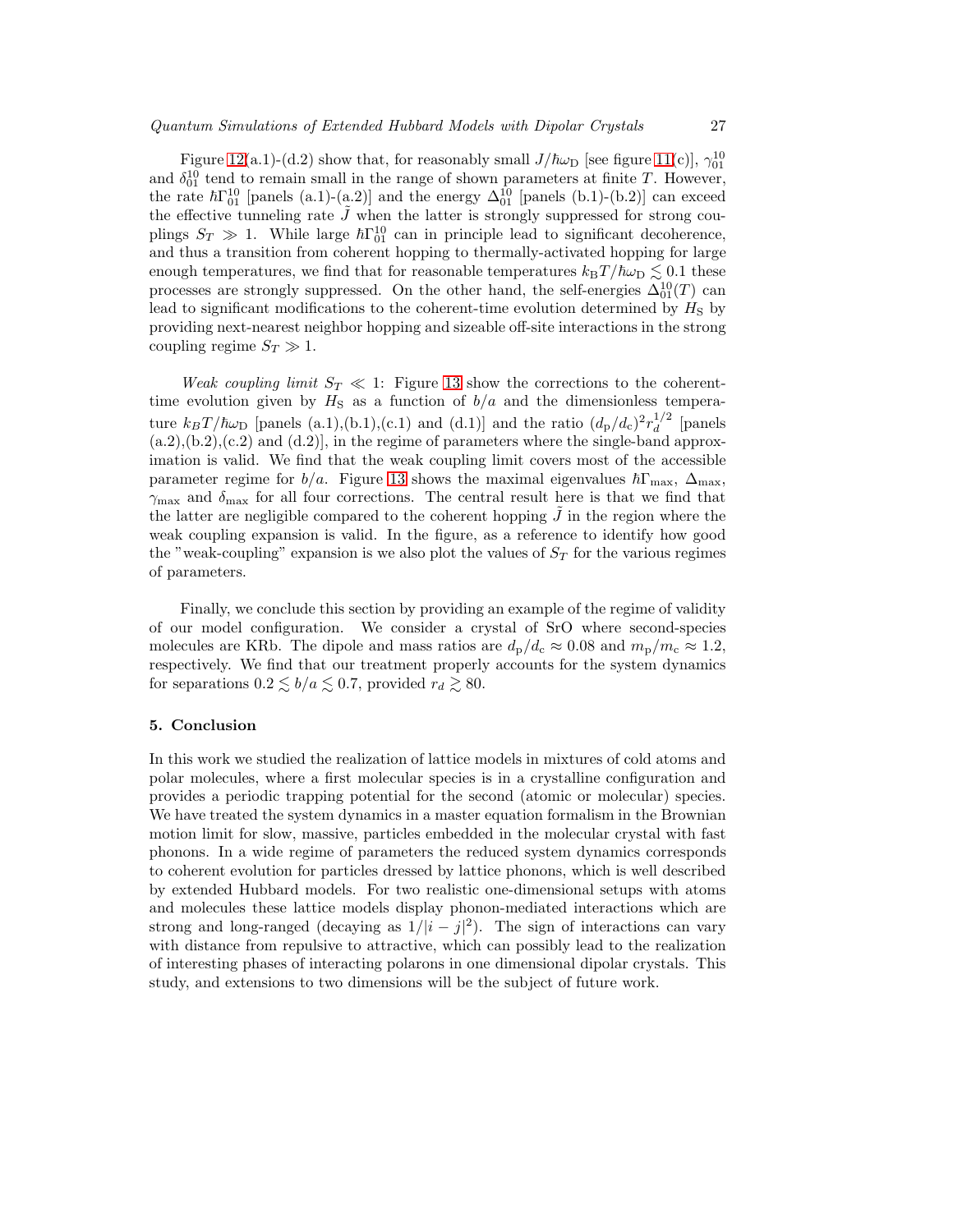Figure 12(a.1)-(d.2) show that, for reasonably small $J/\hbar\omega_{\rm D}$ [see figure 11(c)], $\gamma_{01}^{10}$ and $\delta_{01}^{10}$ tend to remain small in the range of shown parameters at finite $T$. However, the rate $\hbar\Gamma_{01}^{10}$ [panels (a.1)-(a.2)] and the energy $\Delta_{01}^{10}$ [panels (b.1)-(b.2)] can exceed the effective tunneling rate $\tilde{J}$ when the latter is strongly suppressed for strong couplings $S_T \gg 1$. While large $\hbar\Gamma_{01}^{10}$ can in principle lead to significant decoherence, and thus a transition from coherent hopping to thermally-activated hopping for large enough temperatures, we find that for reasonable temperatures $k_{\rm B}T/\hbar\omega_{\rm D} \lesssim 0.1$ these processes are strongly suppressed. On the other hand, the self-energies $\Delta_{01}^{10}(T)$ can lead to significant modifications to the coherent-time evolution determined by $H_{\rm S}$ by providing next-nearest neighbor hopping and sizeable off-site interactions in the strong coupling regime $S_T \gg 1$.

*Weak coupling limit* $S_T \ll 1$: Figure 13 show the corrections to the coherent-time evolution given by $H_{\rm S}$ as a function of $b/a$ and the dimensionless temperature $k_B T/\hbar\omega_{\rm D}$ [panels (a.1),(b.1),(c.1) and (d.1)] and the ratio $(d_{\rm p}/d_{\rm c})^2 r_d^{1/2}$ [panels (a.2),(b.2),(c.2) and (d.2)], in the regime of parameters where the single-band approximation is valid. We find that the weak coupling limit covers most of the accessible parameter regime for $b/a$. Figure 13 shows the maximal eigenvalues $\hbar\Gamma_{\rm max}$, $\Delta_{\rm max}$, $\gamma_{\rm max}$ and $\delta_{\rm max}$ for all four corrections. The central result here is that we find that the latter are negligible compared to the coherent hopping $\tilde{J}$ in the region where the weak coupling expansion is valid. In the figure, as a reference to identify how good the "weak-coupling" expansion is we also plot the values of $S_T$ for the various regimes of parameters.

Finally, we conclude this section by providing an example of the regime of validity of our model configuration. We consider a crystal of SrO where second-species molecules are KRb. The dipole and mass ratios are $d_{\rm p}/d_{\rm c} \approx 0.08$ and $m_{\rm p}/m_{\rm c} \approx 1.2$, respectively. We find that our treatment properly accounts for the system dynamics for separations $0.2 \lesssim b/a \lesssim 0.7$, provided $r_d \gtrsim 80$.

## 5. Conclusion

In this work we studied the realization of lattice models in mixtures of cold atoms and polar molecules, where a first molecular species is in a crystalline configuration and provides a periodic trapping potential for the second (atomic or molecular) species. We have treated the system dynamics in a master equation formalism in the Brownian motion limit for slow, massive, particles embedded in the molecular crystal with fast phonons. In a wide regime of parameters the reduced system dynamics corresponds to coherent evolution for particles dressed by lattice phonons, which is well described by extended Hubbard models. For two realistic one-dimensional setups with atoms and molecules these lattice models display phonon-mediated interactions which are strong and long-ranged (decaying as $1/|i-j|^2$). The sign of interactions can vary with distance from repulsive to attractive, which can possibly lead to the realization of interesting phases of interacting polarons in one dimensional dipolar crystals. This study, and extensions to two dimensions will be the subject of future work.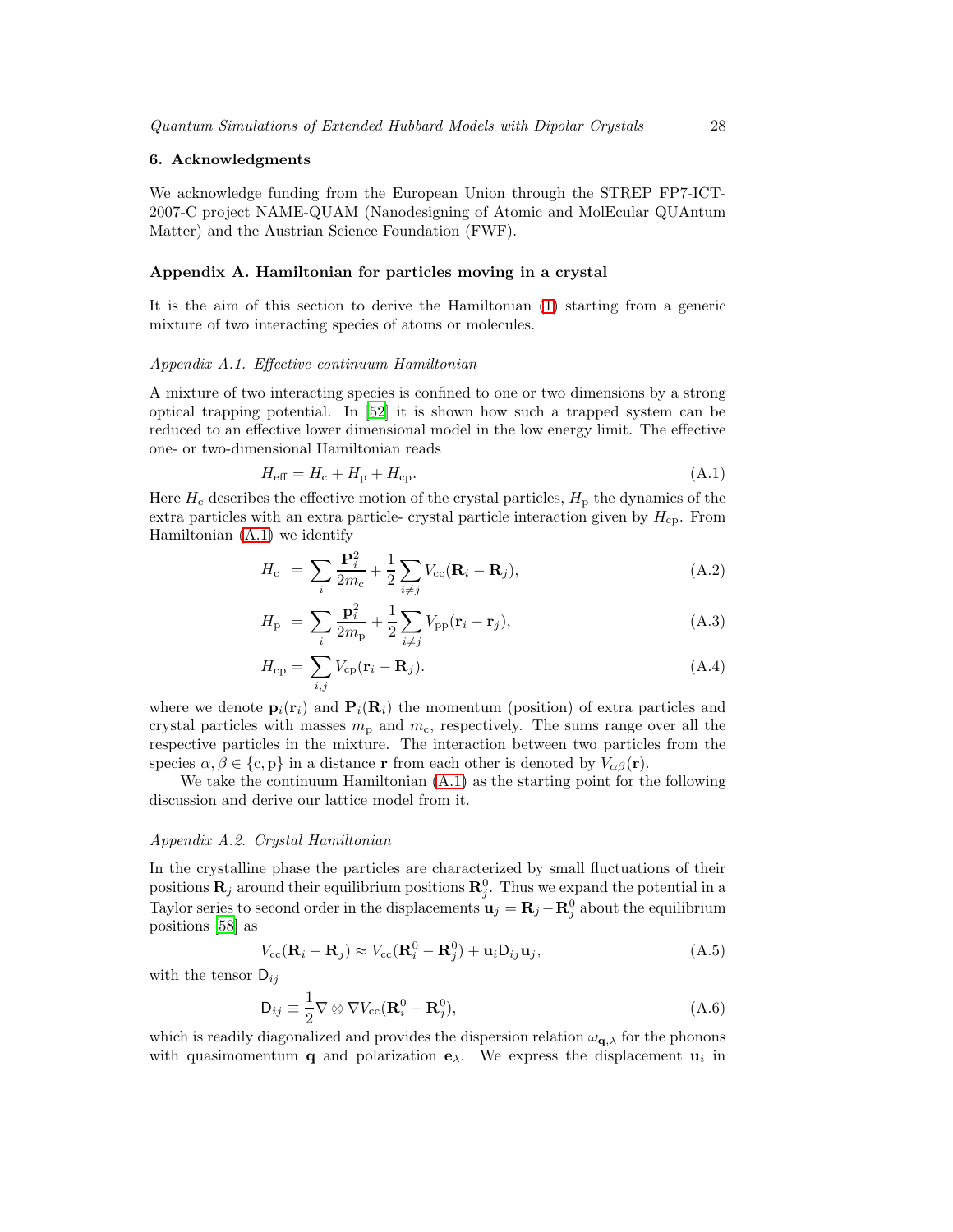## 6. Acknowledgments

We acknowledge funding from the European Union through the STREP FP7-ICT-2007-C project NAME-QUAM (Nanodesigning of Atomic and MolEcular QUAntum Matter) and the Austrian Science Foundation (FWF).

## Appendix A. Hamiltonian for particles moving in a crystal

It is the aim of this section to derive the Hamiltonian (1) starting from a generic mixture of two interacting species of atoms or molecules.

### *Appendix A.1. Effective continuum Hamiltonian*

A mixture of two interacting species is confined to one or two dimensions by a strong optical trapping potential. In [52] it is shown how such a trapped system can be reduced to an effective lower dimensional model in the low energy limit. The effective one- or two-dimensional Hamiltonian reads

$$H_{\text{eff}} = H_{\text{c}} + H_{\text{p}} + H_{\text{cp}}. \tag{A.1}$$

Here $H_{\text{c}}$ describes the effective motion of the crystal particles, $H_{\text{p}}$ the dynamics of the extra particles with an extra particle- crystal particle interaction given by $H_{\text{cp}}$. From Hamiltonian (A.1) we identify

$$H_{\text{c}} = \sum_i \frac{\mathbf{P}_i^2}{2m_{\text{c}}} + \frac{1}{2}\sum_{i \neq j} V_{\text{cc}}(\mathbf{R}_i - \mathbf{R}_j), \tag{A.2}$$

$$H_{\text{p}} = \sum_i \frac{\mathbf{p}_i^2}{2m_{\text{p}}} + \frac{1}{2}\sum_{i \neq j} V_{\text{pp}}(\mathbf{r}_i - \mathbf{r}_j), \tag{A.3}$$

$$H_{\text{cp}} = \sum_{i,j} V_{\text{cp}}(\mathbf{r}_i - \mathbf{R}_j). \tag{A.4}$$

where we denote $\mathbf{p}_i(\mathbf{r}_i)$ and $\mathbf{P}_i(\mathbf{R}_i)$ the momentum (position) of extra particles and crystal particles with masses $m_{\text{p}}$ and $m_{\text{c}}$, respectively. The sums range over all the respective particles in the mixture. The interaction between two particles from the species $\alpha, \beta \in \{\text{c}, \text{p}\}$ in a distance $\mathbf{r}$ from each other is denoted by $V_{\alpha\beta}(\mathbf{r})$.

We take the continuum Hamiltonian (A.1) as the starting point for the following discussion and derive our lattice model from it.

### *Appendix A.2. Crystal Hamiltonian*

In the crystalline phase the particles are characterized by small fluctuations of their positions $\mathbf{R}_j$ around their equilibrium positions $\mathbf{R}_j^0$. Thus we expand the potential in a Taylor series to second order in the displacements $\mathbf{u}_j = \mathbf{R}_j - \mathbf{R}_j^0$ about the equilibrium positions [58] as

$$V_{\text{cc}}(\mathbf{R}_i - \mathbf{R}_j) \approx V_{\text{cc}}(\mathbf{R}_i^0 - \mathbf{R}_j^0) + \mathbf{u}_i \mathsf{D}_{ij} \mathbf{u}_j, \tag{A.5}$$

with the tensor $\mathsf{D}_{ij}$

$$\mathsf{D}_{ij} \equiv \frac{1}{2} \nabla \otimes \nabla V_{\text{cc}}(\mathbf{R}_i^0 - \mathbf{R}_j^0), \tag{A.6}$$

which is readily diagonalized and provides the dispersion relation $\omega_{\mathbf{q},\lambda}$ for the phonons with quasimomentum $\mathbf{q}$ and polarization $\mathbf{e}_\lambda$. We express the displacement $\mathbf{u}_i$ in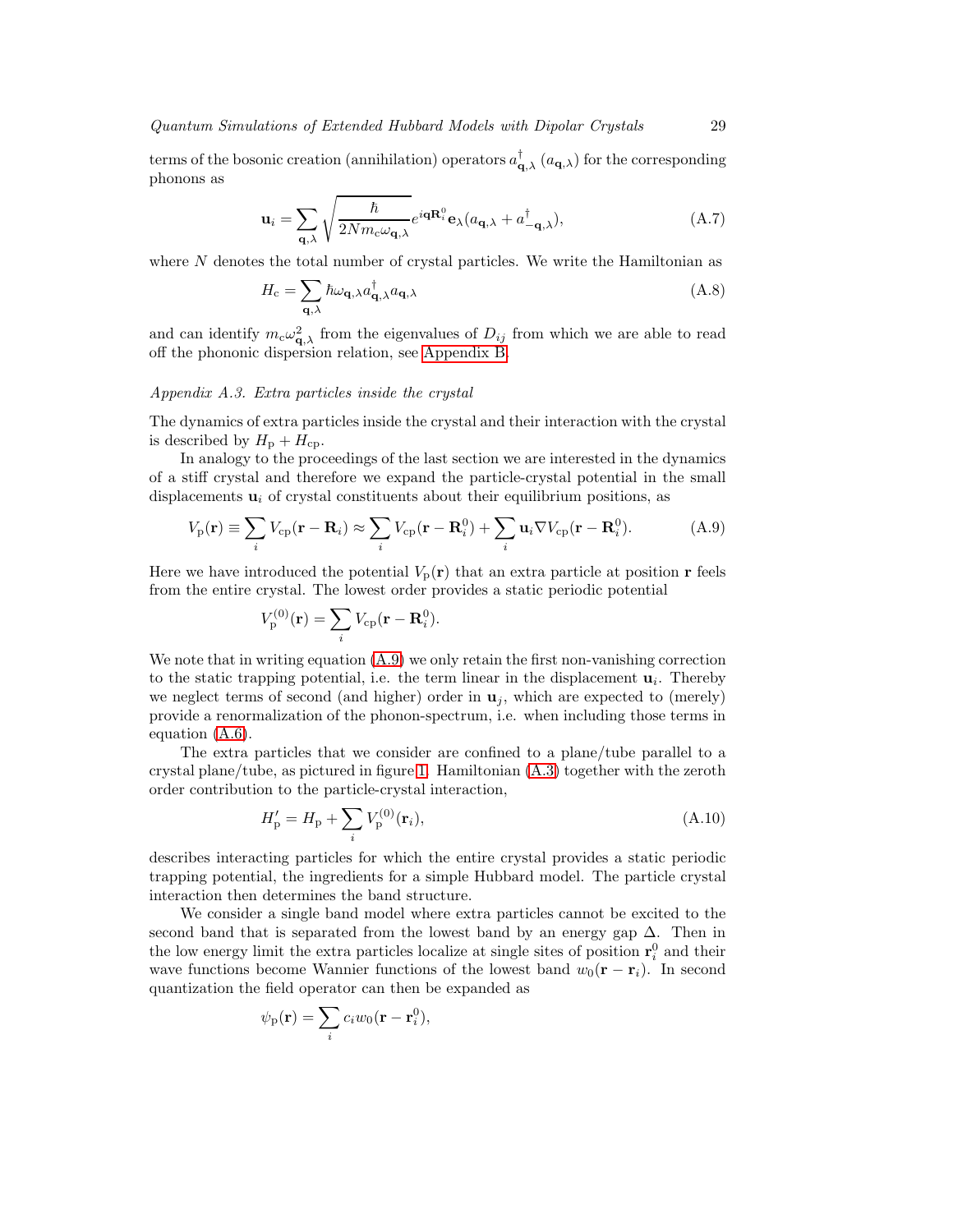terms of the bosonic creation (annihilation) operators $a^\dagger_{\mathbf{q},\lambda}$ ($a_{\mathbf{q},\lambda}$) for the corresponding phonons as

$$\mathbf{u}_i = \sum_{\mathbf{q},\lambda} \sqrt{\frac{\hbar}{2Nm_\mathrm{c}\omega_{\mathbf{q},\lambda}}} e^{i\mathbf{q}\mathbf{R}_i^0} \mathbf{e}_\lambda (a_{\mathbf{q},\lambda} + a^\dagger_{-\mathbf{q},\lambda}), \tag{A.7}$$

where $N$ denotes the total number of crystal particles. We write the Hamiltonian as

$$H_\mathrm{c} = \sum_{\mathbf{q},\lambda} \hbar\omega_{\mathbf{q},\lambda} a^\dagger_{\mathbf{q},\lambda} a_{\mathbf{q},\lambda} \tag{A.8}$$

and can identify $m_\mathrm{c}\omega^2_{\mathbf{q},\lambda}$ from the eigenvalues of $D_{ij}$ from which we are able to read off the phononic dispersion relation, see Appendix B.

*Appendix A.3. Extra particles inside the crystal*

The dynamics of extra particles inside the crystal and their interaction with the crystal is described by $H_\mathrm{p} + H_\mathrm{cp}$.

In analogy to the proceedings of the last section we are interested in the dynamics of a stiff crystal and therefore we expand the particle-crystal potential in the small displacements $\mathbf{u}_i$ of crystal constituents about their equilibrium positions, as

$$V_\mathrm{p}(\mathbf{r}) \equiv \sum_i V_\mathrm{cp}(\mathbf{r} - \mathbf{R}_i) \approx \sum_i V_\mathrm{cp}(\mathbf{r} - \mathbf{R}_i^0) + \sum_i \mathbf{u}_i \nabla V_\mathrm{cp}(\mathbf{r} - \mathbf{R}_i^0). \tag{A.9}$$

Here we have introduced the potential $V_\mathrm{p}(\mathbf{r})$ that an extra particle at position $\mathbf{r}$ feels from the entire crystal. The lowest order provides a static periodic potential

$$V_\mathrm{p}^{(0)}(\mathbf{r}) = \sum_i V_\mathrm{cp}(\mathbf{r} - \mathbf{R}_i^0).$$

We note that in writing equation (A.9) we only retain the first non-vanishing correction to the static trapping potential, i.e. the term linear in the displacement $\mathbf{u}_i$. Thereby we neglect terms of second (and higher) order in $\mathbf{u}_j$, which are expected to (merely) provide a renormalization of the phonon-spectrum, i.e. when including those terms in equation (A.6).

The extra particles that we consider are confined to a plane/tube parallel to a crystal plane/tube, as pictured in figure 1. Hamiltonian (A.3) together with the zeroth order contribution to the particle-crystal interaction,

$$H_\mathrm{p}' = H_\mathrm{p} + \sum_i V_\mathrm{p}^{(0)}(\mathbf{r}_i), \tag{A.10}$$

describes interacting particles for which the entire crystal provides a static periodic trapping potential, the ingredients for a simple Hubbard model. The particle crystal interaction then determines the band structure.

We consider a single band model where extra particles cannot be excited to the second band that is separated from the lowest band by an energy gap $\Delta$. Then in the low energy limit the extra particles localize at single sites of position $\mathbf{r}_i^0$ and their wave functions become Wannier functions of the lowest band $w_0(\mathbf{r} - \mathbf{r}_i)$. In second quantization the field operator can then be expanded as

$$\psi_\mathrm{p}(\mathbf{r}) = \sum_i c_i w_0(\mathbf{r} - \mathbf{r}_i^0),$$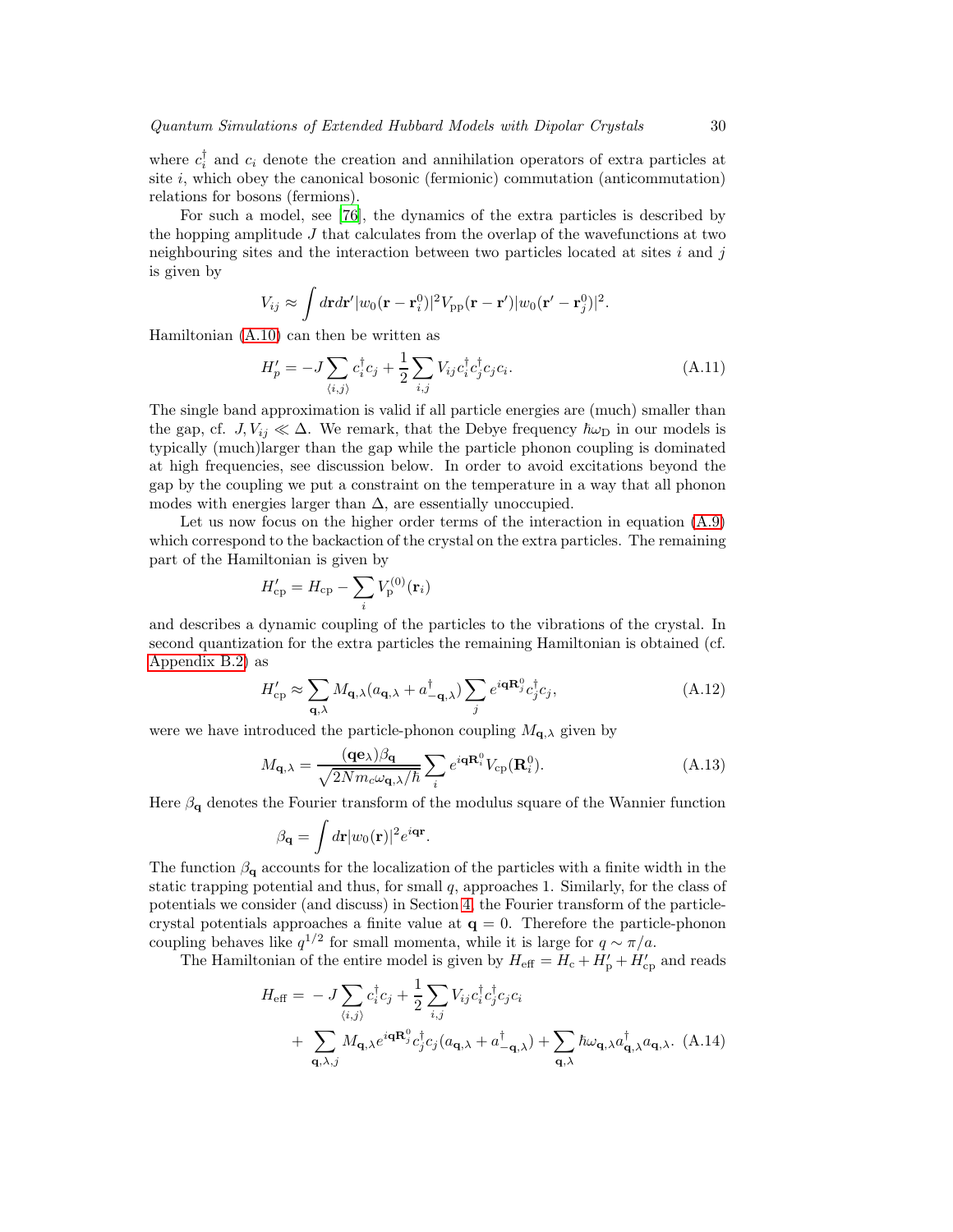where $c_i^\dagger$ and $c_i$ denote the creation and annihilation operators of extra particles at site $i$, which obey the canonical bosonic (fermionic) commutation (anticommutation) relations for bosons (fermions).

For such a model, see [76], the dynamics of the extra particles is described by the hopping amplitude $J$ that calculates from the overlap of the wavefunctions at two neighbouring sites and the interaction between two particles located at sites $i$ and $j$ is given by

$$V_{ij} \approx \int d\mathbf{r}d\mathbf{r}' |w_0(\mathbf{r} - \mathbf{r}_i^0)|^2 V_{\mathrm{pp}}(\mathbf{r} - \mathbf{r}')|w_0(\mathbf{r}' - \mathbf{r}_j^0)|^2.$$

Hamiltonian (A.10) can then be written as

$$H_p' = -J \sum_{\langle i,j \rangle} c_i^\dagger c_j + \frac{1}{2} \sum_{i,j} V_{ij} c_i^\dagger c_j^\dagger c_j c_i. \tag{A.11}$$

The single band approximation is valid if all particle energies are (much) smaller than the gap, cf. $J, V_{ij} \ll \Delta$. We remark, that the Debye frequency $\hbar\omega_{\mathrm{D}}$ in our models is typically (much)larger than the gap while the particle phonon coupling is dominated at high frequencies, see discussion below. In order to avoid excitations beyond the gap by the coupling we put a constraint on the temperature in a way that all phonon modes with energies larger than $\Delta$, are essentially unoccupied.

Let us now focus on the higher order terms of the interaction in equation (A.9) which correspond to the backaction of the crystal on the extra particles. The remaining part of the Hamiltonian is given by

$$H_{\mathrm{cp}}' = H_{\mathrm{cp}} - \sum_i V_{\mathrm{p}}^{(0)}(\mathbf{r}_i)$$

and describes a dynamic coupling of the particles to the vibrations of the crystal. In second quantization for the extra particles the remaining Hamiltonian is obtained (cf. Appendix B.2) as

$$H_{\mathrm{cp}}' \approx \sum_{\mathbf{q},\lambda} M_{\mathbf{q},\lambda}(a_{\mathbf{q},\lambda} + a_{-\mathbf{q},\lambda}^\dagger) \sum_j e^{i\mathbf{q}\mathbf{R}_j^0} c_j^\dagger c_j, \tag{A.12}$$

were we have introduced the particle-phonon coupling $M_{\mathbf{q},\lambda}$ given by

$$M_{\mathbf{q},\lambda} = \frac{(\mathbf{q}\mathbf{e}_\lambda)\beta_{\mathbf{q}}}{\sqrt{2Nm_c\omega_{\mathbf{q},\lambda}/\hbar}} \sum_i e^{i\mathbf{q}\mathbf{R}_i^0} V_{\mathrm{cp}}(\mathbf{R}_i^0). \tag{A.13}$$

Here $\beta_{\mathbf{q}}$ denotes the Fourier transform of the modulus square of the Wannier function

$$\beta_{\mathbf{q}} = \int d\mathbf{r} |w_0(\mathbf{r})|^2 e^{i\mathbf{q}\mathbf{r}}.$$

The function $\beta_{\mathbf{q}}$ accounts for the localization of the particles with a finite width in the static trapping potential and thus, for small $q$, approaches 1. Similarly, for the class of potentials we consider (and discuss) in Section 4, the Fourier transform of the particle-crystal potentials approaches a finite value at $\mathbf{q} = 0$. Therefore the particle-phonon coupling behaves like $q^{1/2}$ for small momenta, while it is large for $q \sim \pi/a$.

The Hamiltonian of the entire model is given by $H_{\mathrm{eff}} = H_{\mathrm{c}} + H_{\mathrm{p}}' + H_{\mathrm{cp}}'$ and reads

$$\begin{aligned} H_{\mathrm{eff}} = & -J \sum_{\langle i,j \rangle} c_i^\dagger c_j + \frac{1}{2} \sum_{i,j} V_{ij} c_i^\dagger c_j^\dagger c_j c_i \\ & + \sum_{\mathbf{q},\lambda,j} M_{\mathbf{q},\lambda} e^{i\mathbf{q}\mathbf{R}_j^0} c_j^\dagger c_j (a_{\mathbf{q},\lambda} + a_{-\mathbf{q},\lambda}^\dagger) + \sum_{\mathbf{q},\lambda} \hbar\omega_{\mathbf{q},\lambda} a_{\mathbf{q},\lambda}^\dagger a_{\mathbf{q},\lambda}. \end{aligned} \tag{A.14}$$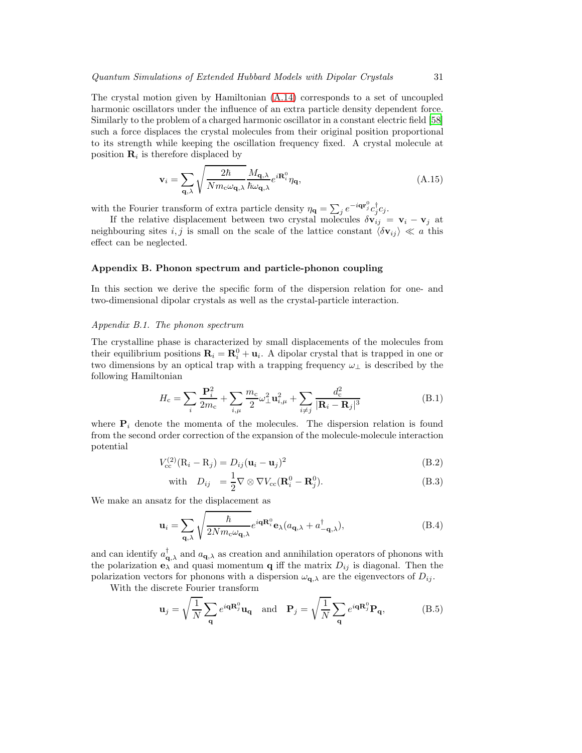The crystal motion given by Hamiltonian (A.14) corresponds to a set of uncoupled harmonic oscillators under the influence of an extra particle density dependent force. Similarly to the problem of a charged harmonic oscillator in a constant electric field [58] such a force displaces the crystal molecules from their original position proportional to its strength while keeping the oscillation frequency fixed. A crystal molecule at position $\mathbf{R}_i$ is therefore displaced by

$$\mathbf{v}_i = \sum_{\mathbf{q},\lambda} \sqrt{\frac{2\hbar}{N m_{\mathrm{c}} \omega_{\mathbf{q},\lambda}}} \frac{M_{\mathbf{q},\lambda}}{\hbar \omega_{\mathbf{q},\lambda}} e^{i\mathbf{R}_i^0} \eta_{\mathbf{q}}, \tag{A.15}$$

with the Fourier transform of extra particle density $\eta_{\mathbf{q}} = \sum_j e^{-i\mathbf{q}\mathbf{r}_j^0} c_j^\dagger c_j$.

If the relative displacement between two crystal molecules $\delta\mathbf{v}_{ij} = \mathbf{v}_i - \mathbf{v}_j$ at neighbouring sites $i, j$ is small on the scale of the lattice constant $\langle \delta\mathbf{v}_{ij} \rangle \ll a$ this effect can be neglected.

## Appendix B. Phonon spectrum and particle-phonon coupling

In this section we derive the specific form of the dispersion relation for one- and two-dimensional dipolar crystals as well as the crystal-particle interaction.

### *Appendix B.1. The phonon spectrum*

The crystalline phase is characterized by small displacements of the molecules from their equilibrium positions $\mathbf{R}_i = \mathbf{R}_i^0 + \mathbf{u}_i$. A dipolar crystal that is trapped in one or two dimensions by an optical trap with a trapping frequency $\omega_\perp$ is described by the following Hamiltonian

$$H_{\mathrm{c}} = \sum_i \frac{\mathbf{P}_i^2}{2m_{\mathrm{c}}} + \sum_{i,\mu} \frac{m_{\mathrm{c}}}{2} \omega_\perp^2 \mathbf{u}_{i,\mu}^2 + \sum_{i \neq j} \frac{d_{\mathrm{c}}^2}{|\mathbf{R}_i - \mathbf{R}_j|^3} \tag{B.1}$$

where $\mathbf{P}_i$ denote the momenta of the molecules. The dispersion relation is found from the second order correction of the expansion of the molecule-molecule interaction potential

$$V_{\mathrm{cc}}^{(2)}(\mathrm{R}_i - \mathrm{R}_j) = D_{ij} (\mathbf{u}_i - \mathbf{u}_j)^2 \tag{B.2}$$

$$\text{with} \quad D_{ij} = \frac{1}{2} \nabla \otimes \nabla V_{\mathrm{cc}}(\mathbf{R}_i^0 - \mathbf{R}_j^0). \tag{B.3}$$

We make an ansatz for the displacement as

$$\mathbf{u}_i = \sum_{\mathbf{q},\lambda} \sqrt{\frac{\hbar}{2 N m_{\mathrm{c}} \omega_{\mathbf{q},\lambda}}} e^{i\mathbf{q}\mathbf{R}_i^0} \mathbf{e}_\lambda (a_{\mathbf{q},\lambda} + a_{-\mathbf{q},\lambda}^\dagger), \tag{B.4}$$

and can identify $a_{\mathbf{q},\lambda}^\dagger$ and $a_{\mathbf{q},\lambda}$ as creation and annihilation operators of phonons with the polarization $\mathbf{e}_\lambda$ and quasi momentum $\mathbf{q}$ iff the matrix $D_{ij}$ is diagonal. Then the polarization vectors for phonons with a dispersion $\omega_{\mathbf{q},\lambda}$ are the eigenvectors of $D_{ij}$.

With the discrete Fourier transform

$$\mathbf{u}_j = \sqrt{\frac{1}{N}} \sum_{\mathbf{q}} e^{i\mathbf{q}\mathbf{R}_j^0} \mathbf{u}_{\mathbf{q}} \quad \text{and} \quad \mathbf{P}_j = \sqrt{\frac{1}{N}} \sum_{\mathbf{q}} e^{i\mathbf{q}\mathbf{R}_j^0} \mathbf{P}_{\mathbf{q}}, \tag{B.5}$$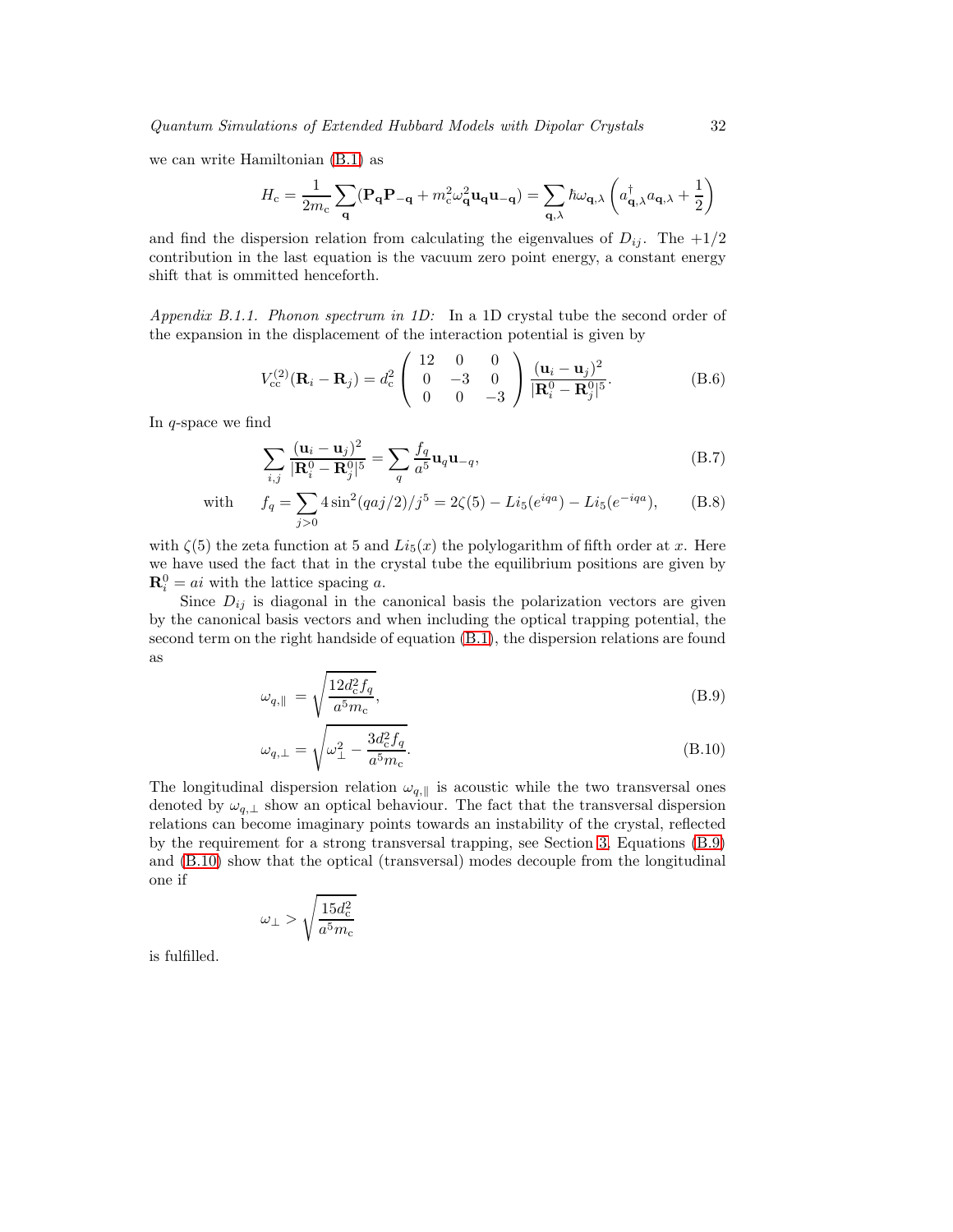we can write Hamiltonian (B.1) as

$$H_{\rm c} = \frac{1}{2m_{\rm c}} \sum_{\mathbf{q}} (\mathbf{P}_{\mathbf{q}}\mathbf{P}_{-\mathbf{q}} + m_{\rm c}^2 \omega_{\mathbf{q}}^2 \mathbf{u}_{\mathbf{q}}\mathbf{u}_{-\mathbf{q}}) = \sum_{\mathbf{q},\lambda} \hbar\omega_{\mathbf{q},\lambda} \left( a^\dagger_{\mathbf{q},\lambda} a_{\mathbf{q},\lambda} + \frac{1}{2} \right)$$

and find the dispersion relation from calculating the eigenvalues of $D_{ij}$. The $+1/2$ contribution in the last equation is the vacuum zero point energy, a constant energy shift that is ommitted henceforth.

*Appendix B.1.1. Phonon spectrum in 1D:* In a 1D crystal tube the second order of the expansion in the displacement of the interaction potential is given by

$$V^{(2)}_{\rm cc}(\mathbf{R}_i - \mathbf{R}_j) = d_{\rm c}^2 \begin{pmatrix} 12 & 0 & 0 \\ 0 & -3 & 0 \\ 0 & 0 & -3 \end{pmatrix} \frac{(\mathbf{u}_i - \mathbf{u}_j)^2}{|\mathbf{R}^0_i - \mathbf{R}^0_j|^5}. \tag{B.6}$$

In $q$-space we find

$$\sum_{i,j} \frac{(\mathbf{u}_i - \mathbf{u}_j)^2}{|\mathbf{R}^0_i - \mathbf{R}^0_j|^5} = \sum_q \frac{f_q}{a^5} \mathbf{u}_q \mathbf{u}_{-q}, \tag{B.7}$$

$$\text{with} \qquad f_q = \sum_{j>0} 4\sin^2(qaj/2)/j^5 = 2\zeta(5) - Li_5(e^{iqa}) - Li_5(e^{-iqa}), \tag{B.8}$$

with $\zeta(5)$ the zeta function at 5 and $Li_5(x)$ the polylogarithm of fifth order at $x$. Here we have used the fact that in the crystal tube the equilibrium positions are given by $\mathbf{R}^0_i = ai$ with the lattice spacing $a$.

Since $D_{ij}$ is diagonal in the canonical basis the polarization vectors are given by the canonical basis vectors and when including the optical trapping potential, the second term on the right handside of equation (B.1), the dispersion relations are found as

$$\omega_{q,\parallel} = \sqrt{\frac{12 d_{\rm c}^2 f_q}{a^5 m_{\rm c}}}, \tag{B.9}$$

$$\omega_{q,\perp} = \sqrt{\omega_\perp^2 - \frac{3 d_{\rm c}^2 f_q}{a^5 m_{\rm c}}}. \tag{B.10}$$

The longitudinal dispersion relation $\omega_{q,\parallel}$ is acoustic while the two transversal ones denoted by $\omega_{q,\perp}$ show an optical behaviour. The fact that the transversal dispersion relations can become imaginary points towards an instability of the crystal, reflected by the requirement for a strong transversal trapping, see Section 3. Equations (B.9) and (B.10) show that the optical (transversal) modes decouple from the longitudinal one if

$$\omega_\perp > \sqrt{\frac{15 d_{\rm c}^2}{a^5 m_{\rm c}}}$$

is fulfilled.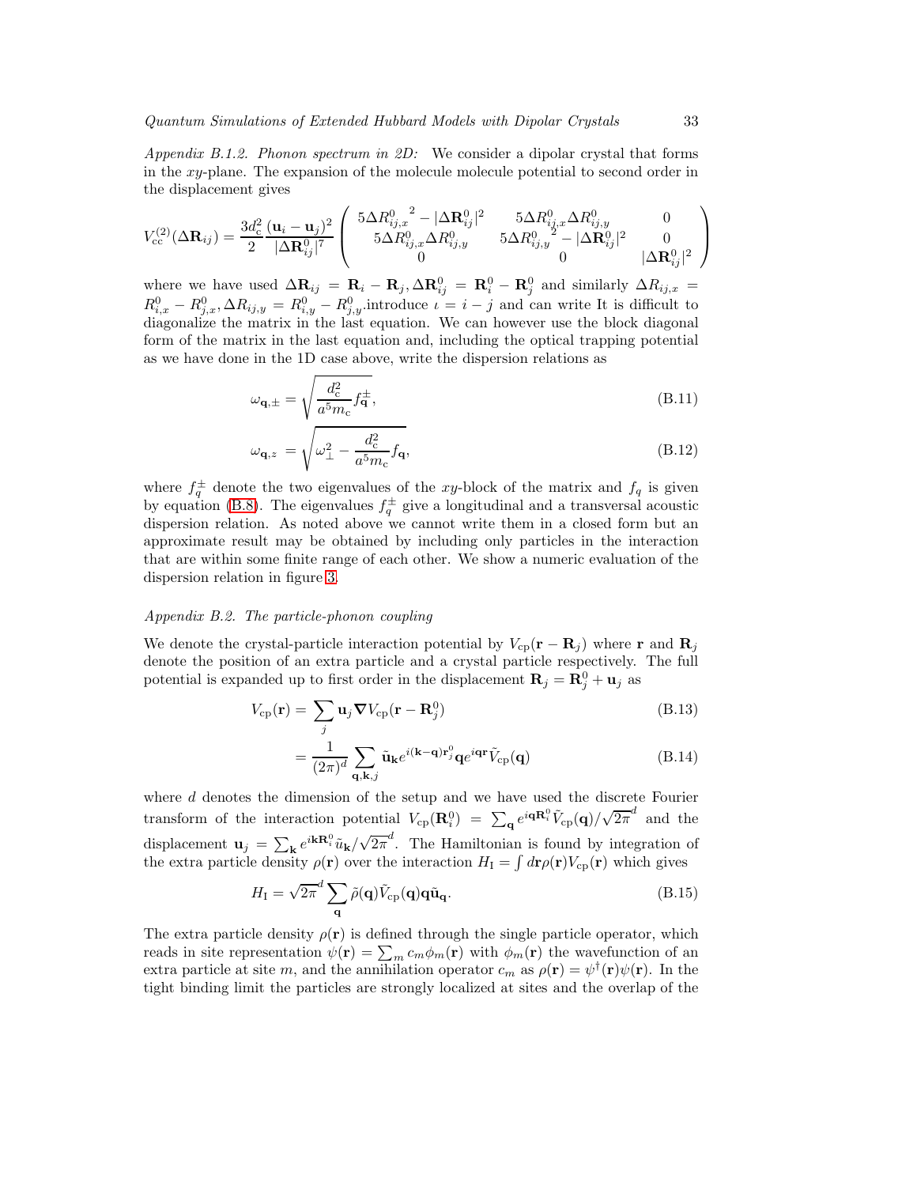*Appendix B.1.2. Phonon spectrum in 2D:* We consider a dipolar crystal that forms in the $xy$-plane. The expansion of the molecule molecule potential to second order in the displacement gives

$$V_{\rm cc}^{(2)}(\Delta\mathbf{R}_{ij}) = \frac{3d_{\rm c}^2}{2}\frac{(\mathbf{u}_i-\mathbf{u}_j)^2}{|\Delta\mathbf{R}_{ij}^0|^7}\begin{pmatrix} 5\Delta R_{ij,x}^{0\;2} - |\Delta\mathbf{R}_{ij}^0|^2 & 5\Delta R_{ij,x}^0\Delta R_{ij,y}^0 & 0 \\ 5\Delta R_{ij,x}^0\Delta R_{ij,y}^0 & 5\Delta R_{ij,y}^{0\;2} - |\Delta\mathbf{R}_{ij}^0|^2 & 0 \\ 0 & 0 & |\Delta\mathbf{R}_{ij}^0|^2 \end{pmatrix}$$

where we have used $\Delta\mathbf{R}_{ij} = \mathbf{R}_i - \mathbf{R}_j, \Delta\mathbf{R}_{ij}^0 = \mathbf{R}_i^0 - \mathbf{R}_j^0$ and similarly $\Delta R_{ij,x} = R_{i,x}^0 - R_{j,x}^0, \Delta R_{ij,y} = R_{i,y}^0 - R_{j,y}^0$.introduce $\iota = i - j$ and can write It is difficult to diagonalize the matrix in the last equation. We can however use the block diagonal form of the matrix in the last equation and, including the optical trapping potential as we have done in the 1D case above, write the dispersion relations as

$$\omega_{\mathbf{q},\pm} = \sqrt{\frac{d_{\rm c}^2}{a^5 m_{\rm c}} f_{\mathbf{q}}^{\pm}}, \tag{B.11}$$

$$\omega_{\mathbf{q},z} = \sqrt{\omega_\perp^2 - \frac{d_{\rm c}^2}{a^5 m_{\rm c}} f_{\mathbf{q}}}, \tag{B.12}$$

where $f_q^{\pm}$ denote the two eigenvalues of the $xy$-block of the matrix and $f_q$ is given by equation (B.8). The eigenvalues $f_q^{\pm}$ give a longitudinal and a transversal acoustic dispersion relation. As noted above we cannot write them in a closed form but an approximate result may be obtained by including only particles in the interaction that are within some finite range of each other. We show a numeric evaluation of the dispersion relation in figure 3.

*Appendix B.2. The particle-phonon coupling*

We denote the crystal-particle interaction potential by $V_{\rm cp}(\mathbf{r} - \mathbf{R}_j)$ where $\mathbf{r}$ and $\mathbf{R}_j$ denote the position of an extra particle and a crystal particle respectively. The full potential is expanded up to first order in the displacement $\mathbf{R}_j = \mathbf{R}_j^0 + \mathbf{u}_j$ as

$$V_{\rm cp}(\mathbf{r}) = \sum_j \mathbf{u}_j \boldsymbol{\nabla} V_{\rm cp}(\mathbf{r} - \mathbf{R}_j^0) \tag{B.13}$$

$$= \frac{1}{(2\pi)^d}\sum_{\mathbf{q},\mathbf{k},j} \tilde{\mathbf{u}}_{\mathbf{k}} e^{i(\mathbf{k}-\mathbf{q})\mathbf{r}_j^0}\mathbf{q} e^{i\mathbf{q}\mathbf{r}}\tilde{V}_{\rm cp}(\mathbf{q}) \tag{B.14}$$

where $d$ denotes the dimension of the setup and we have used the discrete Fourier transform of the interaction potential $V_{\rm cp}(\mathbf{R}_i^0) = \sum_{\mathbf{q}} e^{i\mathbf{q}\mathbf{R}_i^0}\tilde{V}_{\rm cp}(\mathbf{q})/\sqrt{2\pi}^d$ and the displacement $\mathbf{u}_j = \sum_{\mathbf{k}} e^{i\mathbf{k}\mathbf{R}_i^0}\tilde{u}_{\mathbf{k}}/\sqrt{2\pi}^d$. The Hamiltonian is found by integration of the extra particle density $\rho(\mathbf{r})$ over the interaction $H_{\rm I} = \int d\mathbf{r}\rho(\mathbf{r})V_{\rm cp}(\mathbf{r})$ which gives

$$H_{\rm I} = \sqrt{2\pi}^d \sum_{\mathbf{q}} \tilde{\rho}(\mathbf{q})\tilde{V}_{\rm cp}(\mathbf{q})\mathbf{q}\tilde{\mathbf{u}}_{\mathbf{q}}. \tag{B.15}$$

The extra particle density $\rho(\mathbf{r})$ is defined through the single particle operator, which reads in site representation $\psi(\mathbf{r}) = \sum_m c_m\phi_m(\mathbf{r})$ with $\phi_m(\mathbf{r})$ the wavefunction of an extra particle at site $m$, and the annihilation operator $c_m$ as $\rho(\mathbf{r}) = \psi^\dagger(\mathbf{r})\psi(\mathbf{r})$. In the tight binding limit the particles are strongly localized at sites and the overlap of the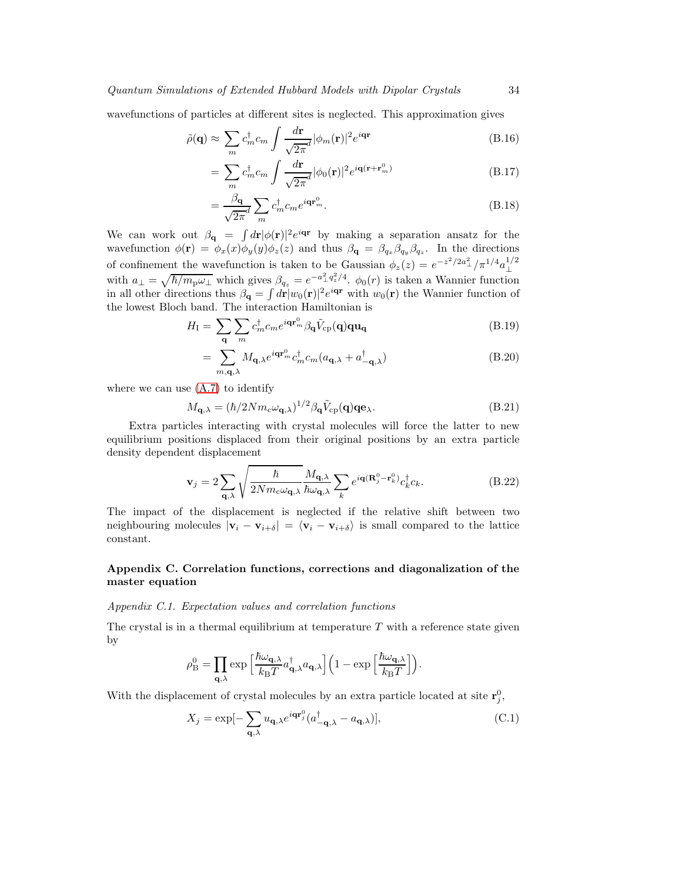wavefunctions of particles at different sites is neglected. This approximation gives

$$\tilde{\rho}(\mathbf{q}) \approx \sum_m c_m^\dagger c_m \int \frac{d\mathbf{r}}{\sqrt{2\pi}^d} |\phi_m(\mathbf{r})|^2 e^{i\mathbf{q}\mathbf{r}} \tag{B.16}$$

$$= \sum_m c_m^\dagger c_m \int \frac{d\mathbf{r}}{\sqrt{2\pi}^d} |\phi_0(\mathbf{r})|^2 e^{i\mathbf{q}(\mathbf{r}+\mathbf{r}_m^0)} \tag{B.17}$$

$$= \frac{\beta_\mathbf{q}}{\sqrt{2\pi}^d} \sum_m c_m^\dagger c_m e^{i\mathbf{q}\mathbf{r}_m^0}. \tag{B.18}$$

We can work out $\beta_\mathbf{q} = \int d\mathbf{r} |\phi(\mathbf{r})|^2 e^{i\mathbf{q}\mathbf{r}}$ by making a separation ansatz for the wavefunction $\phi(\mathbf{r}) = \phi_x(x)\phi_y(y)\phi_z(z)$ and thus $\beta_\mathbf{q} = \beta_{q_x}\beta_{q_y}\beta_{q_z}$. In the directions of confinement the wavefunction is taken to be Gaussian $\phi_z(z) = e^{-z^2/2a_\perp^2}/\pi^{1/4}a_\perp^{1/2}$ with $a_\perp = \sqrt{\hbar/m_\mathrm{p}\omega_\perp}$ which gives $\beta_{q_z} = e^{-a_\perp^2 q_z^2/4}$. $\phi_0(r)$ is taken a Wannier function in all other directions thus $\beta_\mathbf{q} = \int d\mathbf{r} |w_0(\mathbf{r})|^2 e^{i\mathbf{q}\mathbf{r}}$ with $w_0(\mathbf{r})$ the Wannier function of the lowest Bloch band. The interaction Hamiltonian is

$$H_\mathrm{I} = \sum_\mathbf{q} \sum_m c_m^\dagger c_m e^{i\mathbf{q}\mathbf{r}_m^0} \beta_\mathbf{q} \tilde{V}_\mathrm{cp}(\mathbf{q}) \mathbf{q}\mathbf{u}_\mathbf{q} \tag{B.19}$$

$$= \sum_{m,\mathbf{q},\lambda} M_{\mathbf{q},\lambda} e^{i\mathbf{q}\mathbf{r}_m^0} c_m^\dagger c_m (a_{\mathbf{q},\lambda} + a_{-\mathbf{q},\lambda}^\dagger) \tag{B.20}$$

where we can use (A.7) to identify

$$M_{\mathbf{q},\lambda} = (\hbar/2Nm_\mathrm{c}\omega_{\mathbf{q},\lambda})^{1/2} \beta_\mathbf{q} \tilde{V}_\mathrm{cp}(\mathbf{q}) \mathbf{q}\mathbf{e}_\lambda. \tag{B.21}$$

Extra particles interacting with crystal molecules will force the latter to new equilibrium positions displaced from their original positions by an extra particle density dependent displacement

$$\mathbf{v}_j = 2 \sum_{\mathbf{q},\lambda} \sqrt{\frac{\hbar}{2Nm_\mathrm{c}\omega_{\mathbf{q},\lambda}}} \frac{M_{\mathbf{q},\lambda}}{\hbar\omega_{\mathbf{q},\lambda}} \sum_k e^{i\mathbf{q}(\mathbf{R}_j^0 - \mathbf{r}_k^0)} c_k^\dagger c_k. \tag{B.22}$$

The impact of the displacement is neglected if the relative shift between two neighbouring molecules $|\mathbf{v}_i - \mathbf{v}_{i+\delta}| = \langle \mathbf{v}_i - \mathbf{v}_{i+\delta} \rangle$ is small compared to the lattice constant.

## Appendix C. Correlation functions, corrections and diagonalization of the master equation

### *Appendix C.1. Expectation values and correlation functions*

The crystal is in a thermal equilibrium at temperature $T$ with a reference state given by

$$\rho_\mathrm{B}^0 = \prod_{\mathbf{q},\lambda} \exp\Big[\frac{\hbar\omega_{\mathbf{q},\lambda}}{k_\mathrm{B}T} a_{\mathbf{q},\lambda}^\dagger a_{\mathbf{q},\lambda}\Big] \Big(1 - \exp\Big[\frac{\hbar\omega_{\mathbf{q},\lambda}}{k_\mathrm{B}T}\Big]\Big).$$

With the displacement of crystal molecules by an extra particle located at site $\mathbf{r}_j^0$,

$$X_j = \exp[-\sum_{\mathbf{q},\lambda} u_{\mathbf{q},\lambda} e^{i\mathbf{q}\mathbf{r}_j^0} (a_{-\mathbf{q},\lambda}^\dagger - a_{\mathbf{q},\lambda})], \tag{C.1}$$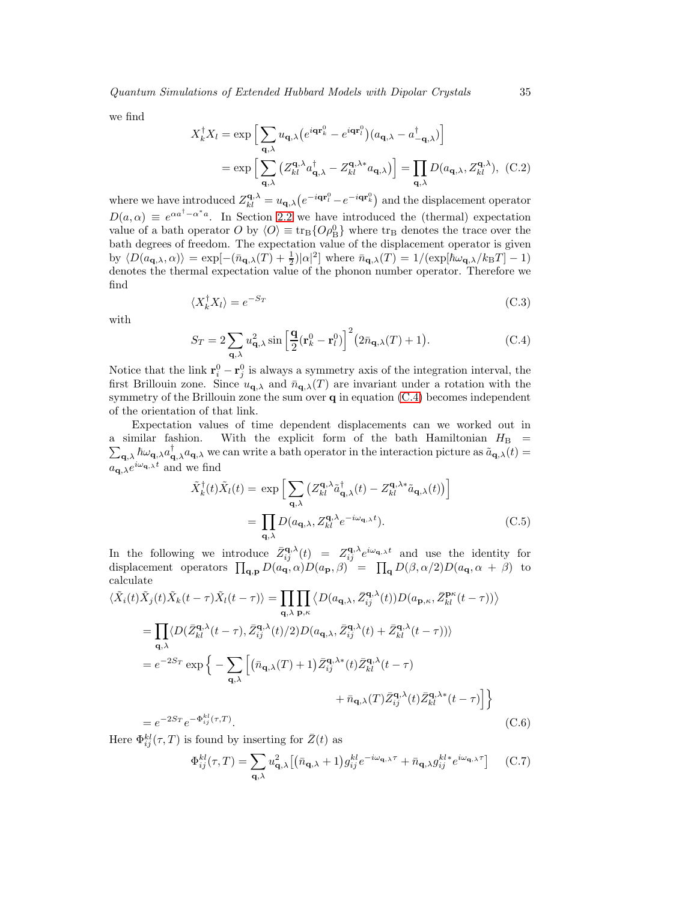we find

$$X_k^\dagger X_l = \exp\Big[\sum_{\mathbf{q},\lambda} u_{\mathbf{q},\lambda}\big(e^{i\mathbf{q}\mathbf{r}_k^0} - e^{i\mathbf{q}\mathbf{r}_l^0}\big)(a_{\mathbf{q},\lambda} - a^\dagger_{-\mathbf{q},\lambda})\Big]$$

$$= \exp\Big[\sum_{\mathbf{q},\lambda}\big(Z_{kl}^{\mathbf{q},\lambda} a^\dagger_{\mathbf{q},\lambda} - Z_{kl}^{\mathbf{q},\lambda *} a_{\mathbf{q},\lambda}\big)\Big] = \prod_{\mathbf{q},\lambda} D(a_{\mathbf{q},\lambda}, Z_{kl}^{\mathbf{q},\lambda}), \quad \text{(C.2)}$$

where we have introduced $Z_{kl}^{\mathbf{q},\lambda} = u_{\mathbf{q},\lambda}\big(e^{-i\mathbf{q}\mathbf{r}_l^0} - e^{-i\mathbf{q}\mathbf{r}_k^0}\big)$ and the displacement operator $D(a,\alpha) \equiv e^{\alpha a^\dagger - \alpha^* a}$. In Section 2.2 we have introduced the (thermal) expectation value of a bath operator $O$ by $\langle O\rangle \equiv \mathrm{tr}_\mathrm{B}\{O\rho_\mathrm{B}^0\}$ where $\mathrm{tr}_\mathrm{B}$ denotes the trace over the bath degrees of freedom. The expectation value of the displacement operator is given by $\langle D(a_{\mathbf{q},\lambda},\alpha)\rangle = \exp[-(\bar n_{\mathbf{q},\lambda}(T) + \frac{1}{2})|\alpha|^2]$ where $\bar n_{\mathbf{q},\lambda}(T) = 1/(\exp[\hbar\omega_{\mathbf{q},\lambda}/k_\mathrm{B}T] - 1)$ denotes the thermal expectation value of the phonon number operator. Therefore we find

$$\langle X_k^\dagger X_l\rangle = e^{-S_T} \quad \text{(C.3)}$$

with

$$S_T = 2\sum_{\mathbf{q},\lambda} u^2_{\mathbf{q},\lambda}\sin\Big[\frac{\mathbf{q}}{2}(\mathbf{r}_k^0 - \mathbf{r}_l^0)\Big]^2\big(2\bar n_{\mathbf{q},\lambda}(T) + 1\big). \quad \text{(C.4)}$$

Notice that the link $\mathbf{r}_i^0 - \mathbf{r}_j^0$ is always a symmetry axis of the integration interval, the first Brillouin zone. Since $u_{\mathbf{q},\lambda}$ and $\bar n_{\mathbf{q},\lambda}(T)$ are invariant under a rotation with the symmetry of the Brillouin zone the sum over $\mathbf{q}$ in equation (C.4) becomes independent of the orientation of that link.

Expectation values of time dependent displacements can we worked out in a similar fashion. With the explicit form of the bath Hamiltonian $H_\mathrm{B} = \sum_{\mathbf{q},\lambda}\hbar\omega_{\mathbf{q},\lambda}a^\dagger_{\mathbf{q},\lambda}a_{\mathbf{q},\lambda}$ we can write a bath operator in the interaction picture as $\tilde a_{\mathbf{q},\lambda}(t) = a_{\mathbf{q},\lambda}e^{i\omega_{\mathbf{q},\lambda}t}$ and we find

$$\tilde X_k^\dagger(t)\tilde X_l(t) = \exp\Big[\sum_{\mathbf{q},\lambda}\big(Z_{kl}^{\mathbf{q},\lambda}\tilde a^\dagger_{\mathbf{q},\lambda}(t) - Z_{kl}^{\mathbf{q},\lambda *}\tilde a_{\mathbf{q},\lambda}(t)\big)\Big]$$

$$= \prod_{\mathbf{q},\lambda} D(a_{\mathbf{q},\lambda}, Z_{kl}^{\mathbf{q},\lambda}e^{-i\omega_{\mathbf{q},\lambda}t}). \quad \text{(C.5)}$$

In the following we introduce $\bar Z_{ij}^{\mathbf{q},\lambda}(t) = Z_{ij}^{\mathbf{q},\lambda}e^{i\omega_{\mathbf{q},\lambda}t}$ and use the identity for displacement operators $\prod_{\mathbf{q},\mathbf{p}} D(a_\mathbf{q},\alpha)D(a_\mathbf{p},\beta) = \prod_\mathbf{q} D(\beta,\alpha/2)D(a_\mathbf{q},\alpha+\beta)$ to calculate

$$\langle\tilde X_i(t)\tilde X_j(t)\tilde X_k(t-\tau)\tilde X_l(t-\tau)\rangle = \prod_{\mathbf{q},\lambda}\prod_{\mathbf{p},\kappa}\big\langle D(a_{\mathbf{q},\lambda},\bar Z_{ij}^{\mathbf{q},\lambda}(t))D(a_{\mathbf{p},\kappa},\bar Z_{kl}^{\mathbf{p}\kappa}(t-\tau))\big\rangle$$

$$= \prod_{\mathbf{q},\lambda}\langle D(\bar Z_{kl}^{\mathbf{q},\lambda}(t-\tau),\bar Z_{ij}^{\mathbf{q},\lambda}(t)/2)D(a_{\mathbf{q},\lambda},\bar Z_{ij}^{\mathbf{q},\lambda}(t) + \bar Z_{kl}^{\mathbf{q},\lambda}(t-\tau))\rangle$$

$$= e^{-2S_T}\exp\Big\{-\sum_{\mathbf{q},\lambda}\Big[\big(\bar n_{\mathbf{q},\lambda}(T)+1\big)\bar Z_{ij}^{\mathbf{q},\lambda *}(t)\bar Z_{kl}^{\mathbf{q},\lambda}(t-\tau) + \bar n_{\mathbf{q},\lambda}(T)\bar Z_{ij}^{\mathbf{q},\lambda}(t)\bar Z_{kl}^{\mathbf{q},\lambda *}(t-\tau)\Big]\Big\}$$

$$= e^{-2S_T}e^{-\Phi_{ij}^{kl}(\tau,T)}. \quad \text{(C.6)}$$

Here $\Phi_{ij}^{kl}(\tau,T)$ is found by inserting for $\bar Z(t)$ as

$$\Phi_{ij}^{kl}(\tau,T) = \sum_{\mathbf{q},\lambda} u^2_{\mathbf{q},\lambda}\big[\big(\bar n_{\mathbf{q},\lambda}+1\big)g_{ij}^{kl}e^{-i\omega_{\mathbf{q},\lambda}\tau} + \bar n_{\mathbf{q},\lambda}g_{ij}^{kl *}e^{i\omega_{\mathbf{q},\lambda}\tau}\big] \quad \text{(C.7)}$$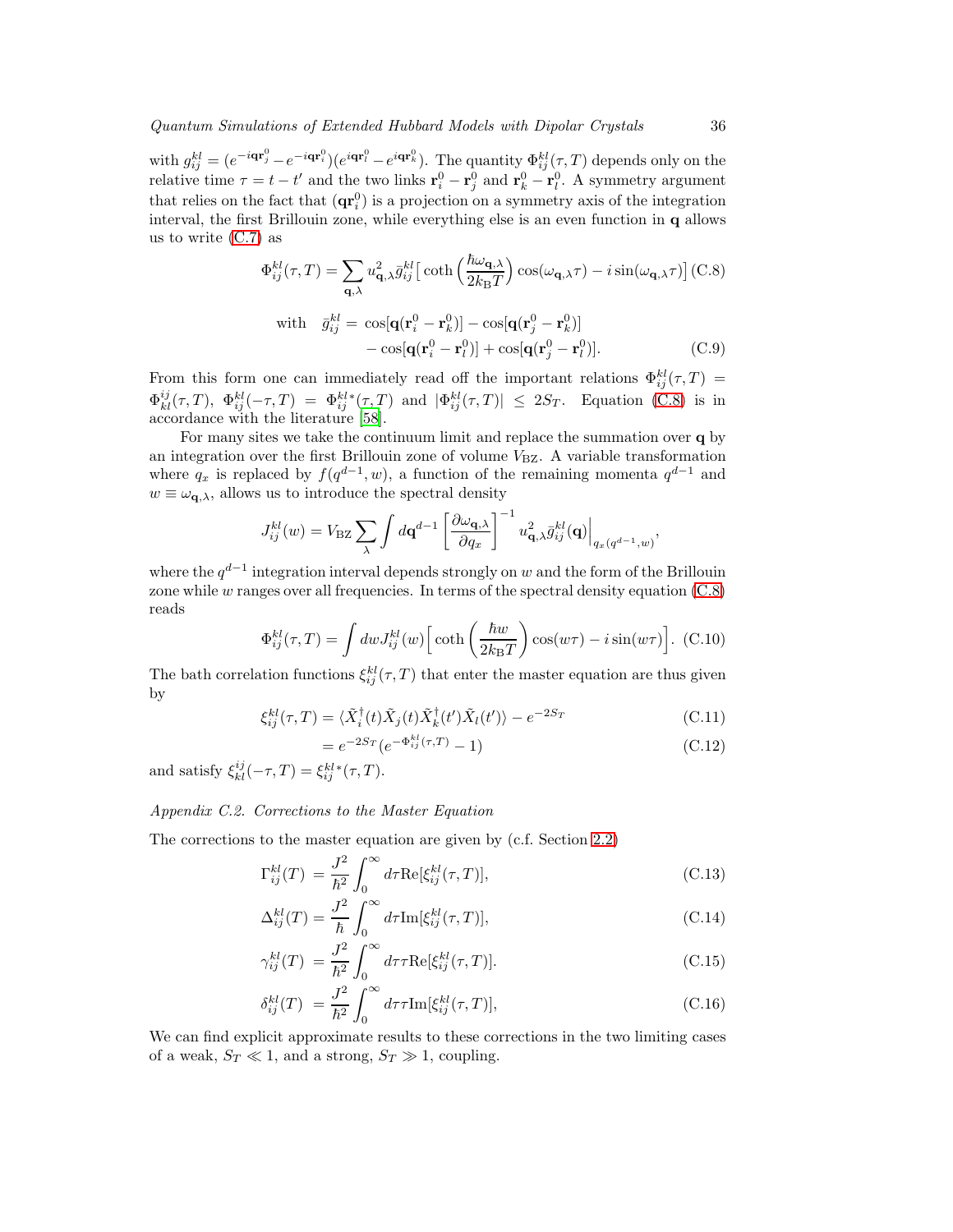with $g_{ij}^{kl} = (e^{-i\mathbf{q}\mathbf{r}_j^0} - e^{-i\mathbf{q}\mathbf{r}_i^0})(e^{i\mathbf{q}\mathbf{r}_l^0} - e^{i\mathbf{q}\mathbf{r}_k^0})$. The quantity $\Phi_{ij}^{kl}(\tau, T)$ depends only on the relative time $\tau = t - t'$ and the two links $\mathbf{r}_i^0 - \mathbf{r}_j^0$ and $\mathbf{r}_k^0 - \mathbf{r}_l^0$. A symmetry argument that relies on the fact that $(\mathbf{q}\mathbf{r}_i^0)$ is a projection on a symmetry axis of the integration interval, the first Brillouin zone, while everything else is an even function in $\mathbf{q}$ allows us to write (C.7) as

$$\Phi_{ij}^{kl}(\tau, T) = \sum_{\mathbf{q},\lambda} u_{\mathbf{q},\lambda}^2 \bar{g}_{ij}^{kl} \Big[ \coth\Big(\frac{\hbar\omega_{\mathbf{q},\lambda}}{2k_{\mathrm{B}}T}\Big) \cos(\omega_{\mathbf{q},\lambda}\tau) - i \sin(\omega_{\mathbf{q},\lambda}\tau) \Big] \quad \text{(C.8)}$$

$$\text{with} \quad \bar{g}_{ij}^{kl} = \cos[\mathbf{q}(\mathbf{r}_i^0 - \mathbf{r}_k^0)] - \cos[\mathbf{q}(\mathbf{r}_j^0 - \mathbf{r}_k^0)] - \cos[\mathbf{q}(\mathbf{r}_i^0 - \mathbf{r}_l^0)] + \cos[\mathbf{q}(\mathbf{r}_j^0 - \mathbf{r}_l^0)]. \quad \text{(C.9)}$$

From this form one can immediately read off the important relations $\Phi_{ij}^{kl}(\tau, T) = \Phi_{kl}^{ij}(\tau, T)$, $\Phi_{ij}^{kl}(-\tau, T) = \Phi_{ij}^{kl*}(\tau, T)$ and $|\Phi_{ij}^{kl}(\tau, T)| \leq 2S_T$. Equation (C.8) is in accordance with the literature [58].

For many sites we take the continuum limit and replace the summation over $\mathbf{q}$ by an integration over the first Brillouin zone of volume $V_{\mathrm{BZ}}$. A variable transformation where $q_x$ is replaced by $f(q^{d-1}, w)$, a function of the remaining momenta $q^{d-1}$ and $w \equiv \omega_{\mathbf{q},\lambda}$, allows us to introduce the spectral density

$$J_{ij}^{kl}(w) = V_{\mathrm{BZ}} \sum_\lambda \int d\mathbf{q}^{d-1} \left[\frac{\partial \omega_{\mathbf{q},\lambda}}{\partial q_x}\right]^{-1} u_{\mathbf{q},\lambda}^2 \bar{g}_{ij}^{kl}(\mathbf{q})\Big|_{q_x(q^{d-1},w)},$$

where the $q^{d-1}$ integration interval depends strongly on $w$ and the form of the Brillouin zone while $w$ ranges over all frequencies. In terms of the spectral density equation (C.8) reads

$$\Phi_{ij}^{kl}(\tau, T) = \int dw J_{ij}^{kl}(w) \Big[ \coth\Big(\frac{\hbar w}{2k_{\mathrm{B}}T}\Big) \cos(w\tau) - i \sin(w\tau) \Big]. \quad \text{(C.10)}$$

The bath correlation functions $\xi_{ij}^{kl}(\tau, T)$ that enter the master equation are thus given by

$$\xi_{ij}^{kl}(\tau, T) = \langle \tilde{X}_i^\dagger(t) \tilde{X}_j(t) \tilde{X}_k^\dagger(t') \tilde{X}_l(t') \rangle - e^{-2S_T} \quad \text{(C.11)}$$

$$= e^{-2S_T}(e^{-\Phi_{ij}^{kl}(\tau,T)} - 1) \quad \text{(C.12)}$$

and satisfy $\xi_{kl}^{ij}(-\tau, T) = \xi_{ij}^{kl*}(\tau, T)$.

### *Appendix C.2. Corrections to the Master Equation*

The corrections to the master equation are given by (c.f. Section 2.2)

$$\Gamma_{ij}^{kl}(T) = \frac{J^2}{\hbar^2} \int_0^\infty d\tau \mathrm{Re}[\xi_{ij}^{kl}(\tau, T)], \quad \text{(C.13)}$$

$$\Delta_{ij}^{kl}(T) = \frac{J^2}{\hbar} \int_0^\infty d\tau \mathrm{Im}[\xi_{ij}^{kl}(\tau, T)], \quad \text{(C.14)}$$

$$\gamma_{ij}^{kl}(T) = \frac{J^2}{\hbar^2} \int_0^\infty d\tau \tau \mathrm{Re}[\xi_{ij}^{kl}(\tau, T)]. \quad \text{(C.15)}$$

$$\delta_{ij}^{kl}(T) = \frac{J^2}{\hbar^2} \int_0^\infty d\tau \tau \mathrm{Im}[\xi_{ij}^{kl}(\tau, T)], \quad \text{(C.16)}$$

We can find explicit approximate results to these corrections in the two limiting cases of a weak, $S_T \ll 1$, and a strong, $S_T \gg 1$, coupling.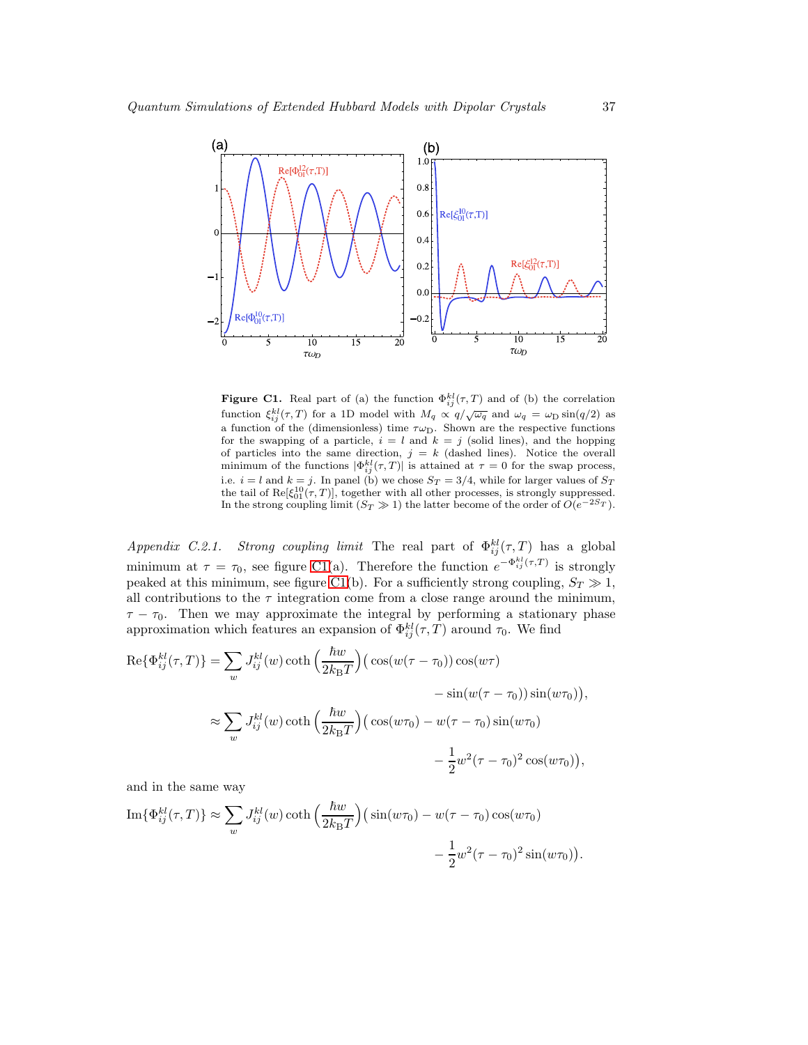**Figure C1.** Real part of (a) the function $\Phi_{ij}^{kl}(\tau,T)$ and of (b) the correlation function $\xi_{ij}^{kl}(\tau,T)$ for a 1D model with $M_q \propto q/\sqrt{\omega_q}$ and $\omega_q = \omega_D \sin(q/2)$ as a function of the (dimensionless) time $\tau\omega_D$. Shown are the respective functions for the swapping of a particle, $i = l$ and $k = j$ (solid lines), and the hopping of particles into the same direction, $j = k$ (dashed lines). Notice the overall minimum of the functions $|\Phi_{ij}^{kl}(\tau,T)|$ is attained at $\tau = 0$ for the swap process, i.e. $i = l$ and $k = j$. In panel (b) we chose $S_T = 3/4$, while for larger values of $S_T$ the tail of $\text{Re}[\xi_{01}^{10}(\tau,T)]$, together with all other processes, is strongly suppressed. In the strong coupling limit ($S_T \gg 1$) the latter become of the order of $O(e^{-2S_T})$.

*Appendix C.2.1. Strong coupling limit* The real part of $\Phi_{ij}^{kl}(\tau,T)$ has a global minimum at $\tau = \tau_0$, see figure C1(a). Therefore the function $e^{-\Phi_{ij}^{kl}(\tau,T)}$ is strongly peaked at this minimum, see figure C1(b). For a sufficiently strong coupling, $S_T \gg 1$, all contributions to the $\tau$ integration come from a close range around the minimum, $\tau - \tau_0$. Then we may approximate the integral by performing a stationary phase approximation which features an expansion of $\Phi_{ij}^{kl}(\tau,T)$ around $\tau_0$. We find

$$
\begin{aligned}
\text{Re}\{\Phi_{ij}^{kl}(\tau,T)\} &= \sum_w J_{ij}^{kl}(w) \coth\left(\frac{\hbar w}{2k_\text{B}T}\right)\big(\cos(w(\tau-\tau_0))\cos(w\tau) \\
&\qquad - \sin(w(\tau-\tau_0))\sin(w\tau_0)\big), \\
&\approx \sum_w J_{ij}^{kl}(w) \coth\left(\frac{\hbar w}{2k_\text{B}T}\right)\big(\cos(w\tau_0) - w(\tau-\tau_0)\sin(w\tau_0) \\
&\qquad - \frac{1}{2}w^2(\tau-\tau_0)^2\cos(w\tau_0)\big),
\end{aligned}
$$

and in the same way

$$
\begin{aligned}
\text{Im}\{\Phi_{ij}^{kl}(\tau,T)\} &\approx \sum_w J_{ij}^{kl}(w) \coth\left(\frac{\hbar w}{2k_\text{B}T}\right)\big(\sin(w\tau_0) - w(\tau-\tau_0)\cos(w\tau_0) \\
&\qquad - \frac{1}{2}w^2(\tau-\tau_0)^2\sin(w\tau_0)\big).
\end{aligned}
$$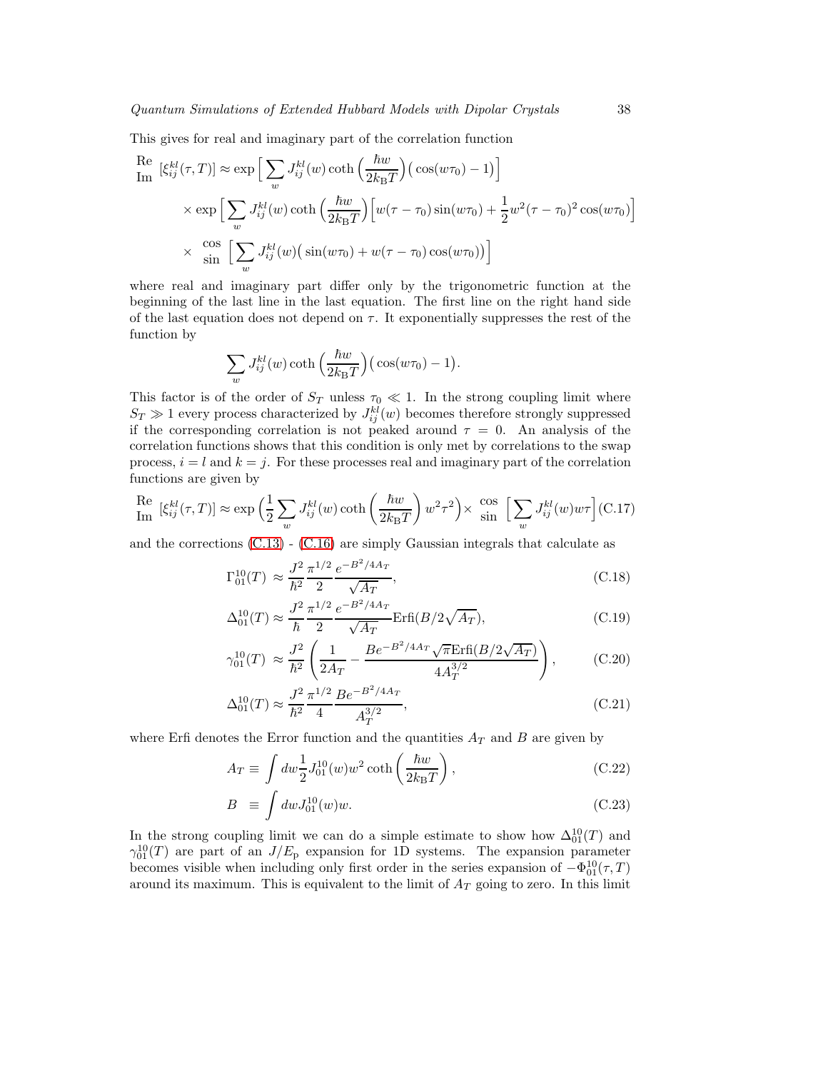This gives for real and imaginary part of the correlation function

$$
\begin{aligned}
\begin{matrix}\text{Re}\\ \text{Im}\end{matrix}\ [\xi_{ij}^{kl}(\tau,T)] \approx & \exp\Big[\sum_w J_{ij}^{kl}(w)\coth\Big(\frac{\hbar w}{2k_{\rm B}T}\Big)\big(\cos(w\tau_0)-1\big)\Big] \\
& \times \exp\Big[\sum_w J_{ij}^{kl}(w)\coth\Big(\frac{\hbar w}{2k_{\rm B}T}\Big)\Big[w(\tau-\tau_0)\sin(w\tau_0)+\frac{1}{2}w^2(\tau-\tau_0)^2\cos(w\tau_0)\Big] \\
& \times \ \begin{matrix}\cos\\ \sin\end{matrix}\ \Big[\sum_w J_{ij}^{kl}(w)\big(\sin(w\tau_0)+w(\tau-\tau_0)\cos(w\tau_0)\big)\Big]
\end{aligned}
$$

where real and imaginary part differ only by the trigonometric function at the beginning of the last line in the last equation. The first line on the right hand side of the last equation does not depend on $\tau$. It exponentially suppresses the rest of the function by

$$
\sum_w J_{ij}^{kl}(w)\coth\Big(\frac{\hbar w}{2k_{\rm B}T}\Big)\big(\cos(w\tau_0)-1\big).
$$

This factor is of the order of $S_T$ unless $\tau_0 \ll 1$. In the strong coupling limit where $S_T \gg 1$ every process characterized by $J_{ij}^{kl}(w)$ becomes therefore strongly suppressed if the corresponding correlation is not peaked around $\tau = 0$. An analysis of the correlation functions shows that this condition is only met by correlations to the swap process, $i = l$ and $k = j$. For these processes real and imaginary part of the correlation functions are given by

$$
\begin{matrix}\text{Re}\\ \text{Im}\end{matrix}\ [\xi_{ij}^{kl}(\tau,T)] \approx \exp\Big(\frac{1}{2}\sum_w J_{ij}^{kl}(w)\coth\Big(\frac{\hbar w}{2k_{\rm B}T}\Big)\,w^2\tau^2\Big)\times\ \begin{matrix}\cos\\ \sin\end{matrix}\ \Big[\sum_w J_{ij}^{kl}(w)w\tau\Big] \tag{C.17}
$$

and the corrections (C.13) - (C.16) are simply Gaussian integrals that calculate as

$$
\Gamma_{01}^{10}(T) \approx \frac{J^2}{\hbar^2}\frac{\pi^{1/2}}{2}\frac{e^{-B^2/4A_T}}{\sqrt{A_T}}, \tag{C.18}
$$

$$
\Delta_{01}^{10}(T) \approx \frac{J^2}{\hbar}\frac{\pi^{1/2}}{2}\frac{e^{-B^2/4A_T}}{\sqrt{A_T}}\text{Erfi}(B/2\sqrt{A_T}), \tag{C.19}
$$

$$
\gamma_{01}^{10}(T) \approx \frac{J^2}{\hbar^2}\left(\frac{1}{2A_T}-\frac{Be^{-B^2/4A_T}\sqrt{\pi}\text{Erfi}(B/2\sqrt{A_T})}{4A_T^{3/2}}\right), \tag{C.20}
$$

$$
\Delta_{01}^{10}(T) \approx \frac{J^2}{\hbar^2}\frac{\pi^{1/2}}{4}\frac{Be^{-B^2/4A_T}}{A_T^{3/2}}, \tag{C.21}
$$

where Erfi denotes the Error function and the quantities $A_T$ and $B$ are given by

$$
A_T \equiv \int dw \frac{1}{2} J_{01}^{10}(w) w^2 \coth\left(\frac{\hbar w}{2k_{\rm B}T}\right), \tag{C.22}
$$

$$
B \equiv \int dw J_{01}^{10}(w) w. \tag{C.23}
$$

In the strong coupling limit we can do a simple estimate to show how $\Delta_{01}^{10}(T)$ and $\gamma_{01}^{10}(T)$ are part of an $J/E_{\rm p}$ expansion for 1D systems. The expansion parameter becomes visible when including only first order in the series expansion of $-\Phi_{01}^{10}(\tau,T)$ around its maximum. This is equivalent to the limit of $A_T$ going to zero. In this limit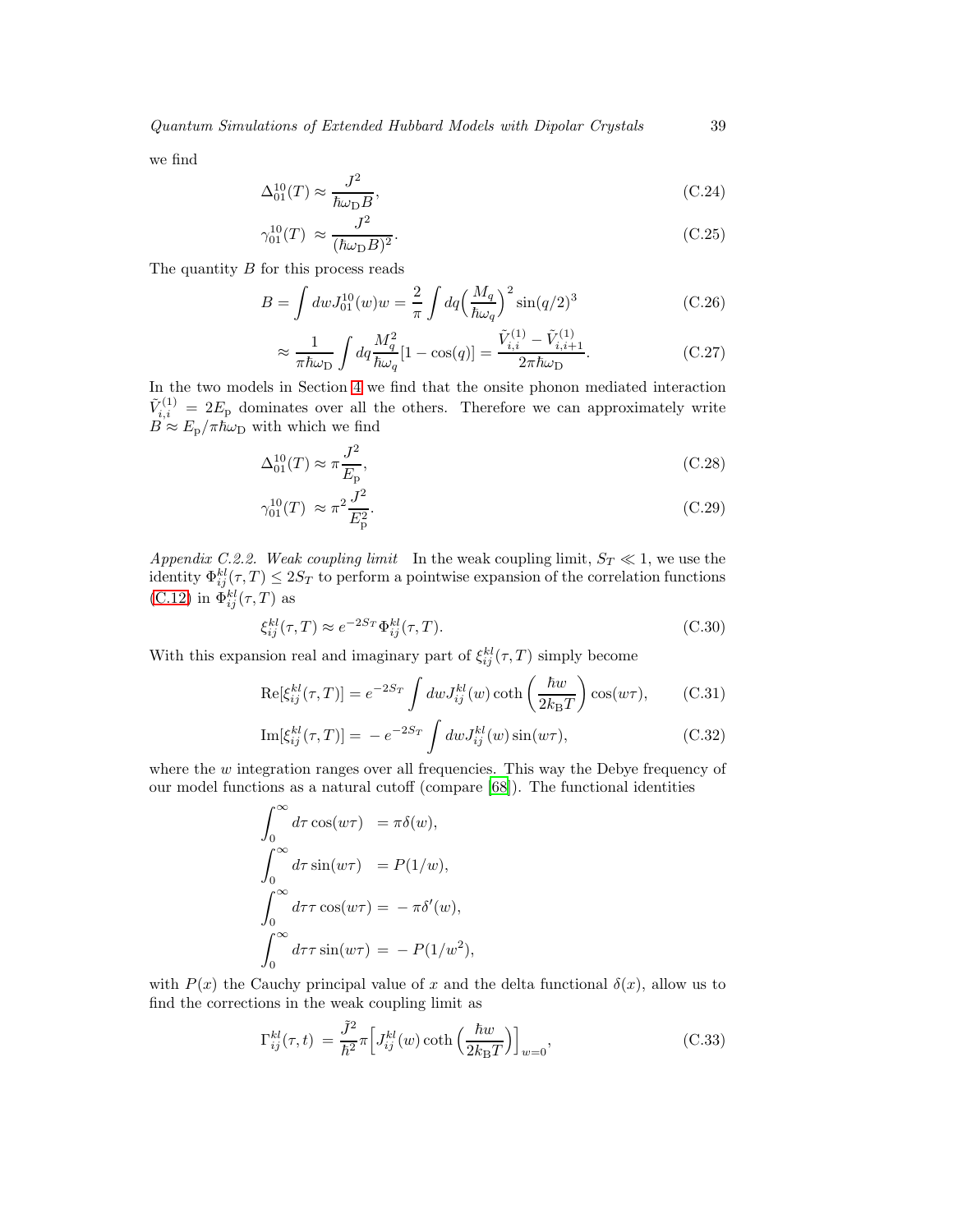we find

$$\Delta_{01}^{10}(T) \approx \frac{J^2}{\hbar\omega_{\rm D} B}, \tag{C.24}$$

$$\gamma_{01}^{10}(T) \approx \frac{J^2}{(\hbar\omega_{\rm D} B)^2}. \tag{C.25}$$

The quantity $B$ for this process reads

$$B = \int dw J_{01}^{10}(w) w = \frac{2}{\pi}\int dq \Big(\frac{M_q}{\hbar\omega_q}\Big)^2 \sin(q/2)^3 \tag{C.26}$$

$$\approx \frac{1}{\pi\hbar\omega_{\rm D}}\int dq \frac{M_q^2}{\hbar\omega_q}[1-\cos(q)] = \frac{\tilde{V}_{i,i}^{(1)} - \tilde{V}_{i,i+1}^{(1)}}{2\pi\hbar\omega_{\rm D}}. \tag{C.27}$$

In the two models in Section 4 we find that the onsite phonon mediated interaction $\tilde{V}_{i,i}^{(1)} = 2E_{\rm p}$ dominates over all the others. Therefore we can approximately write $B \approx E_{\rm p}/\pi\hbar\omega_{\rm D}$ with which we find

$$\Delta_{01}^{10}(T) \approx \pi\frac{J^2}{E_{\rm p}}, \tag{C.28}$$

$$\gamma_{01}^{10}(T) \approx \pi^2\frac{J^2}{E_{\rm p}^2}. \tag{C.29}$$

*Appendix C.2.2. Weak coupling limit* In the weak coupling limit, $S_T \ll 1$, we use the identity $\Phi_{ij}^{kl}(\tau,T) \leq 2S_T$ to perform a pointwise expansion of the correlation functions (C.12) in $\Phi_{ij}^{kl}(\tau,T)$ as

$$\xi_{ij}^{kl}(\tau,T) \approx e^{-2S_T}\Phi_{ij}^{kl}(\tau,T). \tag{C.30}$$

With this expansion real and imaginary part of $\xi_{ij}^{kl}(\tau,T)$ simply become

$$\mathrm{Re}[\xi_{ij}^{kl}(\tau,T)] = e^{-2S_T}\int dw J_{ij}^{kl}(w)\coth\left(\frac{\hbar w}{2k_{\rm B}T}\right)\cos(w\tau), \tag{C.31}$$

$$\mathrm{Im}[\xi_{ij}^{kl}(\tau,T)] = -e^{-2S_T}\int dw J_{ij}^{kl}(w)\sin(w\tau), \tag{C.32}$$

where the $w$ integration ranges over all frequencies. This way the Debye frequency of our model functions as a natural cutoff (compare [68]). The functional identities

$$\int_0^\infty d\tau \cos(w\tau) = \pi\delta(w),$$

$$\int_0^\infty d\tau \sin(w\tau) = P(1/w),$$

$$\int_0^\infty d\tau\, \tau\cos(w\tau) = -\pi\delta'(w),$$

$$\int_0^\infty d\tau\, \tau\sin(w\tau) = -P(1/w^2),$$

with $P(x)$ the Cauchy principal value of $x$ and the delta functional $\delta(x)$, allow us to find the corrections in the weak coupling limit as

$$\Gamma_{ij}^{kl}(\tau,t) = \frac{\tilde{J}^2}{\hbar^2}\pi\Big[J_{ij}^{kl}(w)\coth\Big(\frac{\hbar w}{2k_{\rm B}T}\Big)\Big]_{w=0}, \tag{C.33}$$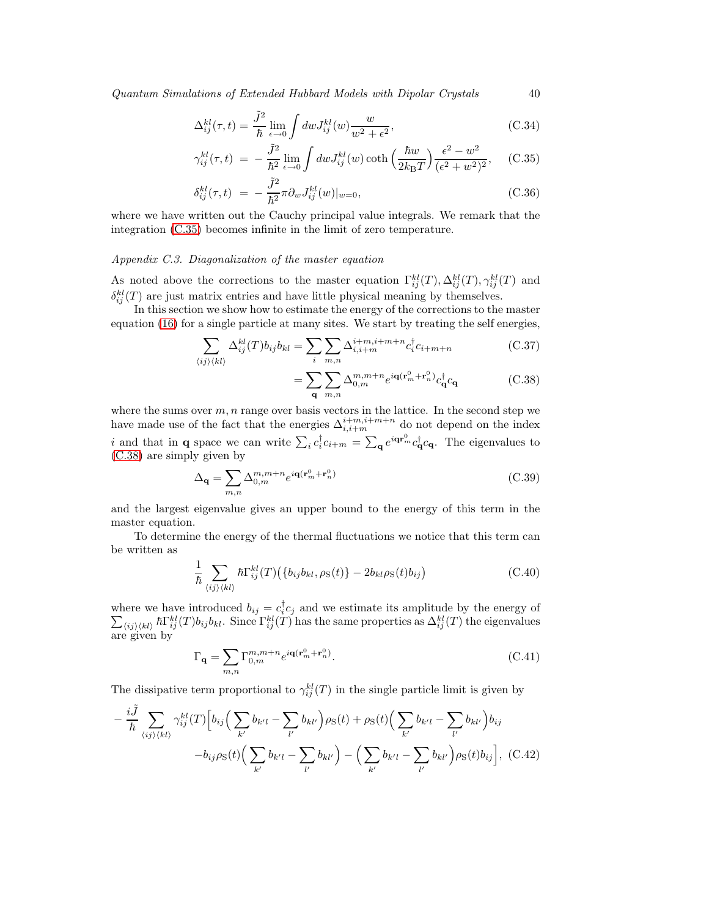$$\Delta_{ij}^{kl}(\tau,t) = \frac{\tilde{J}^2}{\hbar}\lim_{\epsilon\to 0}\int dw J_{ij}^{kl}(w)\frac{w}{w^2+\epsilon^2}, \tag{C.34}$$

$$\gamma_{ij}^{kl}(\tau,t) \;=\; -\frac{\tilde{J}^2}{\hbar^2}\lim_{\epsilon\to 0}\int dw J_{ij}^{kl}(w)\coth\Big(\frac{\hbar w}{2k_{\rm B}T}\Big)\frac{\epsilon^2-w^2}{(\epsilon^2+w^2)^2}, \tag{C.35}$$

$$\delta_{ij}^{kl}(\tau,t) \;=\; -\frac{\tilde{J}^2}{\hbar^2}\pi\partial_w J_{ij}^{kl}(w)|_{w=0}, \tag{C.36}$$

where we have written out the Cauchy principal value integrals. We remark that the integration (C.35) becomes infinite in the limit of zero temperature.

*Appendix C.3. Diagonalization of the master equation*

As noted above the corrections to the master equation $\Gamma_{ij}^{kl}(T), \Delta_{ij}^{kl}(T), \gamma_{ij}^{kl}(T)$ and $\delta_{ij}^{kl}(T)$ are just matrix entries and have little physical meaning by themselves.

In this section we show how to estimate the energy of the corrections to the master equation (16) for a single particle at many sites. We start by treating the self energies,

$$\sum_{\langle ij\rangle\langle kl\rangle}\Delta_{ij}^{kl}(T)b_{ij}b_{kl} = \sum_i\sum_{m,n}\Delta_{i,i+m}^{i+m,i+m+n}c_i^\dagger c_{i+m+n} \tag{C.37}$$

$$= \sum_{\mathbf{q}}\sum_{m,n}\Delta_{0,m}^{m,m+n}e^{i\mathbf{q}(\mathbf{r}_m^0+\mathbf{r}_n^0)}c_{\mathbf{q}}^\dagger c_{\mathbf{q}} \tag{C.38}$$

where the sums over $m,n$ range over basis vectors in the lattice. In the second step we have made use of the fact that the energies $\Delta_{i,i+m}^{i+m,i+m+n}$ do not depend on the index $i$ and that in $\mathbf{q}$ space we can write $\sum_i c_i^\dagger c_{i+m} = \sum_{\mathbf{q}} e^{i\mathbf{q}\mathbf{r}_m^0}c_{\mathbf{q}}^\dagger c_{\mathbf{q}}$. The eigenvalues to (C.38) are simply given by

$$\Delta_{\mathbf{q}} = \sum_{m,n}\Delta_{0,m}^{m,m+n}e^{i\mathbf{q}(\mathbf{r}_m^0+\mathbf{r}_n^0)} \tag{C.39}$$

and the largest eigenvalue gives an upper bound to the energy of this term in the master equation.

To determine the energy of the thermal fluctuations we notice that this term can be written as

$$\frac{1}{\hbar}\sum_{\langle ij\rangle\langle kl\rangle}\hbar\Gamma_{ij}^{kl}(T)\big(\{b_{ij}b_{kl},\rho_{\rm S}(t)\} - 2b_{kl}\rho_{\rm S}(t)b_{ij}\big) \tag{C.40}$$

where we have introduced $b_{ij} = c_i^\dagger c_j$ and we estimate its amplitude by the energy of $\sum_{\langle ij\rangle\langle kl\rangle}\hbar\Gamma_{ij}^{kl}(T)b_{ij}b_{kl}$. Since $\Gamma_{ij}^{kl}(T)$ has the same properties as $\Delta_{ij}^{kl}(T)$ the eigenvalues are given by

$$\Gamma_{\mathbf{q}} = \sum_{m,n}\Gamma_{0,m}^{m,m+n}e^{i\mathbf{q}(\mathbf{r}_m^0+\mathbf{r}_n^0)}. \tag{C.41}$$

The dissipative term proportional to $\gamma_{ij}^{kl}(T)$ in the single particle limit is given by

$$\begin{aligned}-\frac{i\tilde{J}}{\hbar}\sum_{\langle ij\rangle\langle kl\rangle}\gamma_{ij}^{kl}(T)\Big[&b_{ij}\Big(\sum_{k'}b_{k'l}-\sum_{l'}b_{kl'}\Big)\rho_{\rm S}(t) + \rho_{\rm S}(t)\Big(\sum_{k'}b_{k'l}-\sum_{l'}b_{kl'}\Big)b_{ij}\\ &-b_{ij}\rho_{\rm S}(t)\Big(\sum_{k'}b_{k'l}-\sum_{l'}b_{kl'}\Big) - \Big(\sum_{k'}b_{k'l}-\sum_{l'}b_{kl'}\Big)\rho_{\rm S}(t)b_{ij}\Big],\end{aligned} \tag{C.42}$$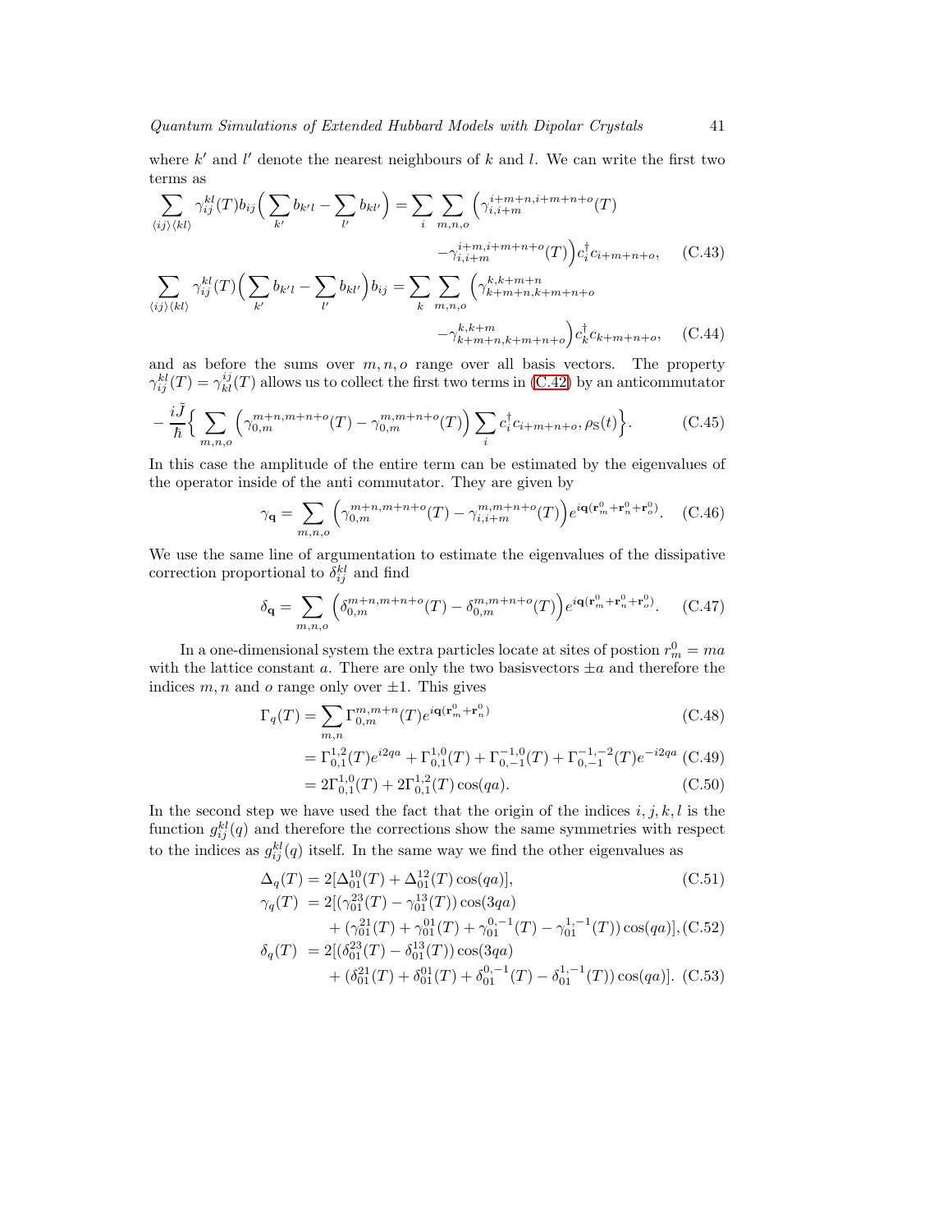where $k'$ and $l'$ denote the nearest neighbours of $k$ and $l$. We can write the first two terms as

$$\sum_{\langle ij\rangle\langle kl\rangle} \gamma_{ij}^{kl}(T) b_{ij} \Big( \sum_{k'} b_{k'l} - \sum_{l'} b_{kl'} \Big) = \sum_{i} \sum_{m,n,o} \Big( \gamma_{i,i+m}^{i+m+n,i+m+n+o}(T) - \gamma_{i,i+m}^{i+m,i+m+n+o}(T) \Big) c_i^\dagger c_{i+m+n+o}, \tag{C.43}$$

$$\sum_{\langle ij\rangle\langle kl\rangle} \gamma_{ij}^{kl}(T) \Big( \sum_{k'} b_{k'l} - \sum_{l'} b_{kl'} \Big) b_{ij} = \sum_{k} \sum_{m,n,o} \Big( \gamma_{k+m+n,k+m+n+o}^{k,k+m+n} - \gamma_{k+m+n,k+m+n+o}^{k,k+m} \Big) c_k^\dagger c_{k+m+n+o}, \tag{C.44}$$

and as before the sums over $m,n,o$ range over all basis vectors. The property $\gamma_{ij}^{kl}(T) = \gamma_{kl}^{ij}(T)$ allows us to collect the first two terms in (C.42) by an anticommutator

$$-\frac{i\tilde{J}}{\hbar} \Big\{ \sum_{m,n,o} \Big( \gamma_{0,m}^{m+n,m+n+o}(T) - \gamma_{0,m}^{m,m+n+o}(T) \Big) \sum_i c_i^\dagger c_{i+m+n+o}, \rho_{\rm S}(t) \Big\}. \tag{C.45}$$

In this case the amplitude of the entire term can be estimated by the eigenvalues of the operator inside of the anti commutator. They are given by

$$\gamma_{\mathbf{q}} = \sum_{m,n,o} \Big( \gamma_{0,m}^{m+n,m+n+o}(T) - \gamma_{i,i+m}^{m,m+n+o}(T) \Big) e^{i\mathbf{q}(\mathbf{r}_m^0 + \mathbf{r}_n^0 + \mathbf{r}_o^0)}. \tag{C.46}$$

We use the same line of argumentation to estimate the eigenvalues of the dissipative correction proportional to $\delta_{ij}^{kl}$ and find

$$\delta_{\mathbf{q}} = \sum_{m,n,o} \Big( \delta_{0,m}^{m+n,m+n+o}(T) - \delta_{0,m}^{m,m+n+o}(T) \Big) e^{i\mathbf{q}(\mathbf{r}_m^0 + \mathbf{r}_n^0 + \mathbf{r}_o^0)}. \tag{C.47}$$

In a one-dimensional system the extra particles locate at sites of postion $r_m^0 = ma$ with the lattice constant $a$. There are only the two basisvectors $\pm a$ and therefore the indices $m, n$ and $o$ range only over $\pm 1$. This gives

$$\begin{aligned}
\Gamma_q(T) &= \sum_{m,n} \Gamma_{0,m}^{m,m+n}(T) e^{i\mathbf{q}(\mathbf{r}_m^0 + \mathbf{r}_n^0)} && \text{(C.48)}\\
&= \Gamma_{0,1}^{1,2}(T) e^{i2qa} + \Gamma_{0,1}^{1,0}(T) + \Gamma_{0,-1}^{-1,0}(T) + \Gamma_{0,-1}^{-1,-2}(T) e^{-i2qa} && \text{(C.49)}\\
&= 2\Gamma_{0,1}^{1,0}(T) + 2\Gamma_{0,1}^{1,2}(T)\cos(qa). && \text{(C.50)}
\end{aligned}$$

In the second step we have used the fact that the origin of the indices $i,j,k,l$ is the function $g_{ij}^{kl}(q)$ and therefore the corrections show the same symmetries with respect to the indices as $g_{ij}^{kl}(q)$ itself. In the same way we find the other eigenvalues as

$$\begin{aligned}
\Delta_q(T) &= 2[\Delta_{01}^{10}(T) + \Delta_{01}^{12}(T)\cos(qa)], && \text{(C.51)}\\
\gamma_q(T) &= 2[(\gamma_{01}^{23}(T) - \gamma_{01}^{13}(T))\cos(3qa) \\
&\quad + (\gamma_{01}^{21}(T) + \gamma_{01}^{01}(T) + \gamma_{01}^{0,-1}(T) - \gamma_{01}^{1,-1}(T))\cos(qa)], && \text{(C.52)}\\
\delta_q(T) &= 2[(\delta_{01}^{23}(T) - \delta_{01}^{13}(T))\cos(3qa) \\
&\quad + (\delta_{01}^{21}(T) + \delta_{01}^{01}(T) + \delta_{01}^{0,-1}(T) - \delta_{01}^{1,-1}(T))\cos(qa)]. && \text{(C.53)}
\end{aligned}$$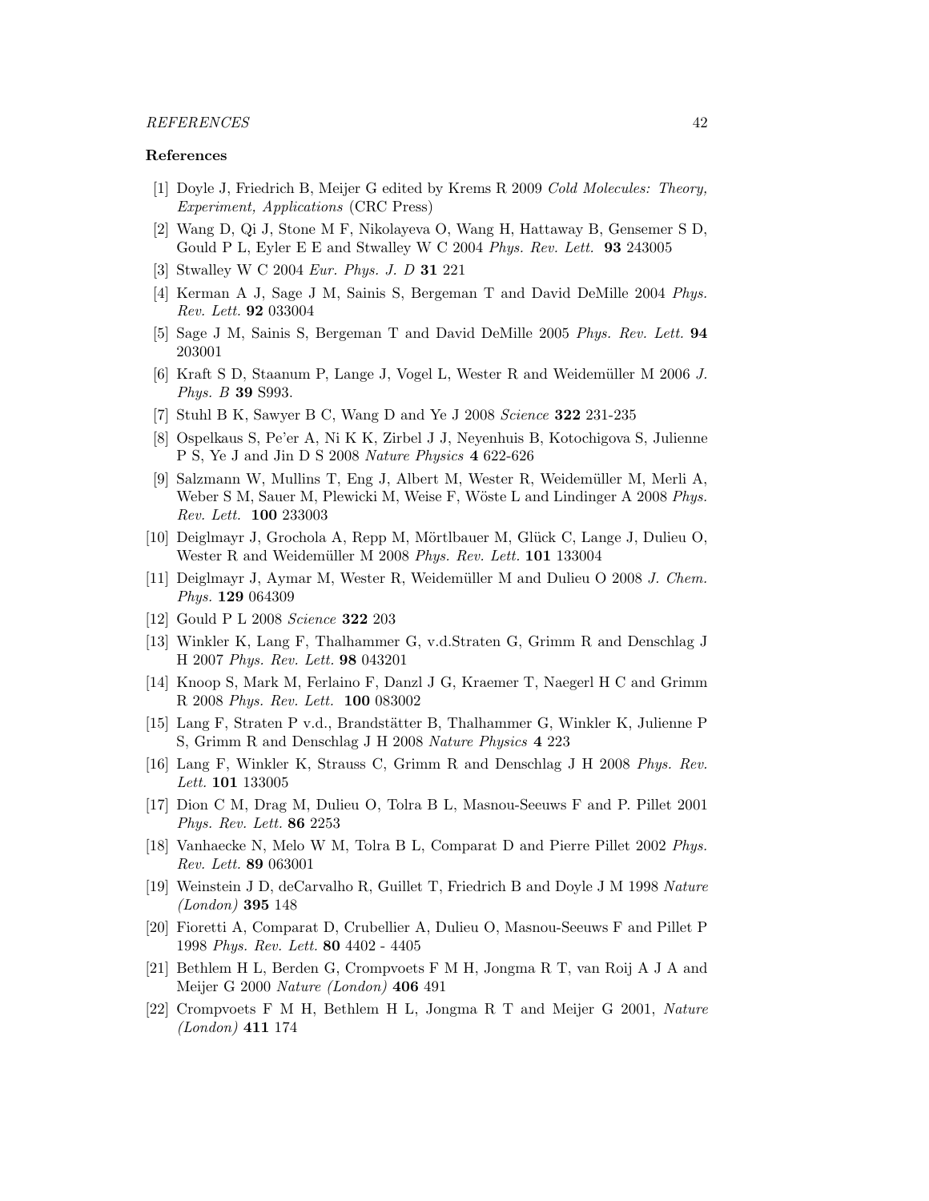## References

[1] Doyle J, Friedrich B, Meijer G edited by Krems R 2009 *Cold Molecules: Theory, Experiment, Applications* (CRC Press)

[2] Wang D, Qi J, Stone M F, Nikolayeva O, Wang H, Hattaway B, Gensemer S D, Gould P L, Eyler E E and Stwalley W C 2004 *Phys. Rev. Lett.* **93** 243005

[3] Stwalley W C 2004 *Eur. Phys. J. D* **31** 221

[4] Kerman A J, Sage J M, Sainis S, Bergeman T and David DeMille 2004 *Phys. Rev. Lett.* **92** 033004

[5] Sage J M, Sainis S, Bergeman T and David DeMille 2005 *Phys. Rev. Lett.* **94** 203001

[6] Kraft S D, Staanum P, Lange J, Vogel L, Wester R and Weidemüller M 2006 *J. Phys. B* **39** S993.

[7] Stuhl B K, Sawyer B C, Wang D and Ye J 2008 *Science* **322** 231-235

[8] Ospelkaus S, Pe'er A, Ni K K, Zirbel J J, Neyenhuis B, Kotochigova S, Julienne P S, Ye J and Jin D S 2008 *Nature Physics* **4** 622-626

[9] Salzmann W, Mullins T, Eng J, Albert M, Wester R, Weidemüller M, Merli A, Weber S M, Sauer M, Plewicki M, Weise F, Wöste L and Lindinger A 2008 *Phys. Rev. Lett.* **100** 233003

[10] Deiglmayr J, Grochola A, Repp M, Mörtlbauer M, Glück C, Lange J, Dulieu O, Wester R and Weidemüller M 2008 *Phys. Rev. Lett.* **101** 133004

[11] Deiglmayr J, Aymar M, Wester R, Weidemüller M and Dulieu O 2008 *J. Chem. Phys.* **129** 064309

[12] Gould P L 2008 *Science* **322** 203

[13] Winkler K, Lang F, Thalhammer G, v.d.Straten G, Grimm R and Denschlag J H 2007 *Phys. Rev. Lett.* **98** 043201

[14] Knoop S, Mark M, Ferlaino F, Danzl J G, Kraemer T, Naegerl H C and Grimm R 2008 *Phys. Rev. Lett.* **100** 083002

[15] Lang F, Straten P v.d., Brandstätter B, Thalhammer G, Winkler K, Julienne P S, Grimm R and Denschlag J H 2008 *Nature Physics* **4** 223

[16] Lang F, Winkler K, Strauss C, Grimm R and Denschlag J H 2008 *Phys. Rev. Lett.* **101** 133005

[17] Dion C M, Drag M, Dulieu O, Tolra B L, Masnou-Seeuws F and P. Pillet 2001 *Phys. Rev. Lett.* **86** 2253

[18] Vanhaecke N, Melo W M, Tolra B L, Comparat D and Pierre Pillet 2002 *Phys. Rev. Lett.* **89** 063001

[19] Weinstein J D, deCarvalho R, Guillet T, Friedrich B and Doyle J M 1998 *Nature (London)* **395** 148

[20] Fioretti A, Comparat D, Crubellier A, Dulieu O, Masnou-Seeuws F and Pillet P 1998 *Phys. Rev. Lett.* **80** 4402 - 4405

[21] Bethlem H L, Berden G, Crompvoets F M H, Jongma R T, van Roij A J A and Meijer G 2000 *Nature (London)* **406** 491

[22] Crompvoets F M H, Bethlem H L, Jongma R T and Meijer G 2001, *Nature (London)* **411** 174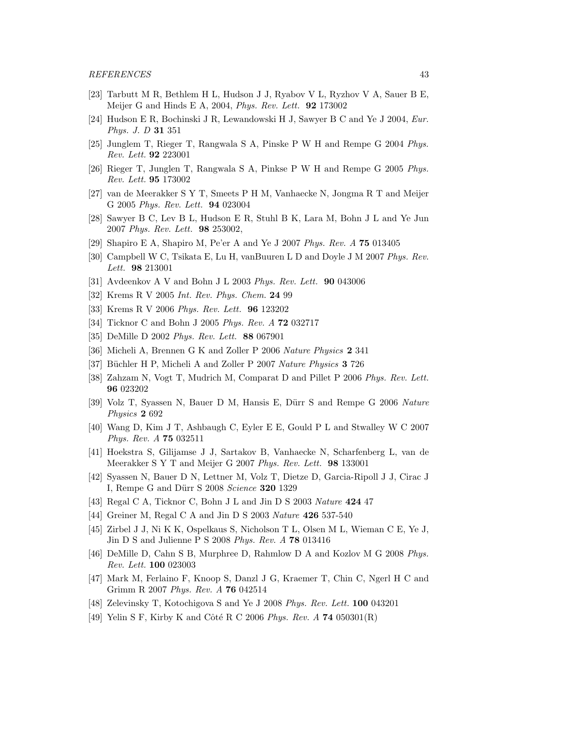[23] Tarbutt M R, Bethlem H L, Hudson J J, Ryabov V L, Ryzhov V A, Sauer B E, Meijer G and Hinds E A, 2004, *Phys. Rev. Lett.* **92** 173002

[24] Hudson E R, Bochinski J R, Lewandowski H J, Sawyer B C and Ye J 2004, *Eur. Phys. J. D* **31** 351

[25] Junglem T, Rieger T, Rangwala S A, Pinske P W H and Rempe G 2004 *Phys. Rev. Lett.* **92** 223001

[26] Rieger T, Junglen T, Rangwala S A, Pinkse P W H and Rempe G 2005 *Phys. Rev. Lett.* **95** 173002

[27] van de Meerakker S Y T, Smeets P H M, Vanhaecke N, Jongma R T and Meijer G 2005 *Phys. Rev. Lett.* **94** 023004

[28] Sawyer B C, Lev B L, Hudson E R, Stuhl B K, Lara M, Bohn J L and Ye Jun 2007 *Phys. Rev. Lett.* **98** 253002,

[29] Shapiro E A, Shapiro M, Pe'er A and Ye J 2007 *Phys. Rev. A* **75** 013405

[30] Campbell W C, Tsikata E, Lu H, vanBuuren L D and Doyle J M 2007 *Phys. Rev. Lett.* **98** 213001

[31] Avdeenkov A V and Bohn J L 2003 *Phys. Rev. Lett.* **90** 043006

[32] Krems R V 2005 *Int. Rev. Phys. Chem.* **24** 99

[33] Krems R V 2006 *Phys. Rev. Lett.* **96** 123202

[34] Ticknor C and Bohn J 2005 *Phys. Rev. A* **72** 032717

[35] DeMille D 2002 *Phys. Rev. Lett.* **88** 067901

[36] Micheli A, Brennen G K and Zoller P 2006 *Nature Physics* **2** 341

[37] Büchler H P, Micheli A and Zoller P 2007 *Nature Physics* **3** 726

[38] Zahzam N, Vogt T, Mudrich M, Comparat D and Pillet P 2006 *Phys. Rev. Lett.* **96** 023202

[39] Volz T, Syassen N, Bauer D M, Hansis E, Dürr S and Rempe G 2006 *Nature Physics* **2** 692

[40] Wang D, Kim J T, Ashbaugh C, Eyler E E, Gould P L and Stwalley W C 2007 *Phys. Rev. A* **75** 032511

[41] Hoekstra S, Gilijamse J J, Sartakov B, Vanhaecke N, Scharfenberg L, van de Meerakker S Y T and Meijer G 2007 *Phys. Rev. Lett.* **98** 133001

[42] Syassen N, Bauer D N, Lettner M, Volz T, Dietze D, Garcia-Ripoll J J, Cirac J I, Rempe G and Dürr S 2008 *Science* **320** 1329

[43] Regal C A, Ticknor C, Bohn J L and Jin D S 2003 *Nature* **424** 47

[44] Greiner M, Regal C A and Jin D S 2003 *Nature* **426** 537-540

[45] Zirbel J J, Ni K K, Ospelkaus S, Nicholson T L, Olsen M L, Wieman C E, Ye J, Jin D S and Julienne P S 2008 *Phys. Rev. A* **78** 013416

[46] DeMille D, Cahn S B, Murphree D, Rahmlow D A and Kozlov M G 2008 *Phys. Rev. Lett.* **100** 023003

[47] Mark M, Ferlaino F, Knoop S, Danzl J G, Kraemer T, Chin C, Ngerl H C and Grimm R 2007 *Phys. Rev. A* **76** 042514

[48] Zelevinsky T, Kotochigova S and Ye J 2008 *Phys. Rev. Lett.* **100** 043201

[49] Yelin S F, Kirby K and Côté R C 2006 *Phys. Rev. A* **74** 050301(R)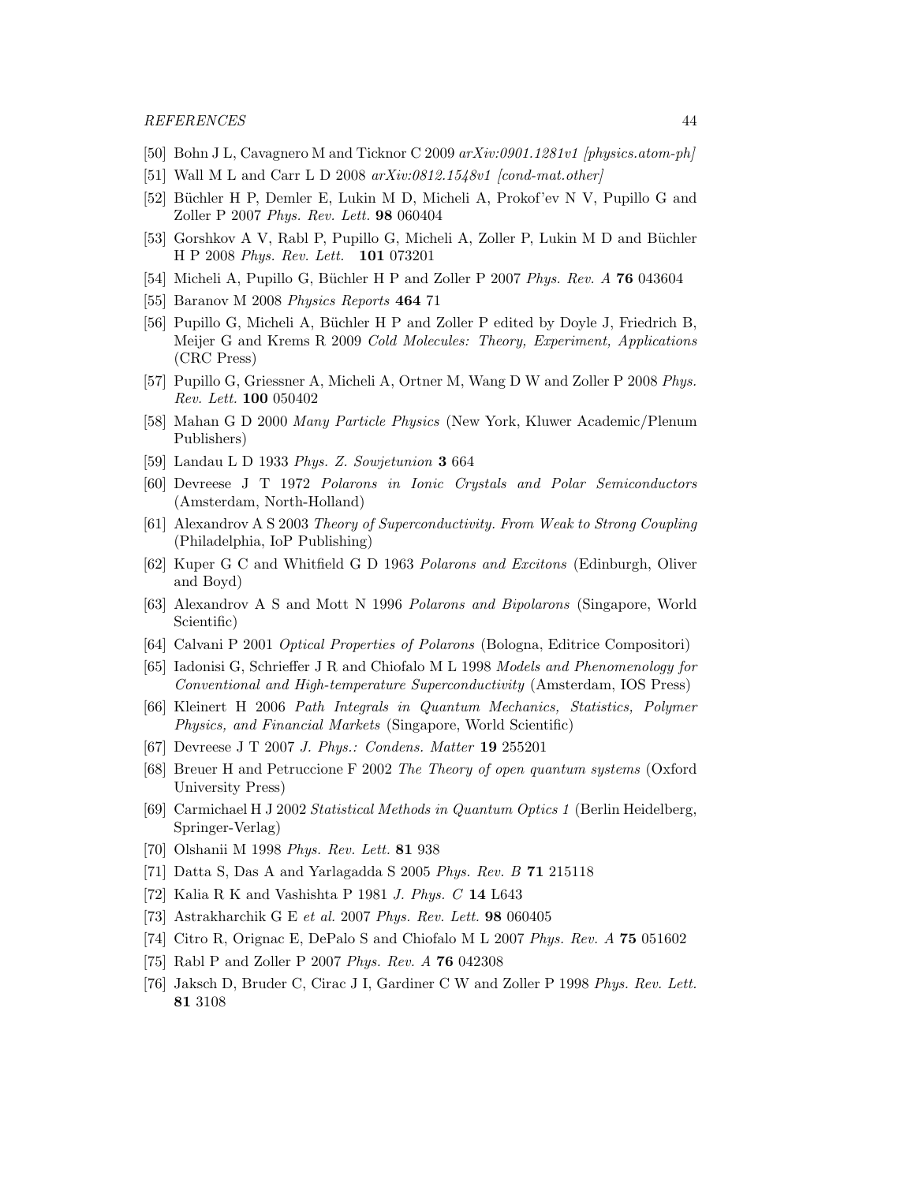[50] Bohn J L, Cavagnero M and Ticknor C 2009 *arXiv:0901.1281v1 [physics.atom-ph]*

[51] Wall M L and Carr L D 2008 *arXiv:0812.1548v1 [cond-mat.other]*

[52] Büchler H P, Demler E, Lukin M D, Micheli A, Prokof'ev N V, Pupillo G and Zoller P 2007 *Phys. Rev. Lett.* **98** 060404

[53] Gorshkov A V, Rabl P, Pupillo G, Micheli A, Zoller P, Lukin M D and Büchler H P 2008 *Phys. Rev. Lett.* **101** 073201

[54] Micheli A, Pupillo G, Büchler H P and Zoller P 2007 *Phys. Rev. A* **76** 043604

[55] Baranov M 2008 *Physics Reports* **464** 71

[56] Pupillo G, Micheli A, Büchler H P and Zoller P edited by Doyle J, Friedrich B, Meijer G and Krems R 2009 *Cold Molecules: Theory, Experiment, Applications* (CRC Press)

[57] Pupillo G, Griessner A, Micheli A, Ortner M, Wang D W and Zoller P 2008 *Phys. Rev. Lett.* **100** 050402

[58] Mahan G D 2000 *Many Particle Physics* (New York, Kluwer Academic/Plenum Publishers)

[59] Landau L D 1933 *Phys. Z. Sowjetunion* **3** 664

[60] Devreese J T 1972 *Polarons in Ionic Crystals and Polar Semiconductors* (Amsterdam, North-Holland)

[61] Alexandrov A S 2003 *Theory of Superconductivity. From Weak to Strong Coupling* (Philadelphia, IoP Publishing)

[62] Kuper G C and Whitfield G D 1963 *Polarons and Excitons* (Edinburgh, Oliver and Boyd)

[63] Alexandrov A S and Mott N 1996 *Polarons and Bipolarons* (Singapore, World Scientific)

[64] Calvani P 2001 *Optical Properties of Polarons* (Bologna, Editrice Compositori)

[65] Iadonisi G, Schrieffer J R and Chiofalo M L 1998 *Models and Phenomenology for Conventional and High-temperature Superconductivity* (Amsterdam, IOS Press)

[66] Kleinert H 2006 *Path Integrals in Quantum Mechanics, Statistics, Polymer Physics, and Financial Markets* (Singapore, World Scientific)

[67] Devreese J T 2007 *J. Phys.: Condens. Matter* **19** 255201

[68] Breuer H and Petruccione F 2002 *The Theory of open quantum systems* (Oxford University Press)

[69] Carmichael H J 2002 *Statistical Methods in Quantum Optics 1* (Berlin Heidelberg, Springer-Verlag)

[70] Olshanii M 1998 *Phys. Rev. Lett.* **81** 938

[71] Datta S, Das A and Yarlagadda S 2005 *Phys. Rev. B* **71** 215118

[72] Kalia R K and Vashishta P 1981 *J. Phys. C* **14** L643

[73] Astrakharchik G E *et al.* 2007 *Phys. Rev. Lett.* **98** 060405

[74] Citro R, Orignac E, DePalo S and Chiofalo M L 2007 *Phys. Rev. A* **75** 051602

[75] Rabl P and Zoller P 2007 *Phys. Rev. A* **76** 042308

[76] Jaksch D, Bruder C, Cirac J I, Gardiner C W and Zoller P 1998 *Phys. Rev. Lett.* **81** 3108